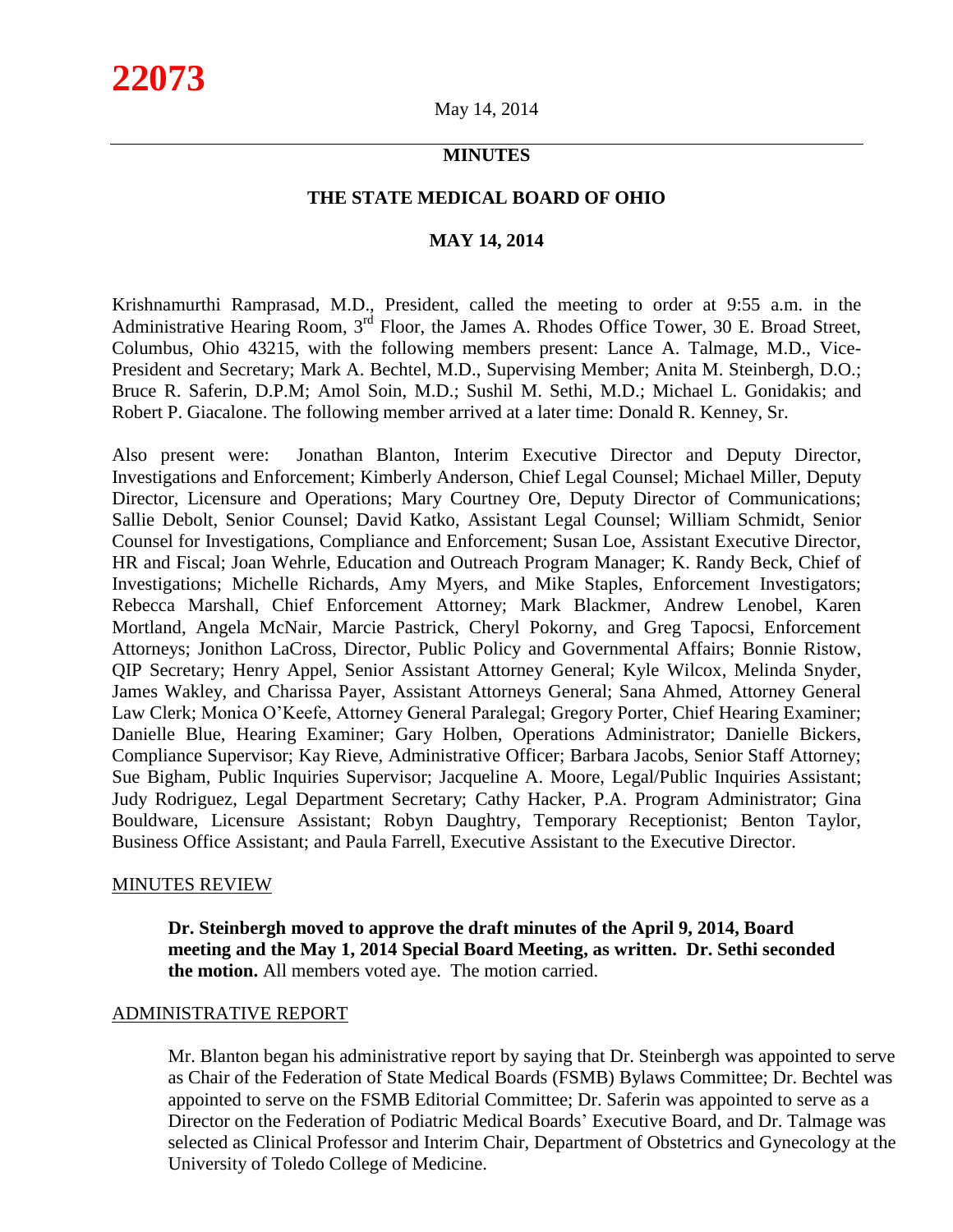May 14, 2014

## MINUTES

## THE STATE MEDICAL BOARD OF OHIO

## MAY 14, 2014

Krishnamurthi Ramprasad, M.D., President, called the meeting to order at 9:55 a.m. in the Administrative Hearing Room, 3rd Floor, the James A. Rhodes Office Tower, 30 E. Broad Street, Columbus, Ohio 43215, with the following members present: Lance A. Talmage, M.D., Vice-President and Secretary; Mark A. Bechtel, M.D., Supervising Member; Anita M. Steinbergh, D.O.; Bruce R. Saferin, D.P.M; Amol Soin, M.D.; Sushil M. Sethi, M.D.; Michael L. Gonidakis; and Robert P. Giacalone. The following member arrived at a later time: Donald R. Kenney, Sr.

Also present were: Jonathan Blanton, Interim Executive Director and Deputy Director, Investigations and Enforcement; Kimberly Anderson, Chief Legal Counsel; Michael Miller, Deputy Director, Licensure and Operations; Mary Courtney Ore, Deputy Director of Communications; Sallie Debolt, Senior Counsel; David Katko, Assistant Legal Counsel; William Schmidt, Senior Counsel for Investigations, Compliance and Enforcement; Susan Loe, Assistant Executive Director, HR and Fiscal; Joan Wehrle, Education and Outreach Program Manager; K. Randy Beck, Chief of Investigations; Michelle Richards, Amy Myers, and Mike Staples, Enforcement Investigators; Rebecca Marshall, Chief Enforcement Attorney; Mark Blackmer, Andrew Lenobel, Karen Mortland, Angela McNair, Marcie Pastrick, Cheryl Pokorny, and Greg Tapocsi, Enforcement Attorneys; Jonithon LaCross, Director, Public Policy and Governmental Affairs; Bonnie Ristow, QIP Secretary; Henry Appel, Senior Assistant Attorney General; Kyle Wilcox, Melinda Snyder, James Wakley, and Charissa Payer, Assistant Attorneys General; Sana Ahmed, Attorney General Law Clerk; Monica O'Keefe, Attorney General Paralegal; Gregory Porter, Chief Hearing Examiner; Danielle Blue, Hearing Examiner; Gary Holben, Operations Administrator; Danielle Bickers, Compliance Supervisor; Kay Rieve, Administrative Officer; Barbara Jacobs, Senior Staff Attorney; Sue Bigham, Public Inquiries Supervisor; Jacqueline A. Moore, Legal/Public Inquiries Assistant; Judy Rodriguez, Legal Department Secretary; Cathy Hacker, P.A. Program Administrator; Gina Bouldware, Licensure Assistant; Robyn Daughtry, Temporary Receptionist; Benton Taylor, Business Office Assistant; and Paula Farrell, Executive Assistant to the Executive Director.

### MINUTES REVIEW

**Dr. Steinbergh moved to approve the draft minutes of the April 9, 2014, Board meeting and the May 1, 2014 Special Board Meeting, as written. Dr. Sethi seconded the motion.** All members voted aye. The motion carried.

### ADMINISTRATIVE REPORT

Mr. Blanton began his administrative report by saying that Dr. Steinbergh was appointed to serve as Chair of the Federation of State Medical Boards (FSMB) Bylaws Committee; Dr. Bechtel was appointed to serve on the FSMB Editorial Committee; Dr. Saferin was appointed to serve as a Director on the Federation of Podiatric Medical Boards' Executive Board, and Dr. Talmage was selected as Clinical Professor and Interim Chair, Department of Obstetrics and Gynecology at the University of Toledo College of Medicine.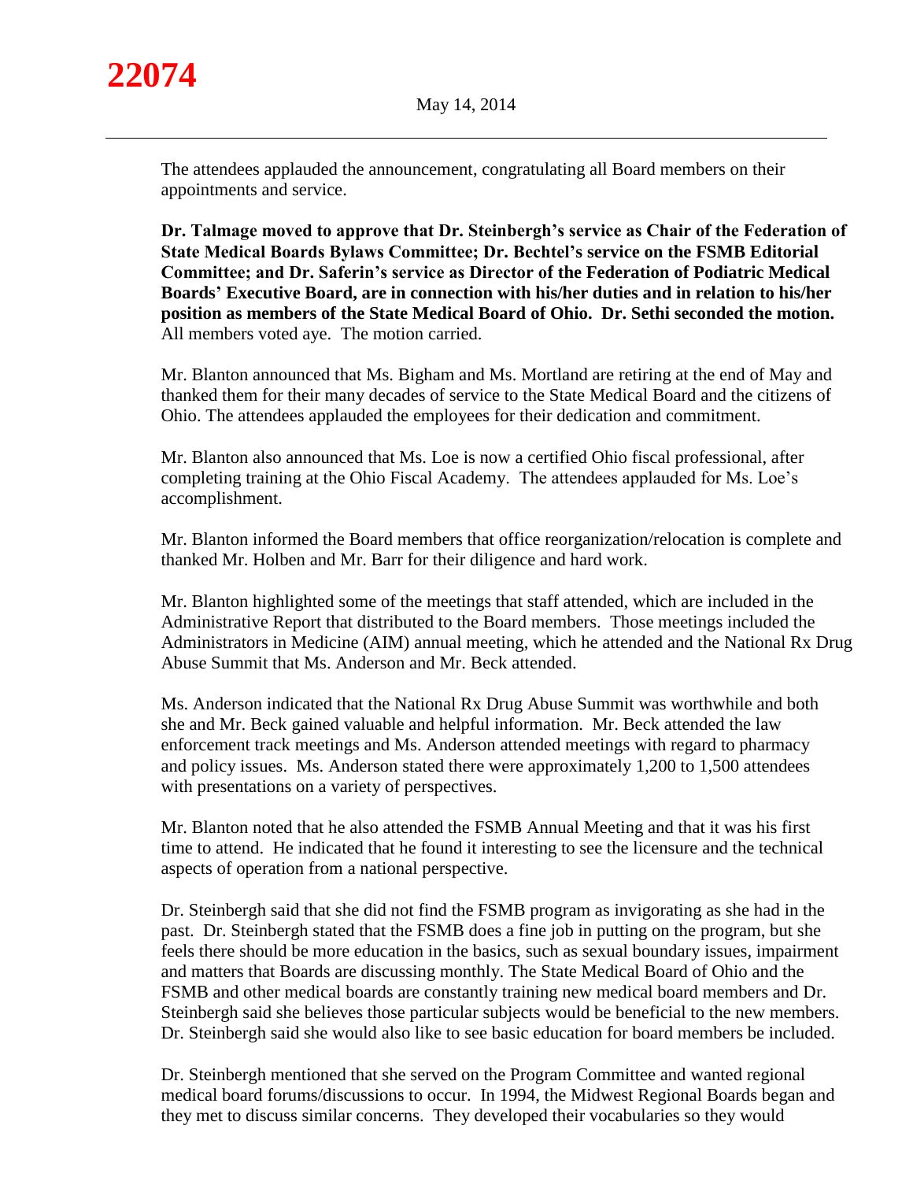The attendees applauded the announcement, congratulating all Board members on their appointments and service.

**Dr. Talmage moved to approve that Dr. Steinbergh's service as Chair of the Federation of State Medical Boards Bylaws Committee; Dr. Bechtel's service on the FSMB Editorial Committee; and Dr. Saferin's service as Director of the Federation of Podiatric Medical Boards' Executive Board, are in connection with his/her duties and in relation to his/her position as members of the State Medical Board of Ohio. Dr. Sethi seconded the motion.** All members voted aye. The motion carried.

Mr. Blanton announced that Ms. Bigham and Ms. Mortland are retiring at the end of May and thanked them for their many decades of service to the State Medical Board and the citizens of Ohio. The attendees applauded the employees for their dedication and commitment.

Mr. Blanton also announced that Ms. Loe is now a certified Ohio fiscal professional, after completing training at the Ohio Fiscal Academy. The attendees applauded for Ms. Loe's accomplishment.

Mr. Blanton informed the Board members that office reorganization/relocation is complete and thanked Mr. Holben and Mr. Barr for their diligence and hard work.

Mr. Blanton highlighted some of the meetings that staff attended, which are included in the Administrative Report that distributed to the Board members. Those meetings included the Administrators in Medicine (AIM) annual meeting, which he attended and the National Rx Drug Abuse Summit that Ms. Anderson and Mr. Beck attended.

Ms. Anderson indicated that the National Rx Drug Abuse Summit was worthwhile and both she and Mr. Beck gained valuable and helpful information. Mr. Beck attended the law enforcement track meetings and Ms. Anderson attended meetings with regard to pharmacy and policy issues. Ms. Anderson stated there were approximately 1,200 to 1,500 attendees with presentations on a variety of perspectives.

Mr. Blanton noted that he also attended the FSMB Annual Meeting and that it was his first time to attend. He indicated that he found it interesting to see the licensure and the technical aspects of operation from a national perspective.

Dr. Steinbergh said that she did not find the FSMB program as invigorating as she had in the past. Dr. Steinbergh stated that the FSMB does a fine job in putting on the program, but she feels there should be more education in the basics, such as sexual boundary issues, impairment and matters that Boards are discussing monthly. The State Medical Board of Ohio and the FSMB and other medical boards are constantly training new medical board members and Dr. Steinbergh said she believes those particular subjects would be beneficial to the new members. Dr. Steinbergh said she would also like to see basic education for board members be included.

Dr. Steinbergh mentioned that she served on the Program Committee and wanted regional medical board forums/discussions to occur. In 1994, the Midwest Regional Boards began and they met to discuss similar concerns. They developed their vocabularies so they would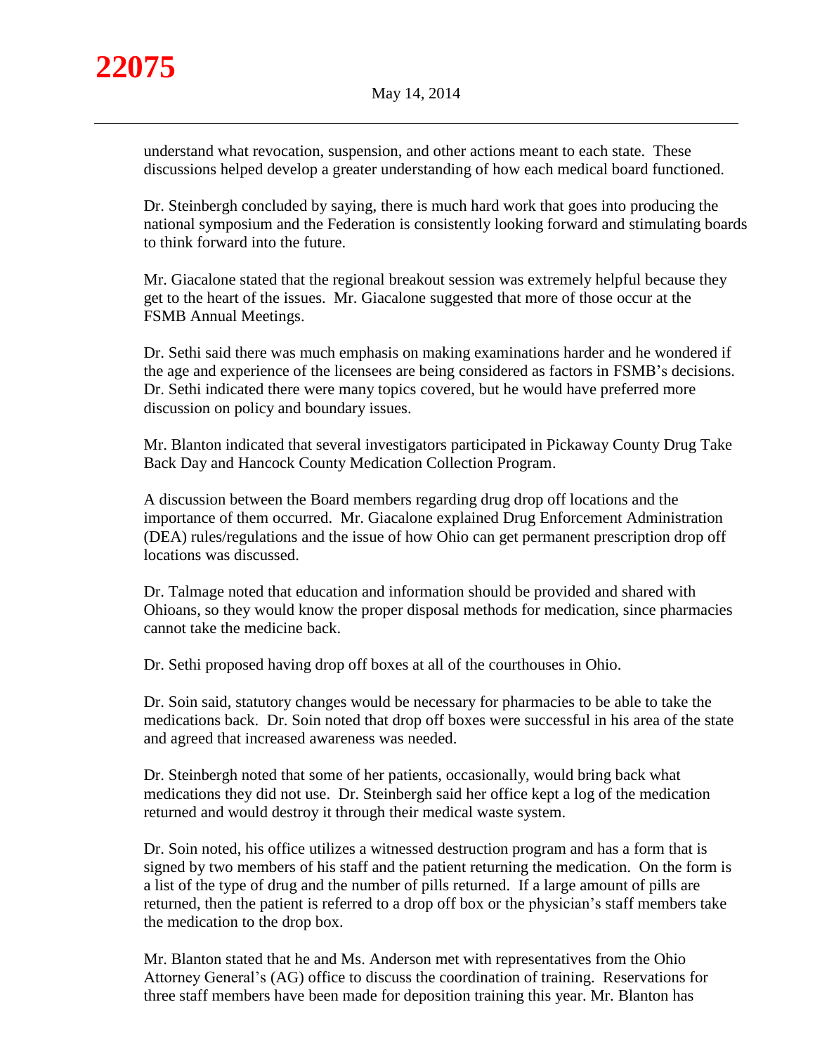understand what revocation, suspension, and other actions meant to each state. These discussions helped develop a greater understanding of how each medical board functioned.

Dr. Steinbergh concluded by saying, there is much hard work that goes into producing the national symposium and the Federation is consistently looking forward and stimulating boards to think forward into the future.

Mr. Giacalone stated that the regional breakout session was extremely helpful because they get to the heart of the issues. Mr. Giacalone suggested that more of those occur at the FSMB Annual Meetings.

Dr. Sethi said there was much emphasis on making examinations harder and he wondered if the age and experience of the licensees are being considered as factors in FSMB's decisions. Dr. Sethi indicated there were many topics covered, but he would have preferred more discussion on policy and boundary issues.

Mr. Blanton indicated that several investigators participated in Pickaway County Drug Take Back Day and Hancock County Medication Collection Program.

A discussion between the Board members regarding drug drop off locations and the importance of them occurred. Mr. Giacalone explained Drug Enforcement Administration (DEA) rules/regulations and the issue of how Ohio can get permanent prescription drop off locations was discussed.

Dr. Talmage noted that education and information should be provided and shared with Ohioans, so they would know the proper disposal methods for medication, since pharmacies cannot take the medicine back.

Dr. Sethi proposed having drop off boxes at all of the courthouses in Ohio.

Dr. Soin said, statutory changes would be necessary for pharmacies to be able to take the medications back. Dr. Soin noted that drop off boxes were successful in his area of the state and agreed that increased awareness was needed.

Dr. Steinbergh noted that some of her patients, occasionally, would bring back what medications they did not use. Dr. Steinbergh said her office kept a log of the medication returned and would destroy it through their medical waste system.

Dr. Soin noted, his office utilizes a witnessed destruction program and has a form that is signed by two members of his staff and the patient returning the medication. On the form is a list of the type of drug and the number of pills returned. If a large amount of pills are returned, then the patient is referred to a drop off box or the physician's staff members take the medication to the drop box.

Mr. Blanton stated that he and Ms. Anderson met with representatives from the Ohio Attorney General's (AG) office to discuss the coordination of training. Reservations for three staff members have been made for deposition training this year. Mr. Blanton has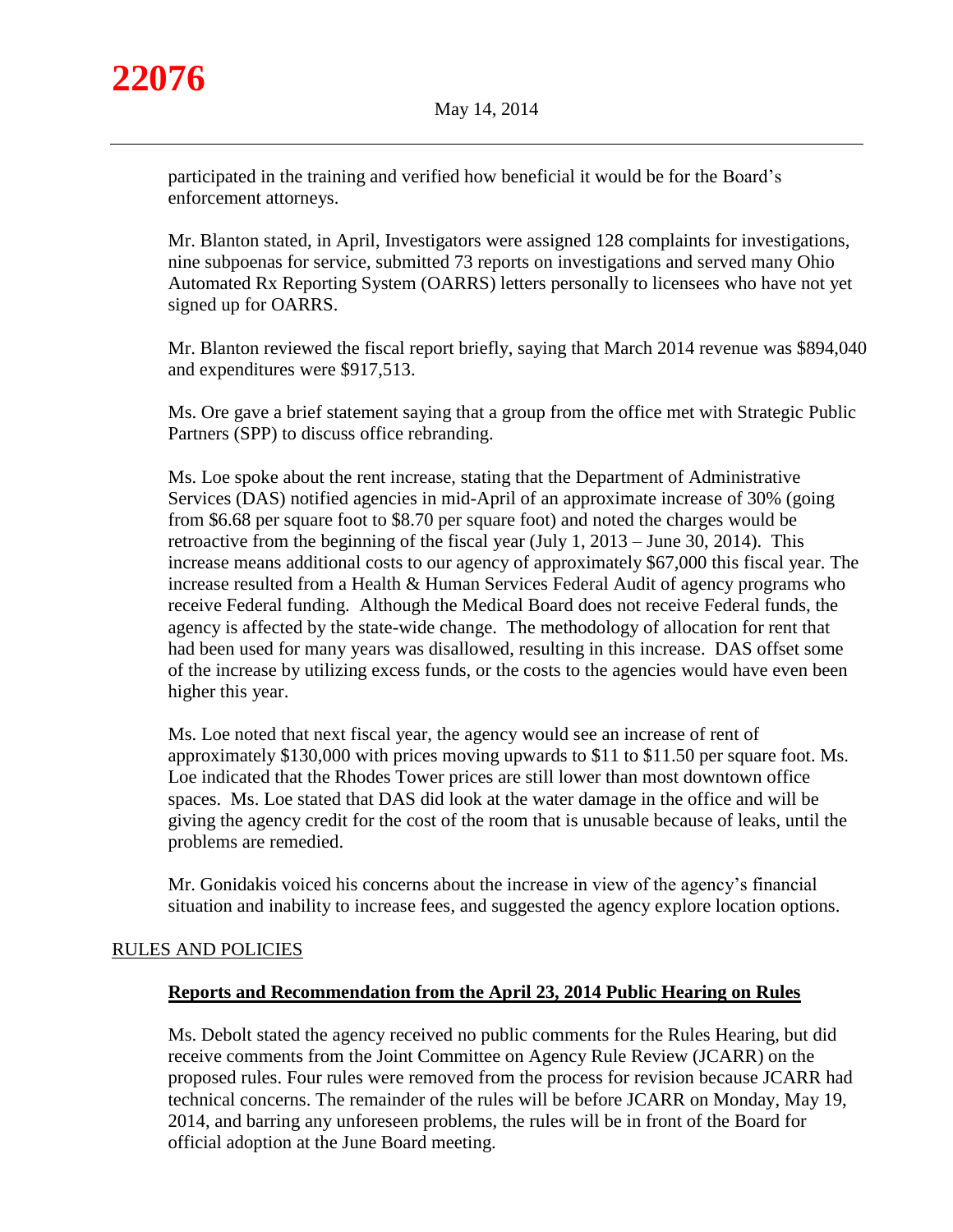participated in the training and verified how beneficial it would be for the Board's enforcement attorneys.

Mr. Blanton stated, in April, Investigators were assigned 128 complaints for investigations, nine subpoenas for service, submitted 73 reports on investigations and served many Ohio Automated Rx Reporting System (OARRS) letters personally to licensees who have not yet signed up for OARRS.

Mr. Blanton reviewed the fiscal report briefly, saying that March 2014 revenue was $894,040 and expenditures were $917,513.

Ms. Ore gave a brief statement saying that a group from the office met with Strategic Public Partners (SPP) to discuss office rebranding.

Ms. Loe spoke about the rent increase, stating that the Department of Administrative Services (DAS) notified agencies in mid-April of an approximate increase of 30% (going from $6.68 per square foot to $8.70 per square foot) and noted the charges would be retroactive from the beginning of the fiscal year (July 1, 2013 – June 30, 2014). This increase means additional costs to our agency of approximately $67,000 this fiscal year. The increase resulted from a Health & Human Services Federal Audit of agency programs who receive Federal funding. Although the Medical Board does not receive Federal funds, the agency is affected by the state-wide change. The methodology of allocation for rent that had been used for many years was disallowed, resulting in this increase. DAS offset some of the increase by utilizing excess funds, or the costs to the agencies would have even been higher this year.

Ms. Loe noted that next fiscal year, the agency would see an increase of rent of approximately $130,000 with prices moving upwards to $11 to $11.50 per square foot. Ms. Loe indicated that the Rhodes Tower prices are still lower than most downtown office spaces. Ms. Loe stated that DAS did look at the water damage in the office and will be giving the agency credit for the cost of the room that is unusable because of leaks, until the problems are remedied.

Mr. Gonidakis voiced his concerns about the increase in view of the agency's financial situation and inability to increase fees, and suggested the agency explore location options.

## RULES AND POLICIES

### Reports and Recommendation from the April 23, 2014 Public Hearing on Rules

Ms. Debolt stated the agency received no public comments for the Rules Hearing, but did receive comments from the Joint Committee on Agency Rule Review (JCARR) on the proposed rules. Four rules were removed from the process for revision because JCARR had technical concerns. The remainder of the rules will be before JCARR on Monday, May 19, 2014, and barring any unforeseen problems, the rules will be in front of the Board for official adoption at the June Board meeting.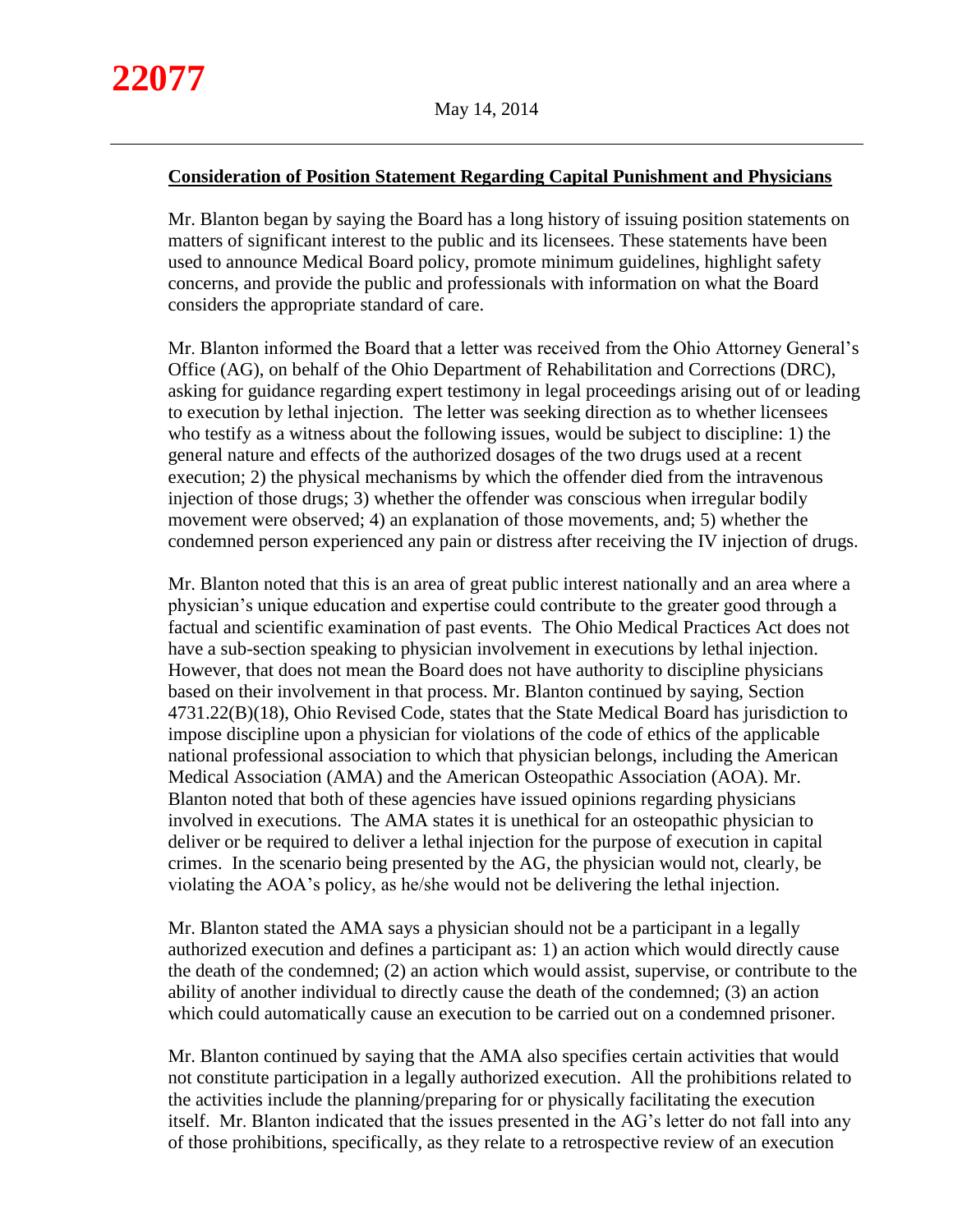## Consideration of Position Statement Regarding Capital Punishment and Physicians

Mr. Blanton began by saying the Board has a long history of issuing position statements on matters of significant interest to the public and its licensees. These statements have been used to announce Medical Board policy, promote minimum guidelines, highlight safety concerns, and provide the public and professionals with information on what the Board considers the appropriate standard of care.

Mr. Blanton informed the Board that a letter was received from the Ohio Attorney General's Office (AG), on behalf of the Ohio Department of Rehabilitation and Corrections (DRC), asking for guidance regarding expert testimony in legal proceedings arising out of or leading to execution by lethal injection. The letter was seeking direction as to whether licensees who testify as a witness about the following issues, would be subject to discipline: 1) the general nature and effects of the authorized dosages of the two drugs used at a recent execution; 2) the physical mechanisms by which the offender died from the intravenous injection of those drugs; 3) whether the offender was conscious when irregular bodily movement were observed; 4) an explanation of those movements, and; 5) whether the condemned person experienced any pain or distress after receiving the IV injection of drugs.

Mr. Blanton noted that this is an area of great public interest nationally and an area where a physician's unique education and expertise could contribute to the greater good through a factual and scientific examination of past events. The Ohio Medical Practices Act does not have a sub-section speaking to physician involvement in executions by lethal injection. However, that does not mean the Board does not have authority to discipline physicians based on their involvement in that process. Mr. Blanton continued by saying, Section 4731.22(B)(18), Ohio Revised Code, states that the State Medical Board has jurisdiction to impose discipline upon a physician for violations of the code of ethics of the applicable national professional association to which that physician belongs, including the American Medical Association (AMA) and the American Osteopathic Association (AOA). Mr. Blanton noted that both of these agencies have issued opinions regarding physicians involved in executions. The AMA states it is unethical for an osteopathic physician to deliver or be required to deliver a lethal injection for the purpose of execution in capital crimes. In the scenario being presented by the AG, the physician would not, clearly, be violating the AOA's policy, as he/she would not be delivering the lethal injection.

Mr. Blanton stated the AMA says a physician should not be a participant in a legally authorized execution and defines a participant as: 1) an action which would directly cause the death of the condemned; (2) an action which would assist, supervise, or contribute to the ability of another individual to directly cause the death of the condemned; (3) an action which could automatically cause an execution to be carried out on a condemned prisoner.

Mr. Blanton continued by saying that the AMA also specifies certain activities that would not constitute participation in a legally authorized execution. All the prohibitions related to the activities include the planning/preparing for or physically facilitating the execution itself. Mr. Blanton indicated that the issues presented in the AG's letter do not fall into any of those prohibitions, specifically, as they relate to a retrospective review of an execution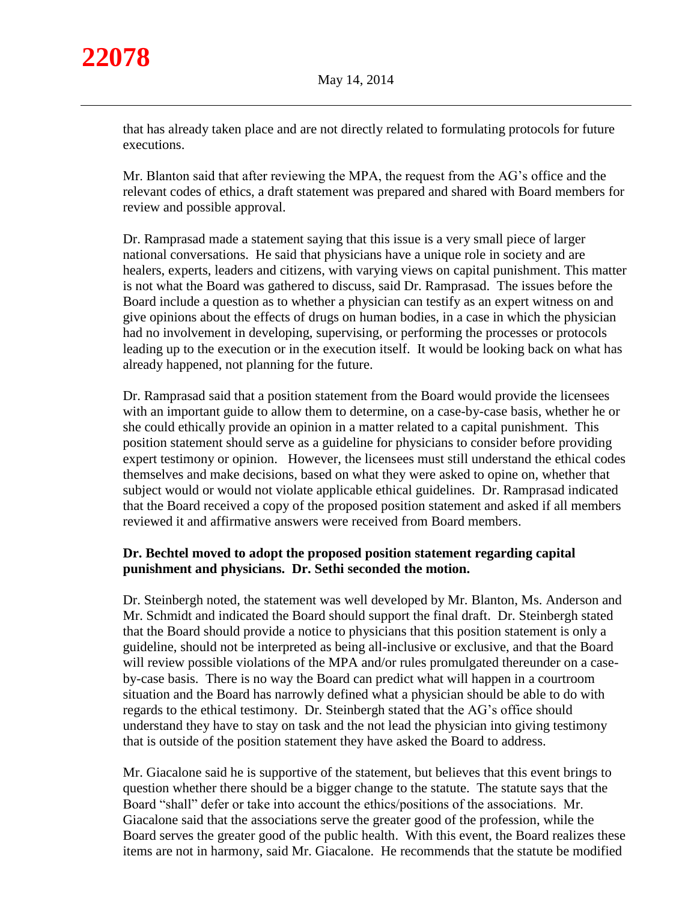that has already taken place and are not directly related to formulating protocols for future executions.

Mr. Blanton said that after reviewing the MPA, the request from the AG's office and the relevant codes of ethics, a draft statement was prepared and shared with Board members for review and possible approval.

Dr. Ramprasad made a statement saying that this issue is a very small piece of larger national conversations. He said that physicians have a unique role in society and are healers, experts, leaders and citizens, with varying views on capital punishment. This matter is not what the Board was gathered to discuss, said Dr. Ramprasad. The issues before the Board include a question as to whether a physician can testify as an expert witness on and give opinions about the effects of drugs on human bodies, in a case in which the physician had no involvement in developing, supervising, or performing the processes or protocols leading up to the execution or in the execution itself. It would be looking back on what has already happened, not planning for the future.

Dr. Ramprasad said that a position statement from the Board would provide the licensees with an important guide to allow them to determine, on a case-by-case basis, whether he or she could ethically provide an opinion in a matter related to a capital punishment. This position statement should serve as a guideline for physicians to consider before providing expert testimony or opinion. However, the licensees must still understand the ethical codes themselves and make decisions, based on what they were asked to opine on, whether that subject would or would not violate applicable ethical guidelines. Dr. Ramprasad indicated that the Board received a copy of the proposed position statement and asked if all members reviewed it and affirmative answers were received from Board members.

**Dr. Bechtel moved to adopt the proposed position statement regarding capital punishment and physicians. Dr. Sethi seconded the motion.**

Dr. Steinbergh noted, the statement was well developed by Mr. Blanton, Ms. Anderson and Mr. Schmidt and indicated the Board should support the final draft. Dr. Steinbergh stated that the Board should provide a notice to physicians that this position statement is only a guideline, should not be interpreted as being all-inclusive or exclusive, and that the Board will review possible violations of the MPA and/or rules promulgated thereunder on a case-by-case basis. There is no way the Board can predict what will happen in a courtroom situation and the Board has narrowly defined what a physician should be able to do with regards to the ethical testimony. Dr. Steinbergh stated that the AG's office should understand they have to stay on task and the not lead the physician into giving testimony that is outside of the position statement they have asked the Board to address.

Mr. Giacalone said he is supportive of the statement, but believes that this event brings to question whether there should be a bigger change to the statute. The statute says that the Board "shall" defer or take into account the ethics/positions of the associations. Mr. Giacalone said that the associations serve the greater good of the profession, while the Board serves the greater good of the public health. With this event, the Board realizes these items are not in harmony, said Mr. Giacalone. He recommends that the statute be modified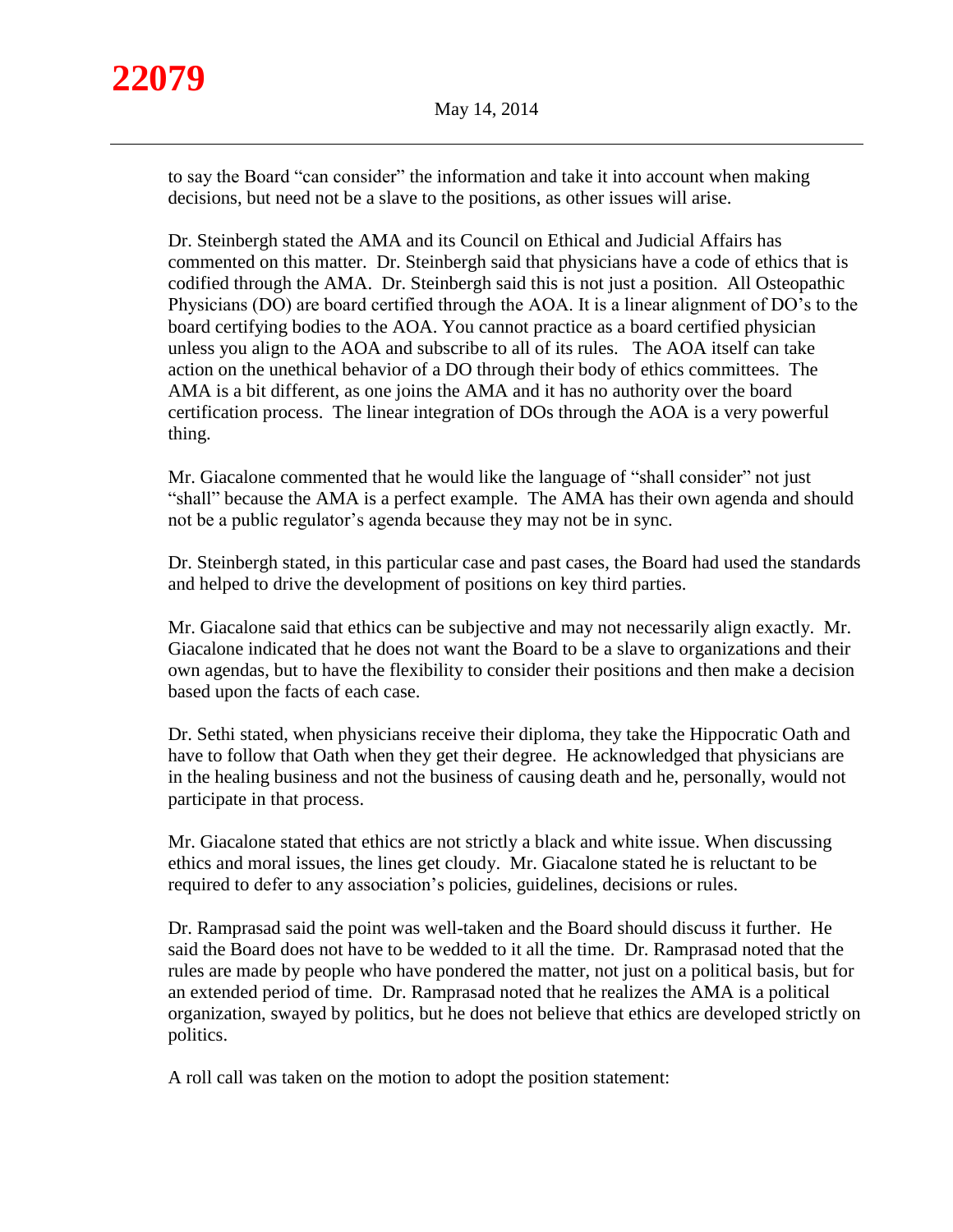to say the Board "can consider" the information and take it into account when making decisions, but need not be a slave to the positions, as other issues will arise.

Dr. Steinbergh stated the AMA and its Council on Ethical and Judicial Affairs has commented on this matter. Dr. Steinbergh said that physicians have a code of ethics that is codified through the AMA. Dr. Steinbergh said this is not just a position. All Osteopathic Physicians (DO) are board certified through the AOA. It is a linear alignment of DO's to the board certifying bodies to the AOA. You cannot practice as a board certified physician unless you align to the AOA and subscribe to all of its rules. The AOA itself can take action on the unethical behavior of a DO through their body of ethics committees. The AMA is a bit different, as one joins the AMA and it has no authority over the board certification process. The linear integration of DOs through the AOA is a very powerful thing.

Mr. Giacalone commented that he would like the language of "shall consider" not just "shall" because the AMA is a perfect example. The AMA has their own agenda and should not be a public regulator's agenda because they may not be in sync.

Dr. Steinbergh stated, in this particular case and past cases, the Board had used the standards and helped to drive the development of positions on key third parties.

Mr. Giacalone said that ethics can be subjective and may not necessarily align exactly. Mr. Giacalone indicated that he does not want the Board to be a slave to organizations and their own agendas, but to have the flexibility to consider their positions and then make a decision based upon the facts of each case.

Dr. Sethi stated, when physicians receive their diploma, they take the Hippocratic Oath and have to follow that Oath when they get their degree. He acknowledged that physicians are in the healing business and not the business of causing death and he, personally, would not participate in that process.

Mr. Giacalone stated that ethics are not strictly a black and white issue. When discussing ethics and moral issues, the lines get cloudy. Mr. Giacalone stated he is reluctant to be required to defer to any association's policies, guidelines, decisions or rules.

Dr. Ramprasad said the point was well-taken and the Board should discuss it further. He said the Board does not have to be wedded to it all the time. Dr. Ramprasad noted that the rules are made by people who have pondered the matter, not just on a political basis, but for an extended period of time. Dr. Ramprasad noted that he realizes the AMA is a political organization, swayed by politics, but he does not believe that ethics are developed strictly on politics.

A roll call was taken on the motion to adopt the position statement: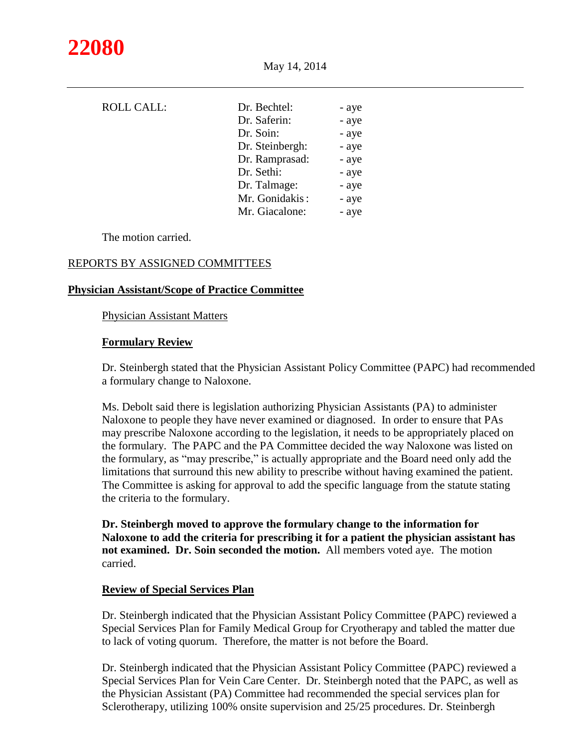ROLL CALL:

| | |
|---|---|
| Dr. Bechtel: | - aye |
| Dr. Saferin: | - aye |
| Dr. Soin: | - aye |
| Dr. Steinbergh: | - aye |
| Dr. Ramprasad: | - aye |
| Dr. Sethi: | - aye |
| Dr. Talmage: | - aye |
| Mr. Gonidakis : | - aye |
| Mr. Giacalone: | - aye |

The motion carried.

REPORTS BY ASSIGNED COMMITTEES

**Physician Assistant/Scope of Practice Committee**

Physician Assistant Matters

**Formulary Review**

Dr. Steinbergh stated that the Physician Assistant Policy Committee (PAPC) had recommended a formulary change to Naloxone.

Ms. Debolt said there is legislation authorizing Physician Assistants (PA) to administer Naloxone to people they have never examined or diagnosed. In order to ensure that PAs may prescribe Naloxone according to the legislation, it needs to be appropriately placed on the formulary. The PAPC and the PA Committee decided the way Naloxone was listed on the formulary, as "may prescribe," is actually appropriate and the Board need only add the limitations that surround this new ability to prescribe without having examined the patient. The Committee is asking for approval to add the specific language from the statute stating the criteria to the formulary.

**Dr. Steinbergh moved to approve the formulary change to the information for Naloxone to add the criteria for prescribing it for a patient the physician assistant has not examined. Dr. Soin seconded the motion.** All members voted aye. The motion carried.

**Review of Special Services Plan**

Dr. Steinbergh indicated that the Physician Assistant Policy Committee (PAPC) reviewed a Special Services Plan for Family Medical Group for Cryotherapy and tabled the matter due to lack of voting quorum. Therefore, the matter is not before the Board.

Dr. Steinbergh indicated that the Physician Assistant Policy Committee (PAPC) reviewed a Special Services Plan for Vein Care Center. Dr. Steinbergh noted that the PAPC, as well as the Physician Assistant (PA) Committee had recommended the special services plan for Sclerotherapy, utilizing 100% onsite supervision and 25/25 procedures. Dr. Steinbergh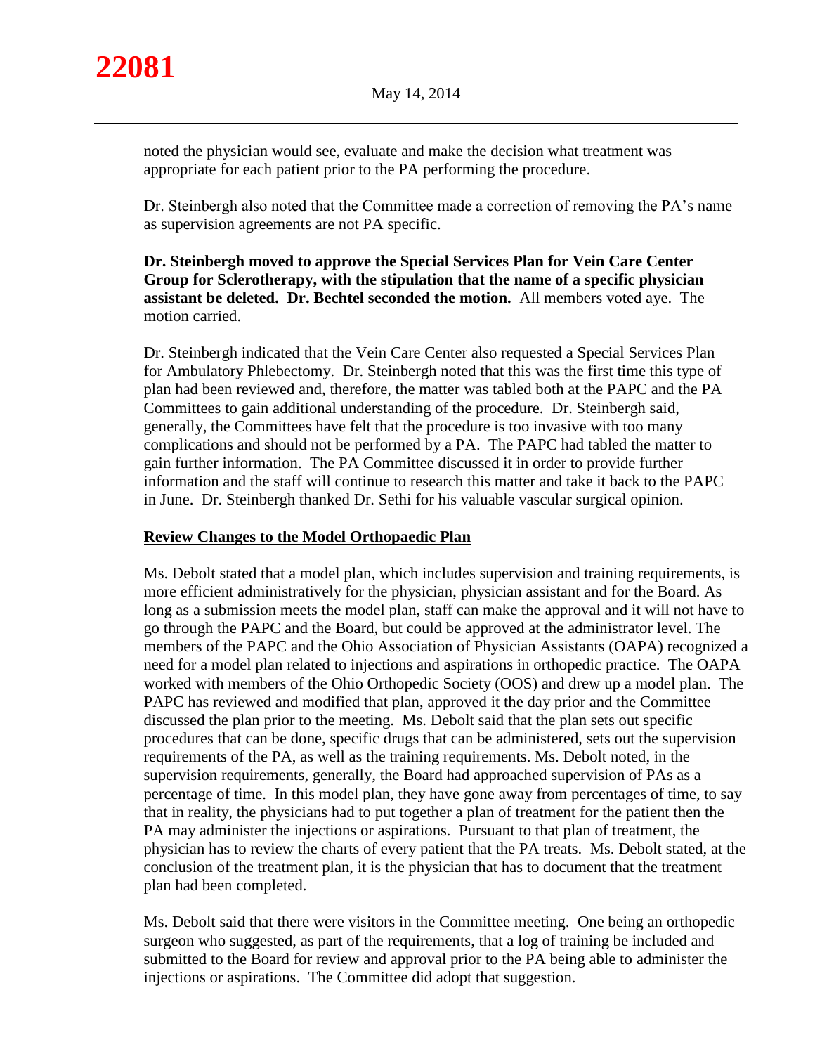noted the physician would see, evaluate and make the decision what treatment was appropriate for each patient prior to the PA performing the procedure.

Dr. Steinbergh also noted that the Committee made a correction of removing the PA's name as supervision agreements are not PA specific.

**Dr. Steinbergh moved to approve the Special Services Plan for Vein Care Center Group for Sclerotherapy, with the stipulation that the name of a specific physician assistant be deleted. Dr. Bechtel seconded the motion.** All members voted aye. The motion carried.

Dr. Steinbergh indicated that the Vein Care Center also requested a Special Services Plan for Ambulatory Phlebectomy. Dr. Steinbergh noted that this was the first time this type of plan had been reviewed and, therefore, the matter was tabled both at the PAPC and the PA Committees to gain additional understanding of the procedure. Dr. Steinbergh said, generally, the Committees have felt that the procedure is too invasive with too many complications and should not be performed by a PA. The PAPC had tabled the matter to gain further information. The PA Committee discussed it in order to provide further information and the staff will continue to research this matter and take it back to the PAPC in June. Dr. Steinbergh thanked Dr. Sethi for his valuable vascular surgical opinion.

**Review Changes to the Model Orthopaedic Plan**

Ms. Debolt stated that a model plan, which includes supervision and training requirements, is more efficient administratively for the physician, physician assistant and for the Board. As long as a submission meets the model plan, staff can make the approval and it will not have to go through the PAPC and the Board, but could be approved at the administrator level. The members of the PAPC and the Ohio Association of Physician Assistants (OAPA) recognized a need for a model plan related to injections and aspirations in orthopedic practice. The OAPA worked with members of the Ohio Orthopedic Society (OOS) and drew up a model plan. The PAPC has reviewed and modified that plan, approved it the day prior and the Committee discussed the plan prior to the meeting. Ms. Debolt said that the plan sets out specific procedures that can be done, specific drugs that can be administered, sets out the supervision requirements of the PA, as well as the training requirements. Ms. Debolt noted, in the supervision requirements, generally, the Board had approached supervision of PAs as a percentage of time. In this model plan, they have gone away from percentages of time, to say that in reality, the physicians had to put together a plan of treatment for the patient then the PA may administer the injections or aspirations. Pursuant to that plan of treatment, the physician has to review the charts of every patient that the PA treats. Ms. Debolt stated, at the conclusion of the treatment plan, it is the physician that has to document that the treatment plan had been completed.

Ms. Debolt said that there were visitors in the Committee meeting. One being an orthopedic surgeon who suggested, as part of the requirements, that a log of training be included and submitted to the Board for review and approval prior to the PA being able to administer the injections or aspirations. The Committee did adopt that suggestion.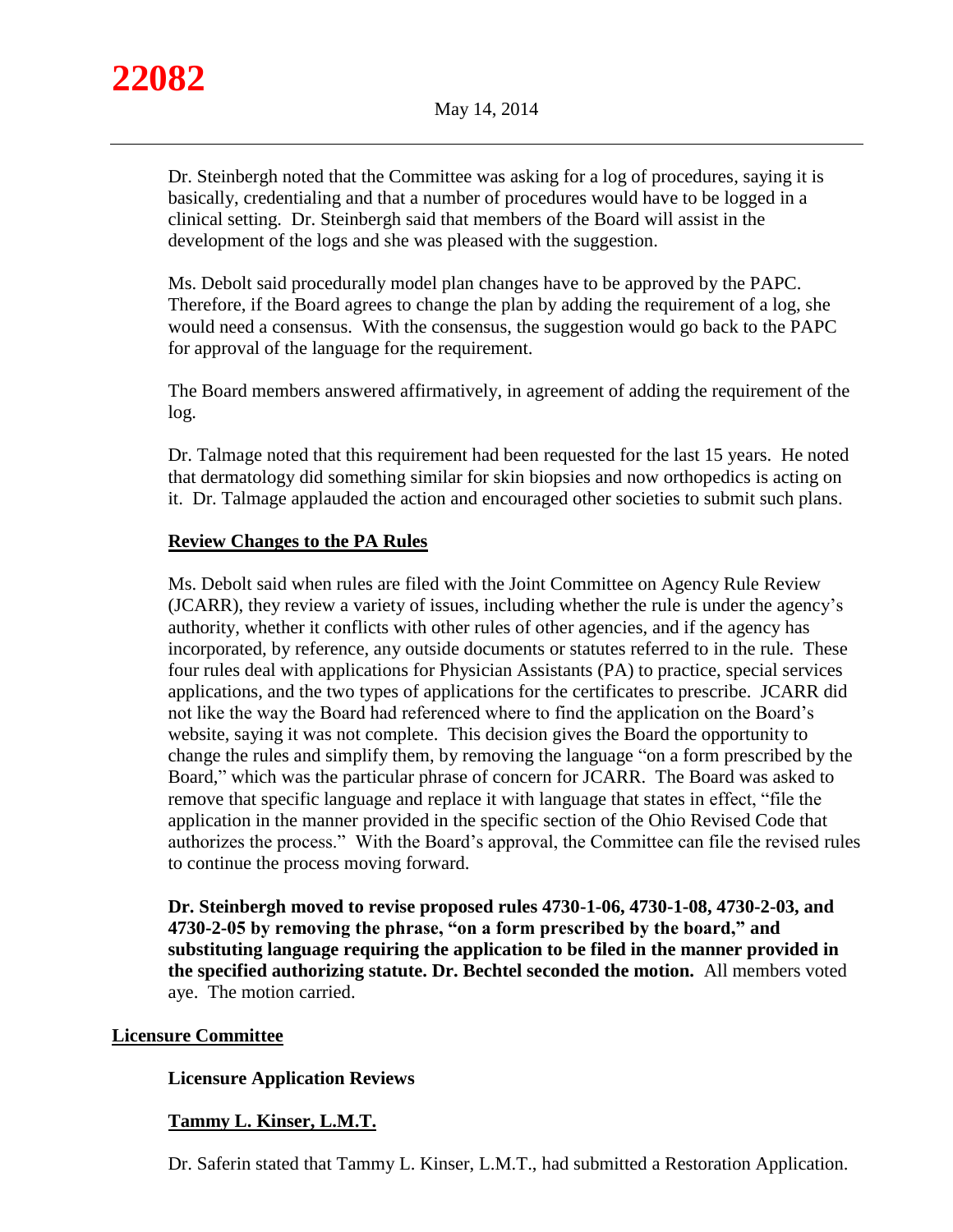Dr. Steinbergh noted that the Committee was asking for a log of procedures, saying it is basically, credentialing and that a number of procedures would have to be logged in a clinical setting. Dr. Steinbergh said that members of the Board will assist in the development of the logs and she was pleased with the suggestion.

Ms. Debolt said procedurally model plan changes have to be approved by the PAPC. Therefore, if the Board agrees to change the plan by adding the requirement of a log, she would need a consensus. With the consensus, the suggestion would go back to the PAPC for approval of the language for the requirement.

The Board members answered affirmatively, in agreement of adding the requirement of the log.

Dr. Talmage noted that this requirement had been requested for the last 15 years. He noted that dermatology did something similar for skin biopsies and now orthopedics is acting on it. Dr. Talmage applauded the action and encouraged other societies to submit such plans.

### Review Changes to the PA Rules

Ms. Debolt said when rules are filed with the Joint Committee on Agency Rule Review (JCARR), they review a variety of issues, including whether the rule is under the agency's authority, whether it conflicts with other rules of other agencies, and if the agency has incorporated, by reference, any outside documents or statutes referred to in the rule. These four rules deal with applications for Physician Assistants (PA) to practice, special services applications, and the two types of applications for the certificates to prescribe. JCARR did not like the way the Board had referenced where to find the application on the Board's website, saying it was not complete. This decision gives the Board the opportunity to change the rules and simplify them, by removing the language "on a form prescribed by the Board," which was the particular phrase of concern for JCARR. The Board was asked to remove that specific language and replace it with language that states in effect, "file the application in the manner provided in the specific section of the Ohio Revised Code that authorizes the process." With the Board's approval, the Committee can file the revised rules to continue the process moving forward.

**Dr. Steinbergh moved to revise proposed rules 4730-1-06, 4730-1-08, 4730-2-03, and 4730-2-05 by removing the phrase, "on a form prescribed by the board," and substituting language requiring the application to be filed in the manner provided in the specified authorizing statute. Dr. Bechtel seconded the motion.** All members voted aye. The motion carried.

## Licensure Committee

### Licensure Application Reviews

### Tammy L. Kinser, L.M.T.

Dr. Saferin stated that Tammy L. Kinser, L.M.T., had submitted a Restoration Application.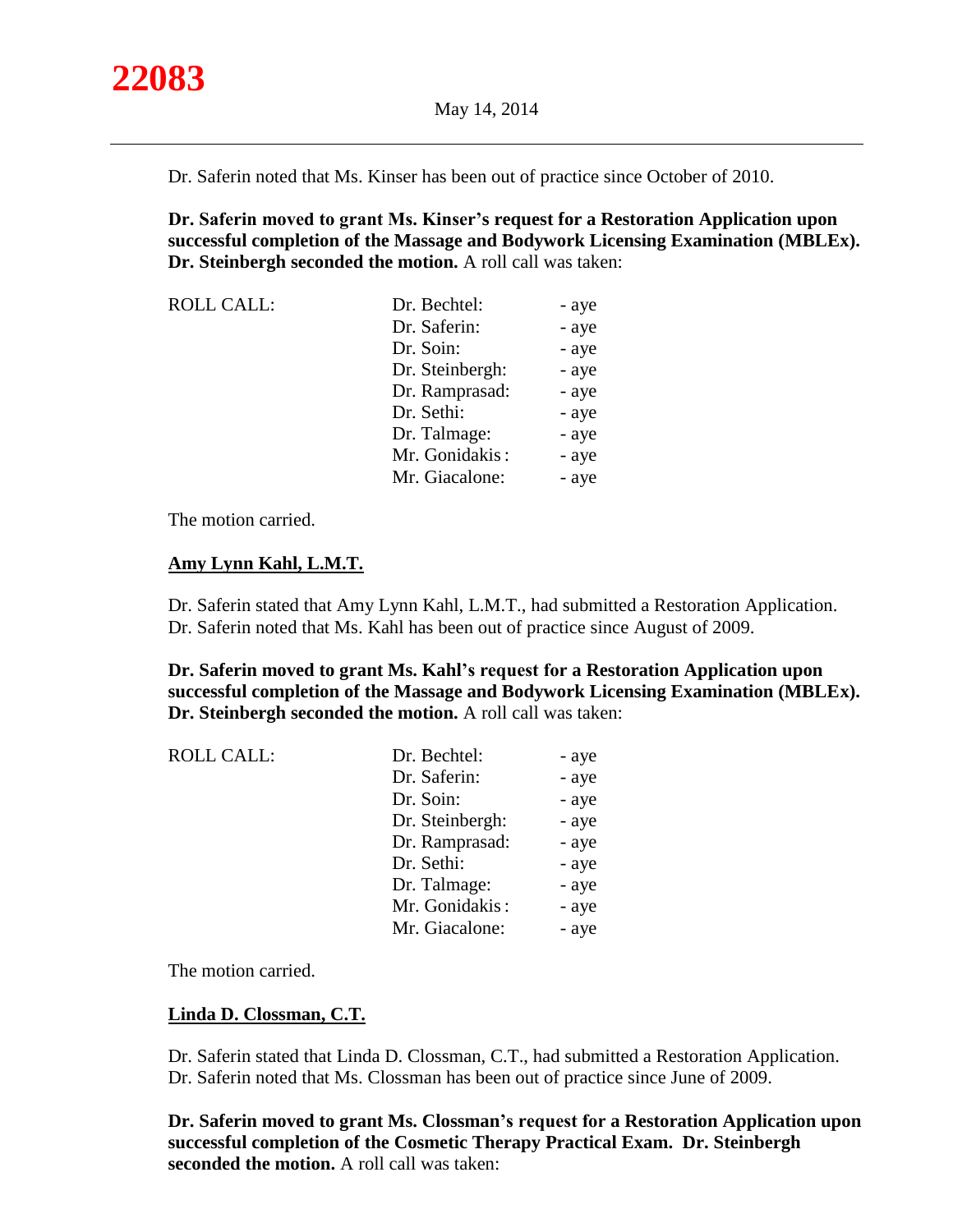Dr. Saferin noted that Ms. Kinser has been out of practice since October of 2010.

**Dr. Saferin moved to grant Ms. Kinser's request for a Restoration Application upon successful completion of the Massage and Bodywork Licensing Examination (MBLEx). Dr. Steinbergh seconded the motion.** A roll call was taken:

| ROLL CALL: | Dr. Bechtel: | - aye |
|---|---|---|
| | Dr. Saferin: | - aye |
| | Dr. Soin: | - aye |
| | Dr. Steinbergh: | - aye |
| | Dr. Ramprasad: | - aye |
| | Dr. Sethi: | - aye |
| | Dr. Talmage: | - aye |
| | Mr. Gonidakis: | - aye |
| | Mr. Giacalone: | - aye |

The motion carried.

**Amy Lynn Kahl, L.M.T.**

Dr. Saferin stated that Amy Lynn Kahl, L.M.T., had submitted a Restoration Application. Dr. Saferin noted that Ms. Kahl has been out of practice since August of 2009.

**Dr. Saferin moved to grant Ms. Kahl's request for a Restoration Application upon successful completion of the Massage and Bodywork Licensing Examination (MBLEx). Dr. Steinbergh seconded the motion.** A roll call was taken:

| ROLL CALL: | Dr. Bechtel: | - aye |
|---|---|---|
| | Dr. Saferin: | - aye |
| | Dr. Soin: | - aye |
| | Dr. Steinbergh: | - aye |
| | Dr. Ramprasad: | - aye |
| | Dr. Sethi: | - aye |
| | Dr. Talmage: | - aye |
| | Mr. Gonidakis: | - aye |
| | Mr. Giacalone: | - aye |

The motion carried.

**Linda D. Clossman, C.T.**

Dr. Saferin stated that Linda D. Clossman, C.T., had submitted a Restoration Application. Dr. Saferin noted that Ms. Clossman has been out of practice since June of 2009.

**Dr. Saferin moved to grant Ms. Clossman's request for a Restoration Application upon successful completion of the Cosmetic Therapy Practical Exam. Dr. Steinbergh seconded the motion.** A roll call was taken: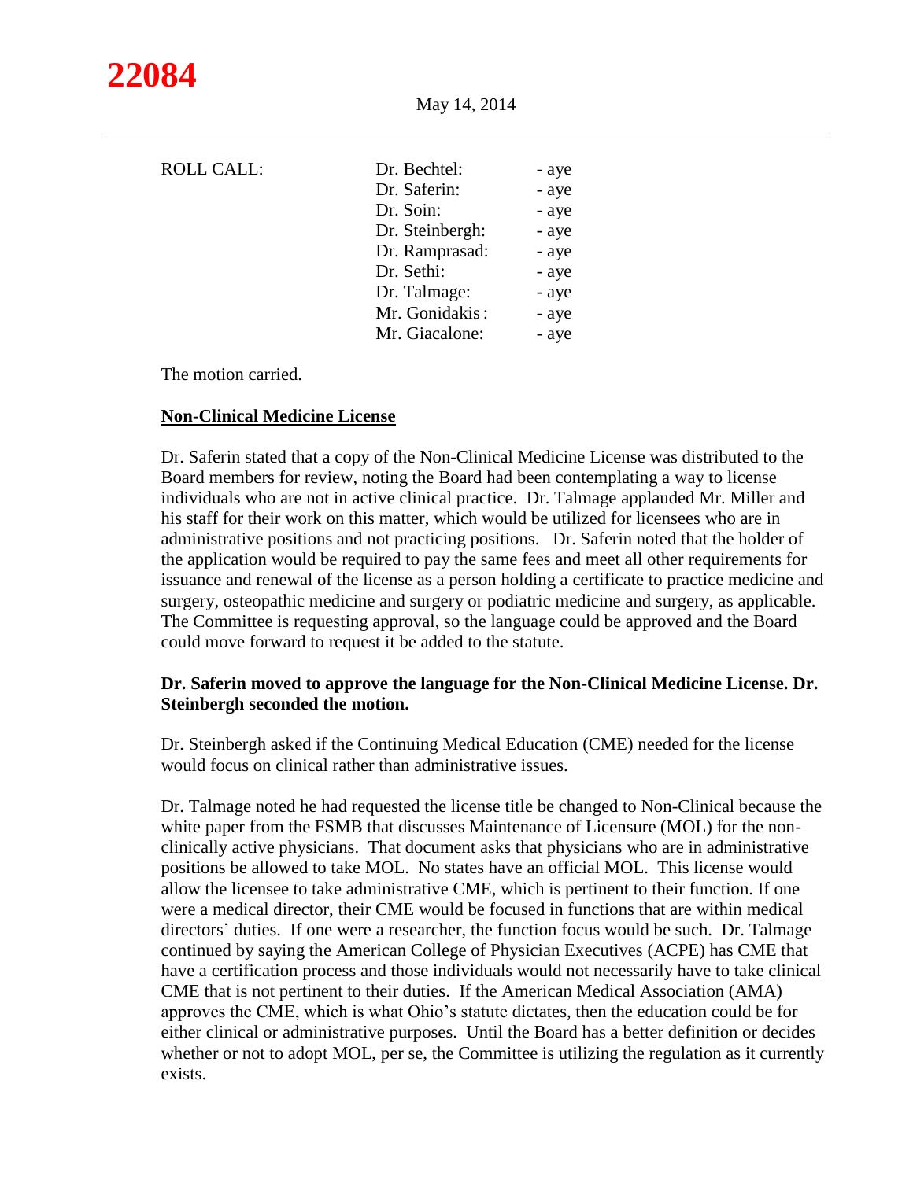ROLL CALL:

| | |
|---|---|
| Dr. Bechtel: | - aye |
| Dr. Saferin: | - aye |
| Dr. Soin: | - aye |
| Dr. Steinbergh: | - aye |
| Dr. Ramprasad: | - aye |
| Dr. Sethi: | - aye |
| Dr. Talmage: | - aye |
| Mr. Gonidakis : | - aye |
| Mr. Giacalone: | - aye |

The motion carried.

**Non-Clinical Medicine License**

Dr. Saferin stated that a copy of the Non-Clinical Medicine License was distributed to the Board members for review, noting the Board had been contemplating a way to license individuals who are not in active clinical practice. Dr. Talmage applauded Mr. Miller and his staff for their work on this matter, which would be utilized for licensees who are in administrative positions and not practicing positions. Dr. Saferin noted that the holder of the application would be required to pay the same fees and meet all other requirements for issuance and renewal of the license as a person holding a certificate to practice medicine and surgery, osteopathic medicine and surgery or podiatric medicine and surgery, as applicable. The Committee is requesting approval, so the language could be approved and the Board could move forward to request it be added to the statute.

**Dr. Saferin moved to approve the language for the Non-Clinical Medicine License. Dr. Steinbergh seconded the motion.**

Dr. Steinbergh asked if the Continuing Medical Education (CME) needed for the license would focus on clinical rather than administrative issues.

Dr. Talmage noted he had requested the license title be changed to Non-Clinical because the white paper from the FSMB that discusses Maintenance of Licensure (MOL) for the non-clinically active physicians. That document asks that physicians who are in administrative positions be allowed to take MOL. No states have an official MOL. This license would allow the licensee to take administrative CME, which is pertinent to their function. If one were a medical director, their CME would be focused in functions that are within medical directors' duties. If one were a researcher, the function focus would be such. Dr. Talmage continued by saying the American College of Physician Executives (ACPE) has CME that have a certification process and those individuals would not necessarily have to take clinical CME that is not pertinent to their duties. If the American Medical Association (AMA) approves the CME, which is what Ohio's statute dictates, then the education could be for either clinical or administrative purposes. Until the Board has a better definition or decides whether or not to adopt MOL, per se, the Committee is utilizing the regulation as it currently exists.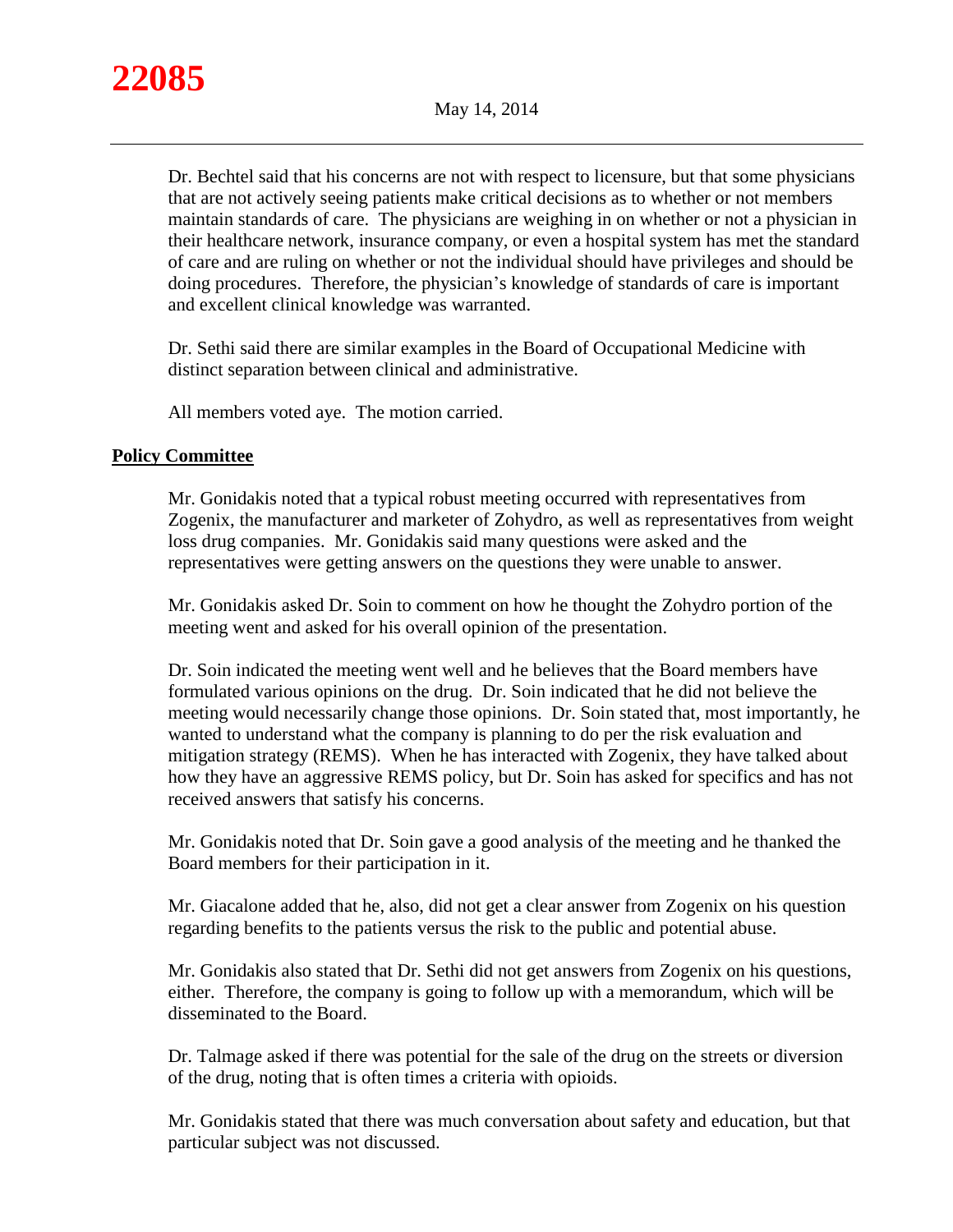Dr. Bechtel said that his concerns are not with respect to licensure, but that some physicians that are not actively seeing patients make critical decisions as to whether or not members maintain standards of care. The physicians are weighing in on whether or not a physician in their healthcare network, insurance company, or even a hospital system has met the standard of care and are ruling on whether or not the individual should have privileges and should be doing procedures. Therefore, the physician's knowledge of standards of care is important and excellent clinical knowledge was warranted.

Dr. Sethi said there are similar examples in the Board of Occupational Medicine with distinct separation between clinical and administrative.

All members voted aye. The motion carried.

## Policy Committee

Mr. Gonidakis noted that a typical robust meeting occurred with representatives from Zogenix, the manufacturer and marketer of Zohydro, as well as representatives from weight loss drug companies. Mr. Gonidakis said many questions were asked and the representatives were getting answers on the questions they were unable to answer.

Mr. Gonidakis asked Dr. Soin to comment on how he thought the Zohydro portion of the meeting went and asked for his overall opinion of the presentation.

Dr. Soin indicated the meeting went well and he believes that the Board members have formulated various opinions on the drug. Dr. Soin indicated that he did not believe the meeting would necessarily change those opinions. Dr. Soin stated that, most importantly, he wanted to understand what the company is planning to do per the risk evaluation and mitigation strategy (REMS). When he has interacted with Zogenix, they have talked about how they have an aggressive REMS policy, but Dr. Soin has asked for specifics and has not received answers that satisfy his concerns.

Mr. Gonidakis noted that Dr. Soin gave a good analysis of the meeting and he thanked the Board members for their participation in it.

Mr. Giacalone added that he, also, did not get a clear answer from Zogenix on his question regarding benefits to the patients versus the risk to the public and potential abuse.

Mr. Gonidakis also stated that Dr. Sethi did not get answers from Zogenix on his questions, either. Therefore, the company is going to follow up with a memorandum, which will be disseminated to the Board.

Dr. Talmage asked if there was potential for the sale of the drug on the streets or diversion of the drug, noting that is often times a criteria with opioids.

Mr. Gonidakis stated that there was much conversation about safety and education, but that particular subject was not discussed.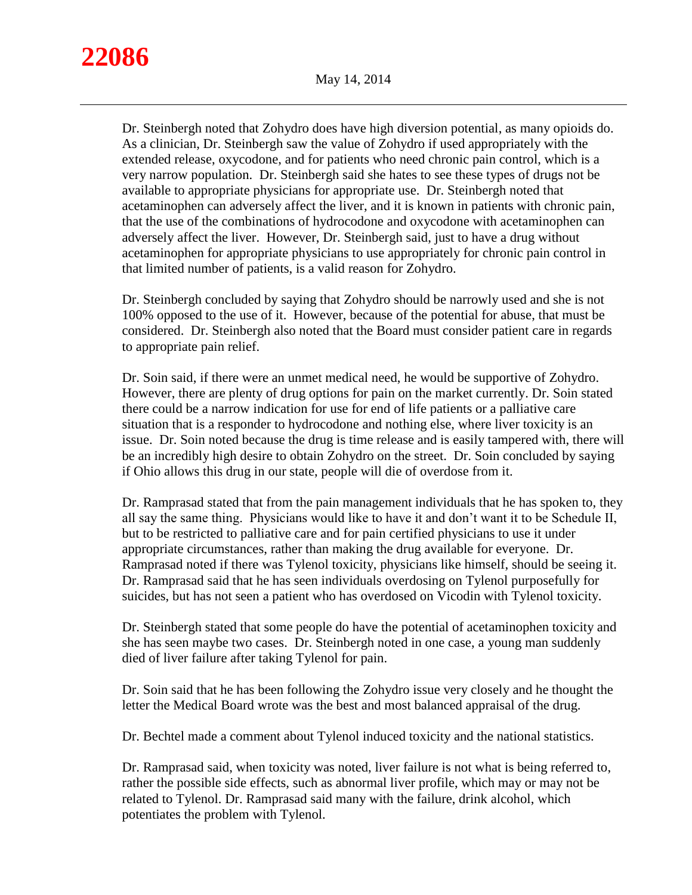Dr. Steinbergh noted that Zohydro does have high diversion potential, as many opioids do. As a clinician, Dr. Steinbergh saw the value of Zohydro if used appropriately with the extended release, oxycodone, and for patients who need chronic pain control, which is a very narrow population. Dr. Steinbergh said she hates to see these types of drugs not be available to appropriate physicians for appropriate use. Dr. Steinbergh noted that acetaminophen can adversely affect the liver, and it is known in patients with chronic pain, that the use of the combinations of hydrocodone and oxycodone with acetaminophen can adversely affect the liver. However, Dr. Steinbergh said, just to have a drug without acetaminophen for appropriate physicians to use appropriately for chronic pain control in that limited number of patients, is a valid reason for Zohydro.

Dr. Steinbergh concluded by saying that Zohydro should be narrowly used and she is not 100% opposed to the use of it. However, because of the potential for abuse, that must be considered. Dr. Steinbergh also noted that the Board must consider patient care in regards to appropriate pain relief.

Dr. Soin said, if there were an unmet medical need, he would be supportive of Zohydro. However, there are plenty of drug options for pain on the market currently. Dr. Soin stated there could be a narrow indication for use for end of life patients or a palliative care situation that is a responder to hydrocodone and nothing else, where liver toxicity is an issue. Dr. Soin noted because the drug is time release and is easily tampered with, there will be an incredibly high desire to obtain Zohydro on the street. Dr. Soin concluded by saying if Ohio allows this drug in our state, people will die of overdose from it.

Dr. Ramprasad stated that from the pain management individuals that he has spoken to, they all say the same thing. Physicians would like to have it and don't want it to be Schedule II, but to be restricted to palliative care and for pain certified physicians to use it under appropriate circumstances, rather than making the drug available for everyone. Dr. Ramprasad noted if there was Tylenol toxicity, physicians like himself, should be seeing it. Dr. Ramprasad said that he has seen individuals overdosing on Tylenol purposefully for suicides, but has not seen a patient who has overdosed on Vicodin with Tylenol toxicity.

Dr. Steinbergh stated that some people do have the potential of acetaminophen toxicity and she has seen maybe two cases. Dr. Steinbergh noted in one case, a young man suddenly died of liver failure after taking Tylenol for pain.

Dr. Soin said that he has been following the Zohydro issue very closely and he thought the letter the Medical Board wrote was the best and most balanced appraisal of the drug.

Dr. Bechtel made a comment about Tylenol induced toxicity and the national statistics.

Dr. Ramprasad said, when toxicity was noted, liver failure is not what is being referred to, rather the possible side effects, such as abnormal liver profile, which may or may not be related to Tylenol. Dr. Ramprasad said many with the failure, drink alcohol, which potentiates the problem with Tylenol.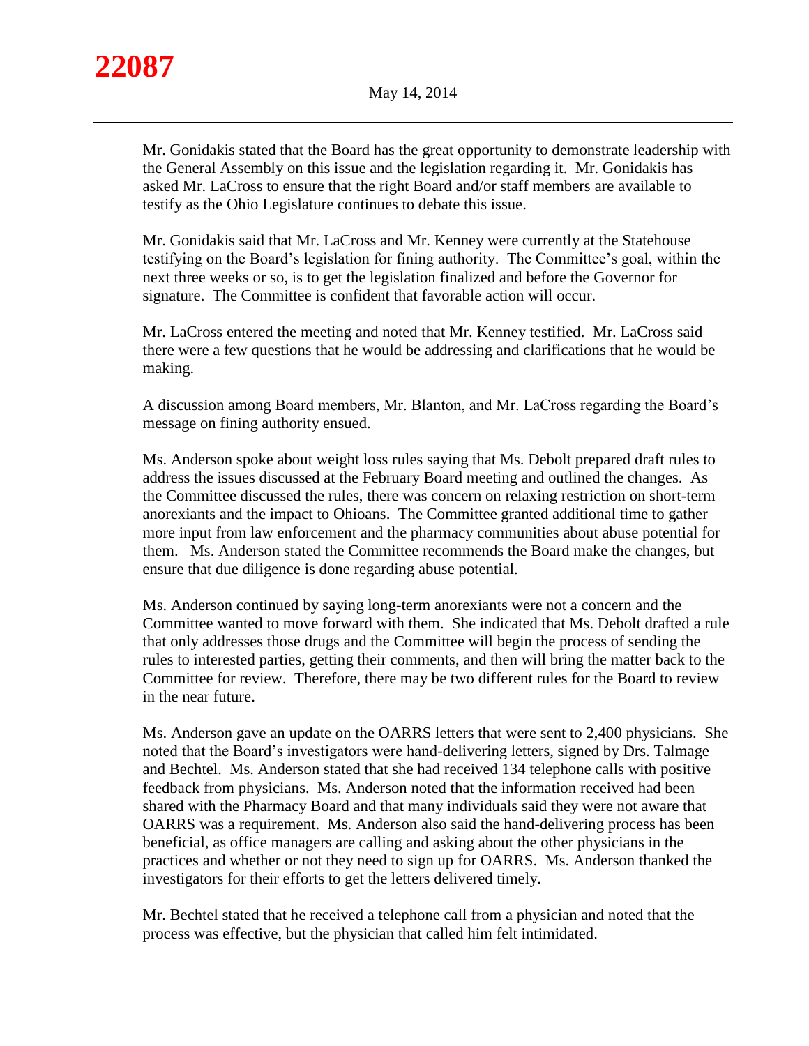Mr. Gonidakis stated that the Board has the great opportunity to demonstrate leadership with the General Assembly on this issue and the legislation regarding it. Mr. Gonidakis has asked Mr. LaCross to ensure that the right Board and/or staff members are available to testify as the Ohio Legislature continues to debate this issue.

Mr. Gonidakis said that Mr. LaCross and Mr. Kenney were currently at the Statehouse testifying on the Board's legislation for fining authority. The Committee's goal, within the next three weeks or so, is to get the legislation finalized and before the Governor for signature. The Committee is confident that favorable action will occur.

Mr. LaCross entered the meeting and noted that Mr. Kenney testified. Mr. LaCross said there were a few questions that he would be addressing and clarifications that he would be making.

A discussion among Board members, Mr. Blanton, and Mr. LaCross regarding the Board's message on fining authority ensued.

Ms. Anderson spoke about weight loss rules saying that Ms. Debolt prepared draft rules to address the issues discussed at the February Board meeting and outlined the changes. As the Committee discussed the rules, there was concern on relaxing restriction on short-term anorexiants and the impact to Ohioans. The Committee granted additional time to gather more input from law enforcement and the pharmacy communities about abuse potential for them. Ms. Anderson stated the Committee recommends the Board make the changes, but ensure that due diligence is done regarding abuse potential.

Ms. Anderson continued by saying long-term anorexiants were not a concern and the Committee wanted to move forward with them. She indicated that Ms. Debolt drafted a rule that only addresses those drugs and the Committee will begin the process of sending the rules to interested parties, getting their comments, and then will bring the matter back to the Committee for review. Therefore, there may be two different rules for the Board to review in the near future.

Ms. Anderson gave an update on the OARRS letters that were sent to 2,400 physicians. She noted that the Board's investigators were hand-delivering letters, signed by Drs. Talmage and Bechtel. Ms. Anderson stated that she had received 134 telephone calls with positive feedback from physicians. Ms. Anderson noted that the information received had been shared with the Pharmacy Board and that many individuals said they were not aware that OARRS was a requirement. Ms. Anderson also said the hand-delivering process has been beneficial, as office managers are calling and asking about the other physicians in the practices and whether or not they need to sign up for OARRS. Ms. Anderson thanked the investigators for their efforts to get the letters delivered timely.

Mr. Bechtel stated that he received a telephone call from a physician and noted that the process was effective, but the physician that called him felt intimidated.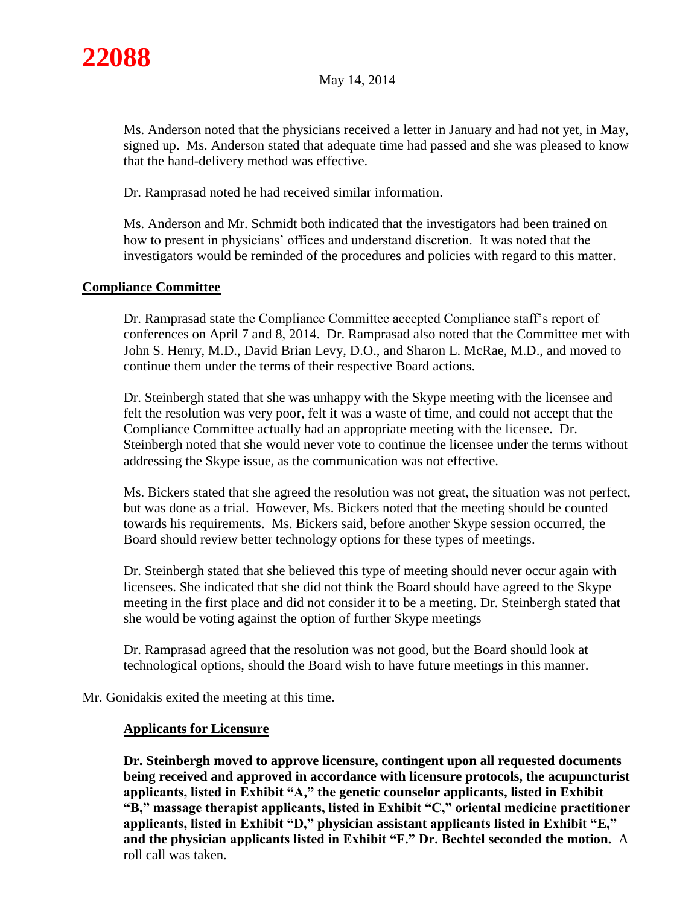Ms. Anderson noted that the physicians received a letter in January and had not yet, in May, signed up. Ms. Anderson stated that adequate time had passed and she was pleased to know that the hand-delivery method was effective.

Dr. Ramprasad noted he had received similar information.

Ms. Anderson and Mr. Schmidt both indicated that the investigators had been trained on how to present in physicians' offices and understand discretion. It was noted that the investigators would be reminded of the procedures and policies with regard to this matter.

## Compliance Committee

Dr. Ramprasad state the Compliance Committee accepted Compliance staff's report of conferences on April 7 and 8, 2014. Dr. Ramprasad also noted that the Committee met with John S. Henry, M.D., David Brian Levy, D.O., and Sharon L. McRae, M.D., and moved to continue them under the terms of their respective Board actions.

Dr. Steinbergh stated that she was unhappy with the Skype meeting with the licensee and felt the resolution was very poor, felt it was a waste of time, and could not accept that the Compliance Committee actually had an appropriate meeting with the licensee. Dr. Steinbergh noted that she would never vote to continue the licensee under the terms without addressing the Skype issue, as the communication was not effective.

Ms. Bickers stated that she agreed the resolution was not great, the situation was not perfect, but was done as a trial. However, Ms. Bickers noted that the meeting should be counted towards his requirements. Ms. Bickers said, before another Skype session occurred, the Board should review better technology options for these types of meetings.

Dr. Steinbergh stated that she believed this type of meeting should never occur again with licensees. She indicated that she did not think the Board should have agreed to the Skype meeting in the first place and did not consider it to be a meeting. Dr. Steinbergh stated that she would be voting against the option of further Skype meetings

Dr. Ramprasad agreed that the resolution was not good, but the Board should look at technological options, should the Board wish to have future meetings in this manner.

Mr. Gonidakis exited the meeting at this time.

### Applicants for Licensure

**Dr. Steinbergh moved to approve licensure, contingent upon all requested documents being received and approved in accordance with licensure protocols, the acupuncturist applicants, listed in Exhibit "A," the genetic counselor applicants, listed in Exhibit "B," massage therapist applicants, listed in Exhibit "C," oriental medicine practitioner applicants, listed in Exhibit "D," physician assistant applicants listed in Exhibit "E," and the physician applicants listed in Exhibit "F." Dr. Bechtel seconded the motion.** A roll call was taken.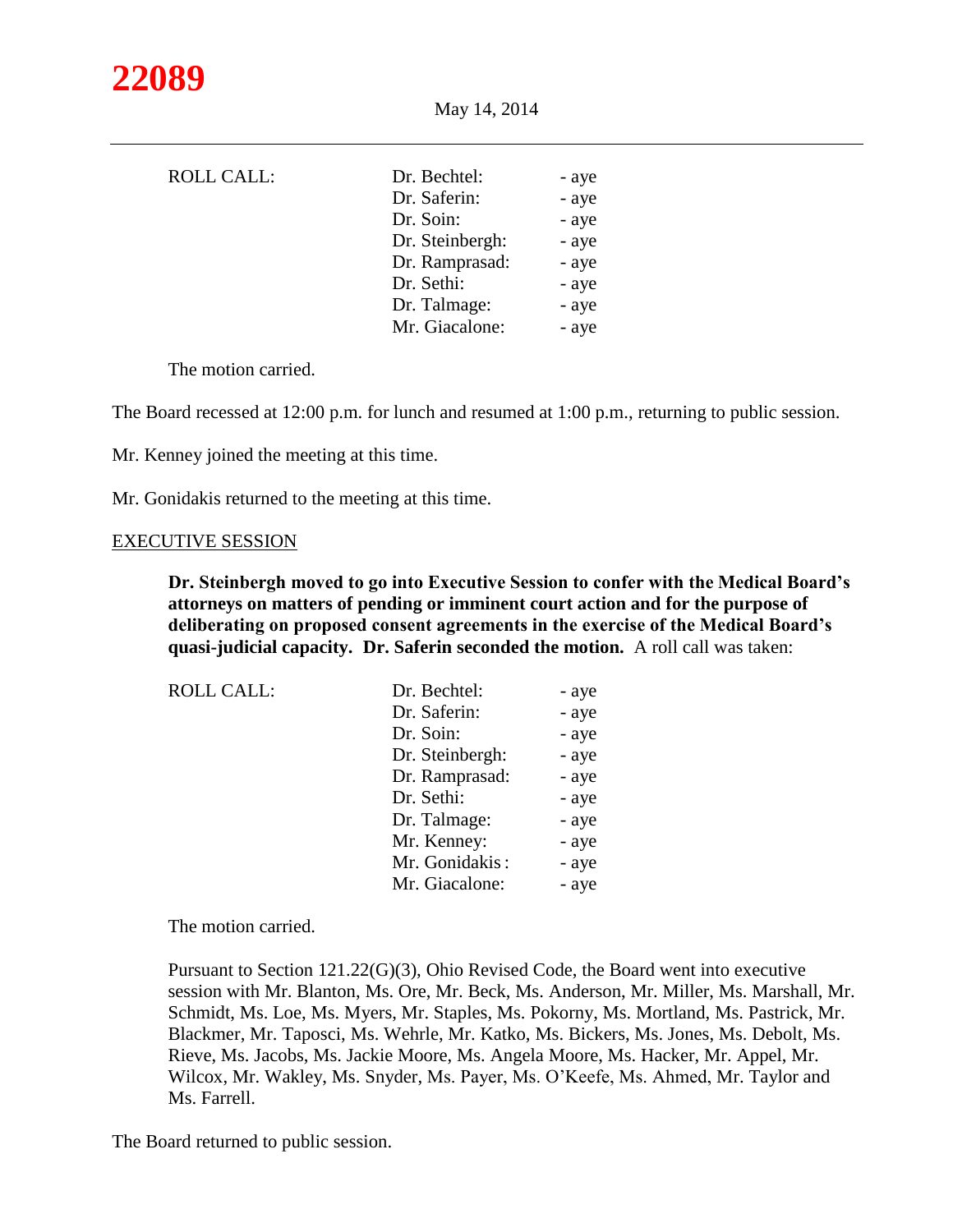| ROLL CALL: | Dr. Bechtel: | - aye |
|---|---|---|
| | Dr. Saferin: | - aye |
| | Dr. Soin: | - aye |
| | Dr. Steinbergh: | - aye |
| | Dr. Ramprasad: | - aye |
| | Dr. Sethi: | - aye |
| | Dr. Talmage: | - aye |
| | Mr. Giacalone: | - aye |

The motion carried.

The Board recessed at 12:00 p.m. for lunch and resumed at 1:00 p.m., returning to public session.

Mr. Kenney joined the meeting at this time.

Mr. Gonidakis returned to the meeting at this time.

EXECUTIVE SESSION

**Dr. Steinbergh moved to go into Executive Session to confer with the Medical Board's attorneys on matters of pending or imminent court action and for the purpose of deliberating on proposed consent agreements in the exercise of the Medical Board's quasi-judicial capacity. Dr. Saferin seconded the motion.** A roll call was taken:

| ROLL CALL: | Dr. Bechtel: | - aye |
|---|---|---|
| | Dr. Saferin: | - aye |
| | Dr. Soin: | - aye |
| | Dr. Steinbergh: | - aye |
| | Dr. Ramprasad: | - aye |
| | Dr. Sethi: | - aye |
| | Dr. Talmage: | - aye |
| | Mr. Kenney: | - aye |
| | Mr. Gonidakis: | - aye |
| | Mr. Giacalone: | - aye |

The motion carried.

Pursuant to Section 121.22(G)(3), Ohio Revised Code, the Board went into executive session with Mr. Blanton, Ms. Ore, Mr. Beck, Ms. Anderson, Mr. Miller, Ms. Marshall, Mr. Schmidt, Ms. Loe, Ms. Myers, Mr. Staples, Ms. Pokorny, Ms. Mortland, Ms. Pastrick, Mr. Blackmer, Mr. Taposci, Ms. Wehrle, Mr. Katko, Ms. Bickers, Ms. Jones, Ms. Debolt, Ms. Rieve, Ms. Jacobs, Ms. Jackie Moore, Ms. Angela Moore, Ms. Hacker, Mr. Appel, Mr. Wilcox, Mr. Wakley, Ms. Snyder, Ms. Payer, Ms. O'Keefe, Ms. Ahmed, Mr. Taylor and Ms. Farrell.

The Board returned to public session.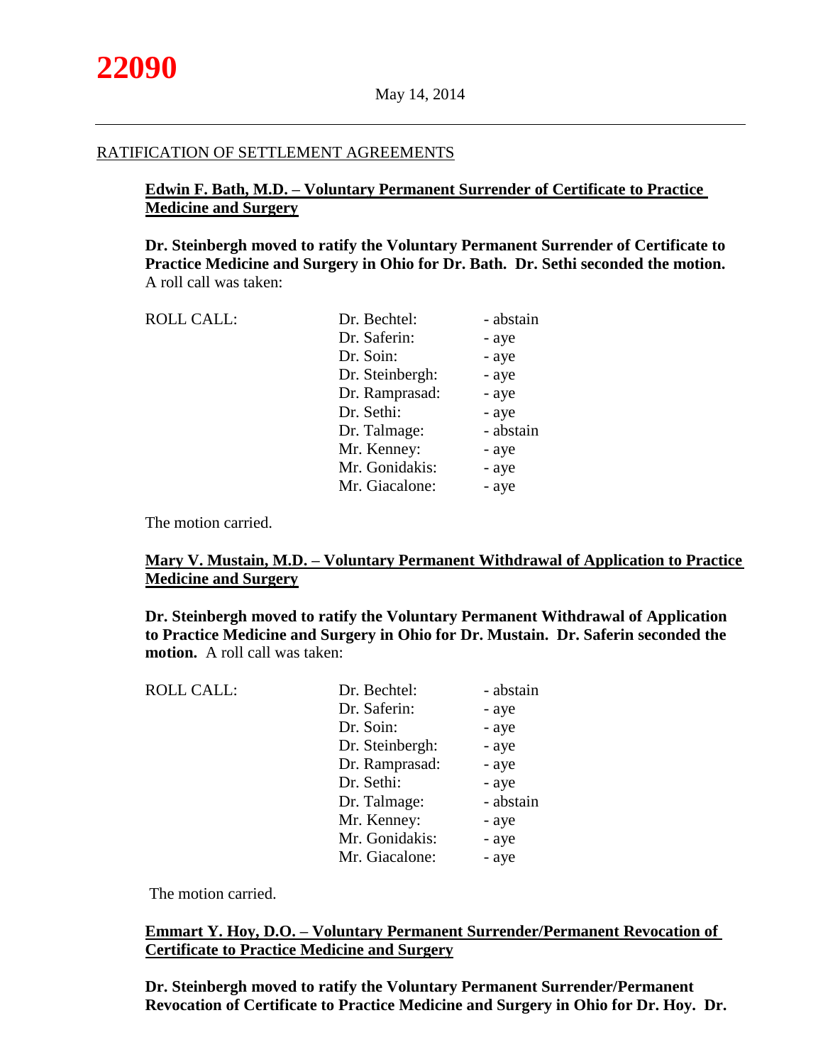RATIFICATION OF SETTLEMENT AGREEMENTS

**Edwin F. Bath, M.D. – Voluntary Permanent Surrender of Certificate to Practice Medicine and Surgery**

**Dr. Steinbergh moved to ratify the Voluntary Permanent Surrender of Certificate to Practice Medicine and Surgery in Ohio for Dr. Bath. Dr. Sethi seconded the motion.** A roll call was taken:

| ROLL CALL: | Dr. Bechtel: | - abstain |
|---|---|---|
| | Dr. Saferin: | - aye |
| | Dr. Soin: | - aye |
| | Dr. Steinbergh: | - aye |
| | Dr. Ramprasad: | - aye |
| | Dr. Sethi: | - aye |
| | Dr. Talmage: | - abstain |
| | Mr. Kenney: | - aye |
| | Mr. Gonidakis: | - aye |
| | Mr. Giacalone: | - aye |

The motion carried.

**Mary V. Mustain, M.D. – Voluntary Permanent Withdrawal of Application to Practice Medicine and Surgery**

**Dr. Steinbergh moved to ratify the Voluntary Permanent Withdrawal of Application to Practice Medicine and Surgery in Ohio for Dr. Mustain. Dr. Saferin seconded the motion.** A roll call was taken:

| ROLL CALL: | Dr. Bechtel: | - abstain |
|---|---|---|
| | Dr. Saferin: | - aye |
| | Dr. Soin: | - aye |
| | Dr. Steinbergh: | - aye |
| | Dr. Ramprasad: | - aye |
| | Dr. Sethi: | - aye |
| | Dr. Talmage: | - abstain |
| | Mr. Kenney: | - aye |
| | Mr. Gonidakis: | - aye |
| | Mr. Giacalone: | - aye |

The motion carried.

**Emmart Y. Hoy, D.O. – Voluntary Permanent Surrender/Permanent Revocation of Certificate to Practice Medicine and Surgery**

**Dr. Steinbergh moved to ratify the Voluntary Permanent Surrender/Permanent Revocation of Certificate to Practice Medicine and Surgery in Ohio for Dr. Hoy. Dr.**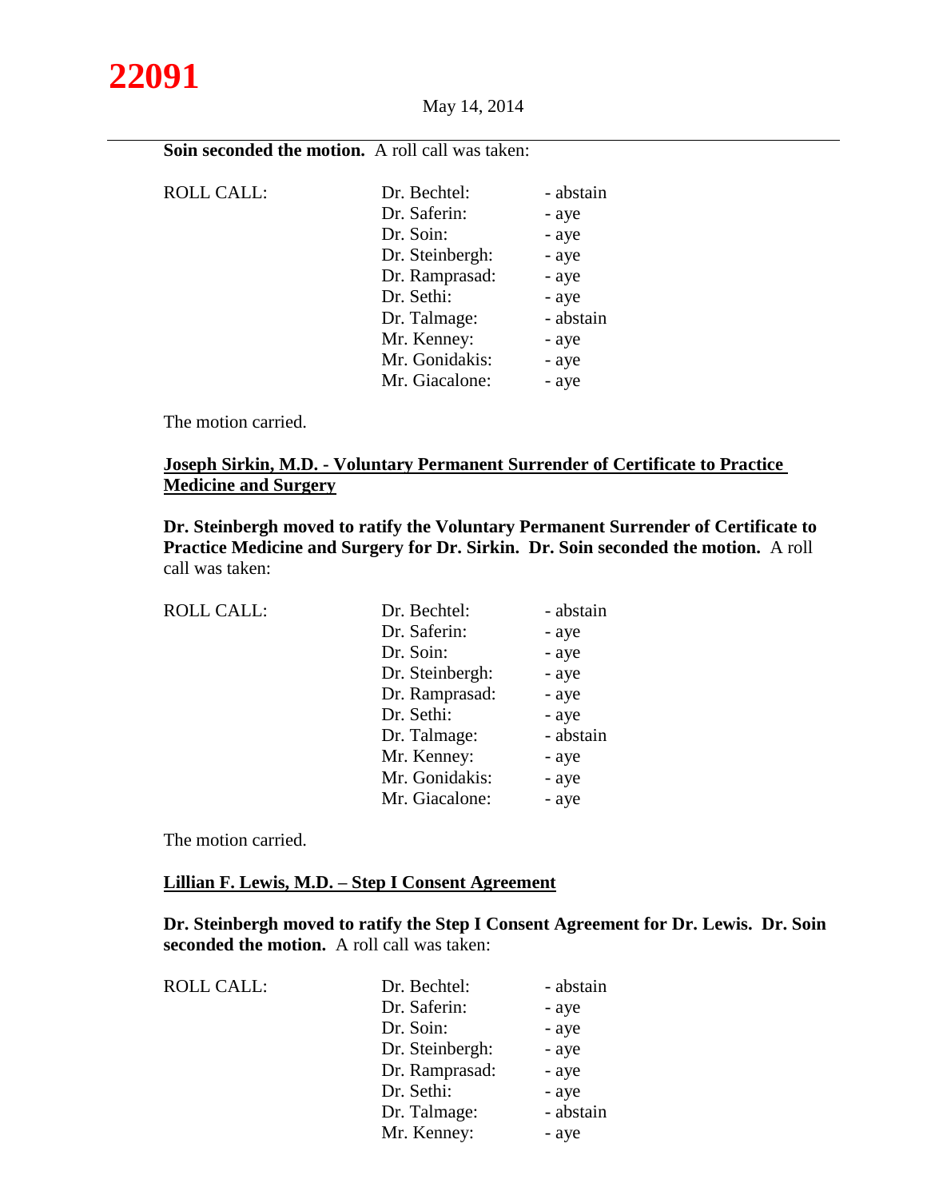**Soin seconded the motion.** A roll call was taken:

ROLL CALL:

| | |
|---|---|
| Dr. Bechtel: | - abstain |
| Dr. Saferin: | - aye |
| Dr. Soin: | - aye |
| Dr. Steinbergh: | - aye |
| Dr. Ramprasad: | - aye |
| Dr. Sethi: | - aye |
| Dr. Talmage: | - abstain |
| Mr. Kenney: | - aye |
| Mr. Gonidakis: | - aye |
| Mr. Giacalone: | - aye |

The motion carried.

**Joseph Sirkin, M.D. - Voluntary Permanent Surrender of Certificate to Practice Medicine and Surgery**

**Dr. Steinbergh moved to ratify the Voluntary Permanent Surrender of Certificate to Practice Medicine and Surgery for Dr. Sirkin. Dr. Soin seconded the motion.** A roll call was taken:

ROLL CALL:

| | |
|---|---|
| Dr. Bechtel: | - abstain |
| Dr. Saferin: | - aye |
| Dr. Soin: | - aye |
| Dr. Steinbergh: | - aye |
| Dr. Ramprasad: | - aye |
| Dr. Sethi: | - aye |
| Dr. Talmage: | - abstain |
| Mr. Kenney: | - aye |
| Mr. Gonidakis: | - aye |
| Mr. Giacalone: | - aye |

The motion carried.

**Lillian F. Lewis, M.D. – Step I Consent Agreement**

**Dr. Steinbergh moved to ratify the Step I Consent Agreement for Dr. Lewis. Dr. Soin seconded the motion.** A roll call was taken:

ROLL CALL:

| | |
|---|---|
| Dr. Bechtel: | - abstain |
| Dr. Saferin: | - aye |
| Dr. Soin: | - aye |
| Dr. Steinbergh: | - aye |
| Dr. Ramprasad: | - aye |
| Dr. Sethi: | - aye |
| Dr. Talmage: | - abstain |
| Mr. Kenney: | - aye |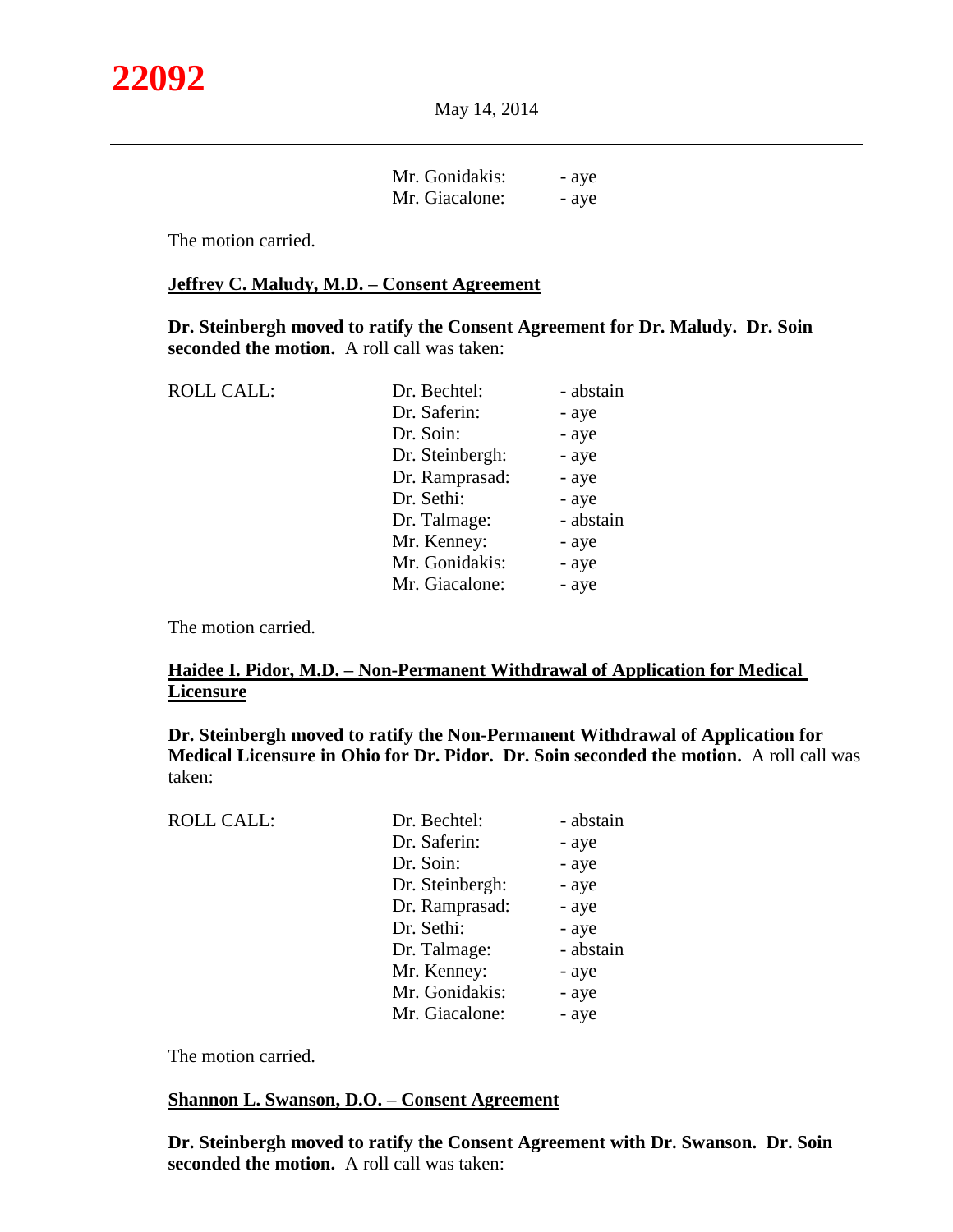| | | |
|---|---|---|
| | Mr. Gonidakis: | - aye |
| | Mr. Giacalone: | - aye |

The motion carried.

**Jeffrey C. Maludy, M.D. – Consent Agreement**

**Dr. Steinbergh moved to ratify the Consent Agreement for Dr. Maludy. Dr. Soin seconded the motion.** A roll call was taken:

| | | |
|---|---|---|
| ROLL CALL: | Dr. Bechtel: | - abstain |
| | Dr. Saferin: | - aye |
| | Dr. Soin: | - aye |
| | Dr. Steinbergh: | - aye |
| | Dr. Ramprasad: | - aye |
| | Dr. Sethi: | - aye |
| | Dr. Talmage: | - abstain |
| | Mr. Kenney: | - aye |
| | Mr. Gonidakis: | - aye |
| | Mr. Giacalone: | - aye |

The motion carried.

**Haidee I. Pidor, M.D. – Non-Permanent Withdrawal of Application for Medical Licensure**

**Dr. Steinbergh moved to ratify the Non-Permanent Withdrawal of Application for Medical Licensure in Ohio for Dr. Pidor. Dr. Soin seconded the motion.** A roll call was taken:

| | | |
|---|---|---|
| ROLL CALL: | Dr. Bechtel: | - abstain |
| | Dr. Saferin: | - aye |
| | Dr. Soin: | - aye |
| | Dr. Steinbergh: | - aye |
| | Dr. Ramprasad: | - aye |
| | Dr. Sethi: | - aye |
| | Dr. Talmage: | - abstain |
| | Mr. Kenney: | - aye |
| | Mr. Gonidakis: | - aye |
| | Mr. Giacalone: | - aye |

The motion carried.

**Shannon L. Swanson, D.O. – Consent Agreement**

**Dr. Steinbergh moved to ratify the Consent Agreement with Dr. Swanson. Dr. Soin seconded the motion.** A roll call was taken: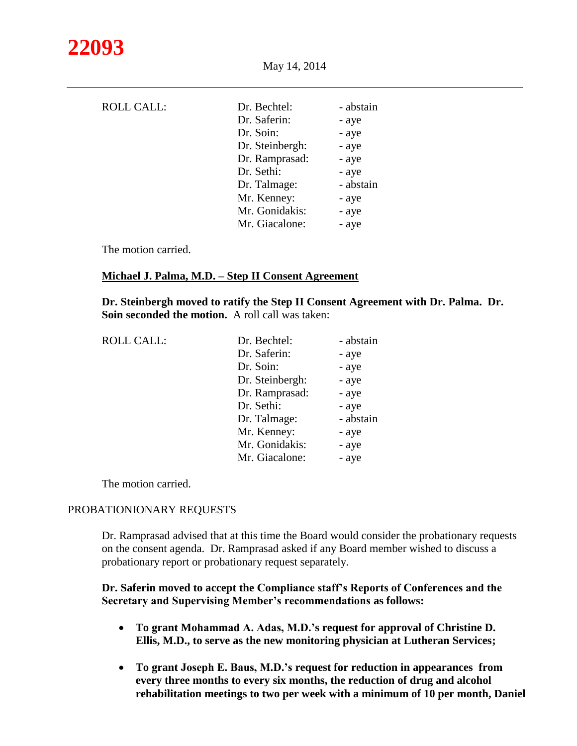ROLL CALL:

| | |
|---|---|
| Dr. Bechtel: | - abstain |
| Dr. Saferin: | - aye |
| Dr. Soin: | - aye |
| Dr. Steinbergh: | - aye |
| Dr. Ramprasad: | - aye |
| Dr. Sethi: | - aye |
| Dr. Talmage: | - abstain |
| Mr. Kenney: | - aye |
| Mr. Gonidakis: | - aye |
| Mr. Giacalone: | - aye |

The motion carried.

**Michael J. Palma, M.D. – Step II Consent Agreement**

**Dr. Steinbergh moved to ratify the Step II Consent Agreement with Dr. Palma. Dr. Soin seconded the motion.** A roll call was taken:

ROLL CALL:

| | |
|---|---|
| Dr. Bechtel: | - abstain |
| Dr. Saferin: | - aye |
| Dr. Soin: | - aye |
| Dr. Steinbergh: | - aye |
| Dr. Ramprasad: | - aye |
| Dr. Sethi: | - aye |
| Dr. Talmage: | - abstain |
| Mr. Kenney: | - aye |
| Mr. Gonidakis: | - aye |
| Mr. Giacalone: | - aye |

The motion carried.

## PROBATIONIONARY REQUESTS

Dr. Ramprasad advised that at this time the Board would consider the probationary requests on the consent agenda. Dr. Ramprasad asked if any Board member wished to discuss a probationary report or probationary request separately.

**Dr. Saferin moved to accept the Compliance staff's Reports of Conferences and the Secretary and Supervising Member's recommendations as follows:**

- **To grant Mohammad A. Adas, M.D.'s request for approval of Christine D. Ellis, M.D., to serve as the new monitoring physician at Lutheran Services;**

- **To grant Joseph E. Baus, M.D.'s request for reduction in appearances from every three months to every six months, the reduction of drug and alcohol rehabilitation meetings to two per week with a minimum of 10 per month, Daniel**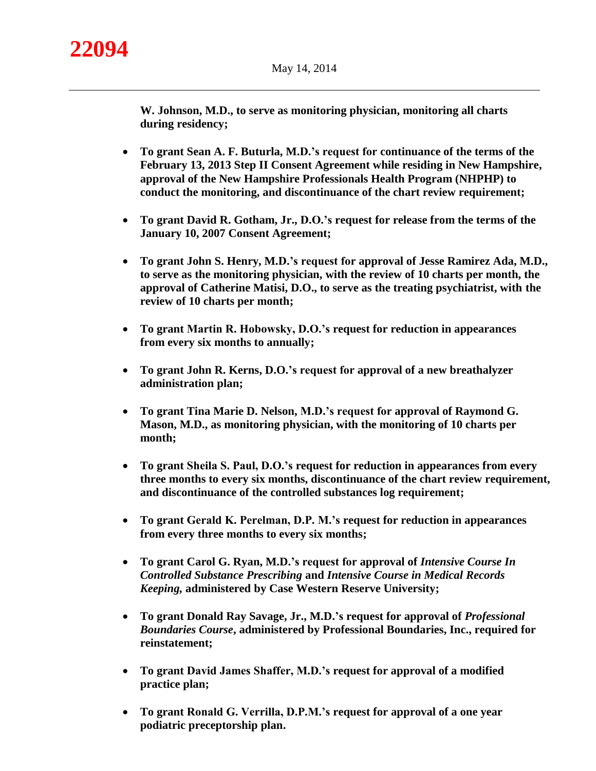**W. Johnson, M.D., to serve as monitoring physician, monitoring all charts during residency;**

- **To grant Sean A. F. Buturla, M.D.'s request for continuance of the terms of the February 13, 2013 Step II Consent Agreement while residing in New Hampshire, approval of the New Hampshire Professionals Health Program (NHPHP) to conduct the monitoring, and discontinuance of the chart review requirement;**

- **To grant David R. Gotham, Jr., D.O.'s request for release from the terms of the January 10, 2007 Consent Agreement;**

- **To grant John S. Henry, M.D.'s request for approval of Jesse Ramirez Ada, M.D., to serve as the monitoring physician, with the review of 10 charts per month, the approval of Catherine Matisi, D.O., to serve as the treating psychiatrist, with the review of 10 charts per month;**

- **To grant Martin R. Hobowsky, D.O.'s request for reduction in appearances from every six months to annually;**

- **To grant John R. Kerns, D.O.'s request for approval of a new breathalyzer administration plan;**

- **To grant Tina Marie D. Nelson, M.D.'s request for approval of Raymond G. Mason, M.D., as monitoring physician, with the monitoring of 10 charts per month;**

- **To grant Sheila S. Paul, D.O.'s request for reduction in appearances from every three months to every six months, discontinuance of the chart review requirement, and discontinuance of the controlled substances log requirement;**

- **To grant Gerald K. Perelman, D.P. M.'s request for reduction in appearances from every three months to every six months;**

- **To grant Carol G. Ryan, M.D.'s request for approval of *Intensive Course In Controlled Substance Prescribing* and *Intensive Course in Medical Records Keeping,* administered by Case Western Reserve University;**

- **To grant Donald Ray Savage, Jr., M.D.'s request for approval of *Professional Boundaries Course*, administered by Professional Boundaries, Inc., required for reinstatement;**

- **To grant David James Shaffer, M.D.'s request for approval of a modified practice plan;**

- **To grant Ronald G. Verrilla, D.P.M.'s request for approval of a one year podiatric preceptorship plan.**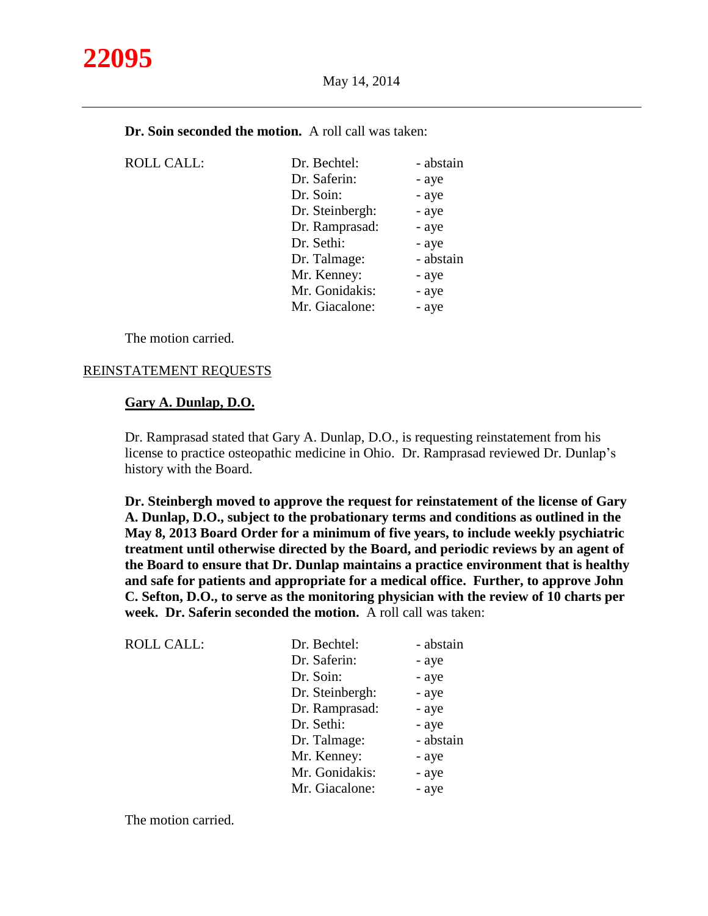**Dr. Soin seconded the motion.** A roll call was taken:

| ROLL CALL: | Dr. Bechtel: | - abstain |
|---|---|---|
| | Dr. Saferin: | - aye |
| | Dr. Soin: | - aye |
| | Dr. Steinbergh: | - aye |
| | Dr. Ramprasad: | - aye |
| | Dr. Sethi: | - aye |
| | Dr. Talmage: | - abstain |
| | Mr. Kenney: | - aye |
| | Mr. Gonidakis: | - aye |
| | Mr. Giacalone: | - aye |

The motion carried.

REINSTATEMENT REQUESTS

**Gary A. Dunlap, D.O.**

Dr. Ramprasad stated that Gary A. Dunlap, D.O., is requesting reinstatement from his license to practice osteopathic medicine in Ohio. Dr. Ramprasad reviewed Dr. Dunlap's history with the Board.

**Dr. Steinbergh moved to approve the request for reinstatement of the license of Gary A. Dunlap, D.O., subject to the probationary terms and conditions as outlined in the May 8, 2013 Board Order for a minimum of five years, to include weekly psychiatric treatment until otherwise directed by the Board, and periodic reviews by an agent of the Board to ensure that Dr. Dunlap maintains a practice environment that is healthy and safe for patients and appropriate for a medical office. Further, to approve John C. Sefton, D.O., to serve as the monitoring physician with the review of 10 charts per week. Dr. Saferin seconded the motion.** A roll call was taken:

| ROLL CALL: | Dr. Bechtel: | - abstain |
|---|---|---|
| | Dr. Saferin: | - aye |
| | Dr. Soin: | - aye |
| | Dr. Steinbergh: | - aye |
| | Dr. Ramprasad: | - aye |
| | Dr. Sethi: | - aye |
| | Dr. Talmage: | - abstain |
| | Mr. Kenney: | - aye |
| | Mr. Gonidakis: | - aye |
| | Mr. Giacalone: | - aye |

The motion carried.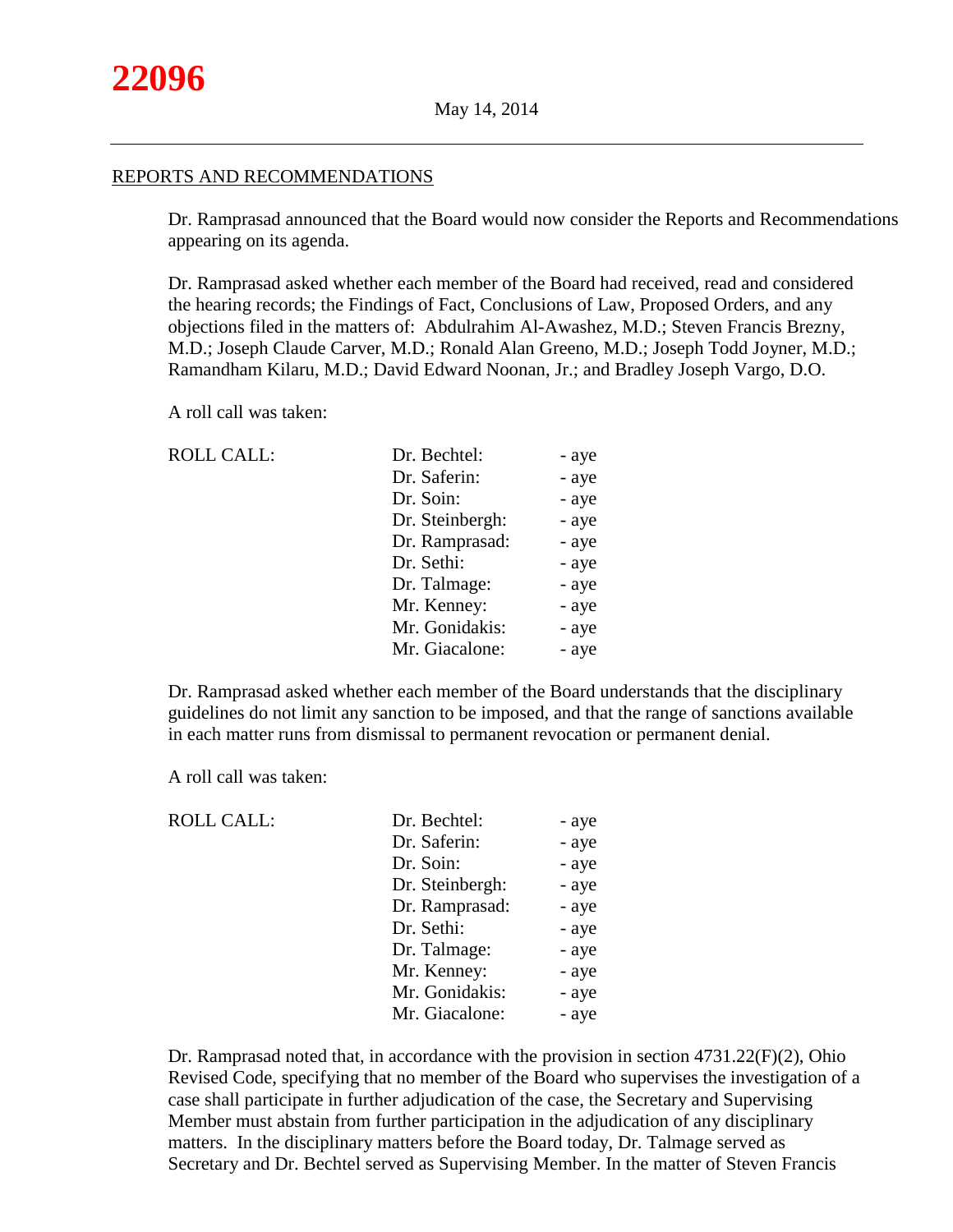May 14, 2014

REPORTS AND RECOMMENDATIONS

Dr. Ramprasad announced that the Board would now consider the Reports and Recommendations appearing on its agenda.

Dr. Ramprasad asked whether each member of the Board had received, read and considered the hearing records; the Findings of Fact, Conclusions of Law, Proposed Orders, and any objections filed in the matters of: Abdulrahim Al-Awashez, M.D.; Steven Francis Brezny, M.D.; Joseph Claude Carver, M.D.; Ronald Alan Greeno, M.D.; Joseph Todd Joyner, M.D.; Ramandham Kilaru, M.D.; David Edward Noonan, Jr.; and Bradley Joseph Vargo, D.O.

A roll call was taken:

| ROLL CALL: | Dr. Bechtel: | - aye |
|---|---|---|
| | Dr. Saferin: | - aye |
| | Dr. Soin: | - aye |
| | Dr. Steinbergh: | - aye |
| | Dr. Ramprasad: | - aye |
| | Dr. Sethi: | - aye |
| | Dr. Talmage: | - aye |
| | Mr. Kenney: | - aye |
| | Mr. Gonidakis: | - aye |
| | Mr. Giacalone: | - aye |

Dr. Ramprasad asked whether each member of the Board understands that the disciplinary guidelines do not limit any sanction to be imposed, and that the range of sanctions available in each matter runs from dismissal to permanent revocation or permanent denial.

A roll call was taken:

| ROLL CALL: | Dr. Bechtel: | - aye |
|---|---|---|
| | Dr. Saferin: | - aye |
| | Dr. Soin: | - aye |
| | Dr. Steinbergh: | - aye |
| | Dr. Ramprasad: | - aye |
| | Dr. Sethi: | - aye |
| | Dr. Talmage: | - aye |
| | Mr. Kenney: | - aye |
| | Mr. Gonidakis: | - aye |
| | Mr. Giacalone: | - aye |

Dr. Ramprasad noted that, in accordance with the provision in section 4731.22(F)(2), Ohio Revised Code, specifying that no member of the Board who supervises the investigation of a case shall participate in further adjudication of the case, the Secretary and Supervising Member must abstain from further participation in the adjudication of any disciplinary matters. In the disciplinary matters before the Board today, Dr. Talmage served as Secretary and Dr. Bechtel served as Supervising Member. In the matter of Steven Francis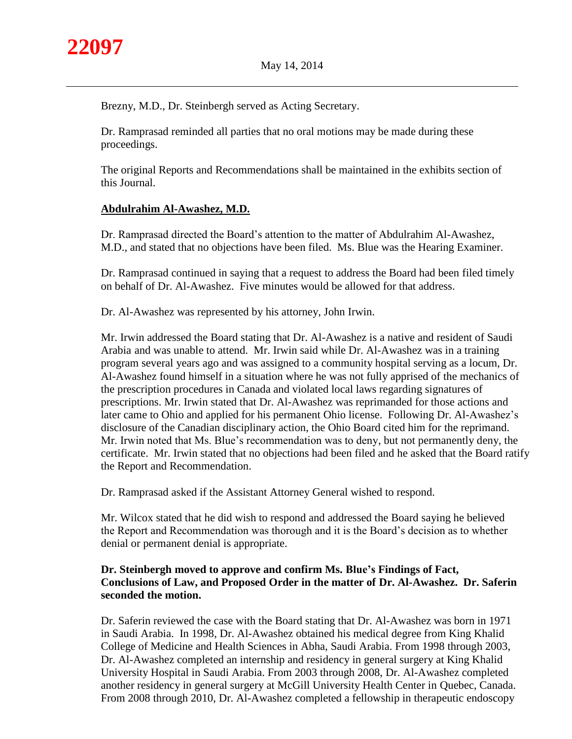Brezny, M.D., Dr. Steinbergh served as Acting Secretary.

Dr. Ramprasad reminded all parties that no oral motions may be made during these proceedings.

The original Reports and Recommendations shall be maintained in the exhibits section of this Journal.

**Abdulrahim Al-Awashez, M.D.**

Dr. Ramprasad directed the Board's attention to the matter of Abdulrahim Al-Awashez, M.D., and stated that no objections have been filed. Ms. Blue was the Hearing Examiner.

Dr. Ramprasad continued in saying that a request to address the Board had been filed timely on behalf of Dr. Al-Awashez. Five minutes would be allowed for that address.

Dr. Al-Awashez was represented by his attorney, John Irwin.

Mr. Irwin addressed the Board stating that Dr. Al-Awashez is a native and resident of Saudi Arabia and was unable to attend. Mr. Irwin said while Dr. Al-Awashez was in a training program several years ago and was assigned to a community hospital serving as a locum, Dr. Al-Awashez found himself in a situation where he was not fully apprised of the mechanics of the prescription procedures in Canada and violated local laws regarding signatures of prescriptions. Mr. Irwin stated that Dr. Al-Awashez was reprimanded for those actions and later came to Ohio and applied for his permanent Ohio license. Following Dr. Al-Awashez's disclosure of the Canadian disciplinary action, the Ohio Board cited him for the reprimand. Mr. Irwin noted that Ms. Blue's recommendation was to deny, but not permanently deny, the certificate. Mr. Irwin stated that no objections had been filed and he asked that the Board ratify the Report and Recommendation.

Dr. Ramprasad asked if the Assistant Attorney General wished to respond.

Mr. Wilcox stated that he did wish to respond and addressed the Board saying he believed the Report and Recommendation was thorough and it is the Board's decision as to whether denial or permanent denial is appropriate.

**Dr. Steinbergh moved to approve and confirm Ms. Blue's Findings of Fact, Conclusions of Law, and Proposed Order in the matter of Dr. Al-Awashez. Dr. Saferin seconded the motion.**

Dr. Saferin reviewed the case with the Board stating that Dr. Al-Awashez was born in 1971 in Saudi Arabia. In 1998, Dr. Al-Awashez obtained his medical degree from King Khalid College of Medicine and Health Sciences in Abha, Saudi Arabia. From 1998 through 2003, Dr. Al-Awashez completed an internship and residency in general surgery at King Khalid University Hospital in Saudi Arabia. From 2003 through 2008, Dr. Al-Awashez completed another residency in general surgery at McGill University Health Center in Quebec, Canada. From 2008 through 2010, Dr. Al-Awashez completed a fellowship in therapeutic endoscopy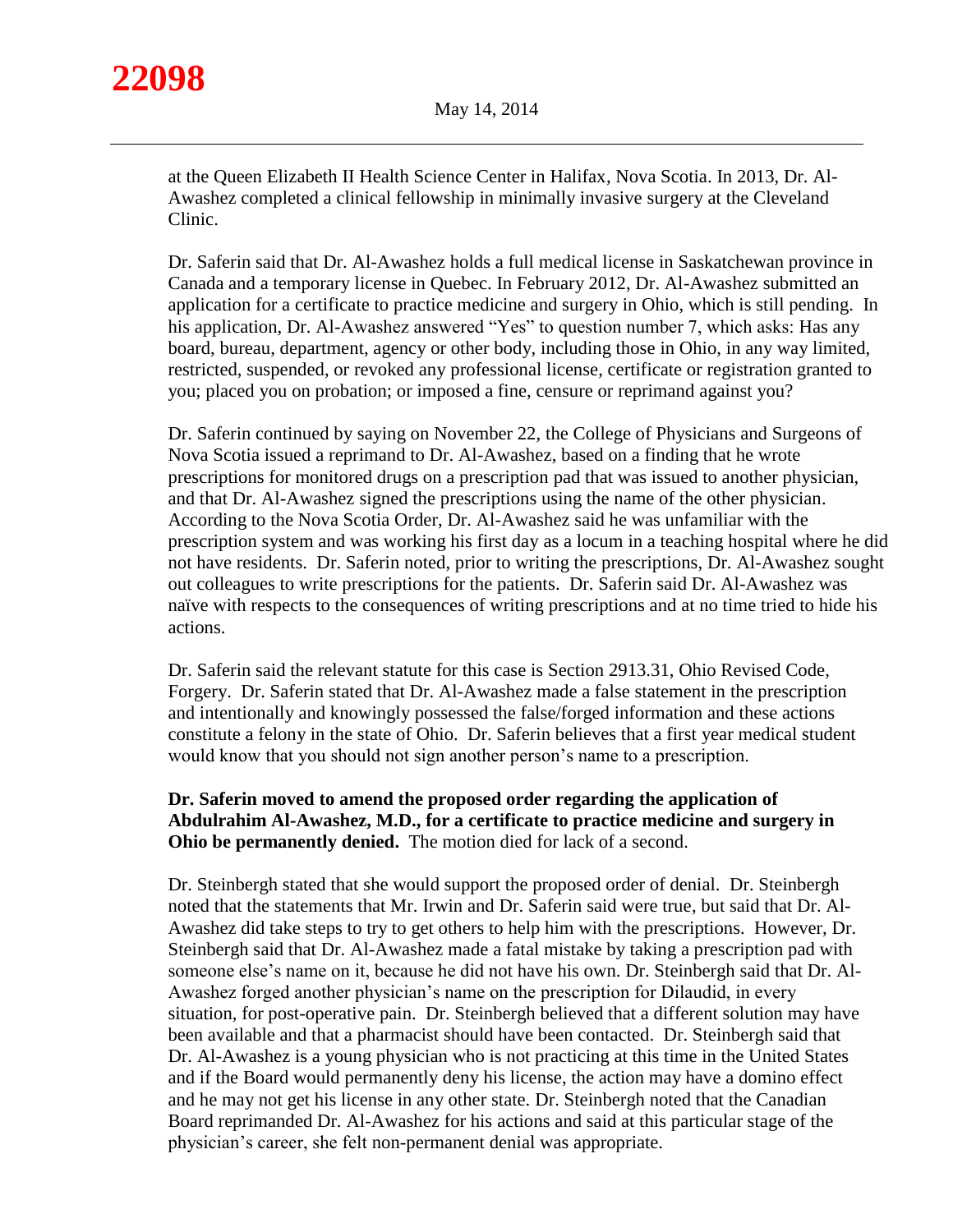at the Queen Elizabeth II Health Science Center in Halifax, Nova Scotia. In 2013, Dr. Al-Awashez completed a clinical fellowship in minimally invasive surgery at the Cleveland Clinic.

Dr. Saferin said that Dr. Al-Awashez holds a full medical license in Saskatchewan province in Canada and a temporary license in Quebec. In February 2012, Dr. Al-Awashez submitted an application for a certificate to practice medicine and surgery in Ohio, which is still pending. In his application, Dr. Al-Awashez answered "Yes" to question number 7, which asks: Has any board, bureau, department, agency or other body, including those in Ohio, in any way limited, restricted, suspended, or revoked any professional license, certificate or registration granted to you; placed you on probation; or imposed a fine, censure or reprimand against you?

Dr. Saferin continued by saying on November 22, the College of Physicians and Surgeons of Nova Scotia issued a reprimand to Dr. Al-Awashez, based on a finding that he wrote prescriptions for monitored drugs on a prescription pad that was issued to another physician, and that Dr. Al-Awashez signed the prescriptions using the name of the other physician. According to the Nova Scotia Order, Dr. Al-Awashez said he was unfamiliar with the prescription system and was working his first day as a locum in a teaching hospital where he did not have residents. Dr. Saferin noted, prior to writing the prescriptions, Dr. Al-Awashez sought out colleagues to write prescriptions for the patients. Dr. Saferin said Dr. Al-Awashez was naïve with respects to the consequences of writing prescriptions and at no time tried to hide his actions.

Dr. Saferin said the relevant statute for this case is Section 2913.31, Ohio Revised Code, Forgery. Dr. Saferin stated that Dr. Al-Awashez made a false statement in the prescription and intentionally and knowingly possessed the false/forged information and these actions constitute a felony in the state of Ohio. Dr. Saferin believes that a first year medical student would know that you should not sign another person's name to a prescription.

**Dr. Saferin moved to amend the proposed order regarding the application of Abdulrahim Al-Awashez, M.D., for a certificate to practice medicine and surgery in Ohio be permanently denied.** The motion died for lack of a second.

Dr. Steinbergh stated that she would support the proposed order of denial. Dr. Steinbergh noted that the statements that Mr. Irwin and Dr. Saferin said were true, but said that Dr. Al-Awashez did take steps to try to get others to help him with the prescriptions. However, Dr. Steinbergh said that Dr. Al-Awashez made a fatal mistake by taking a prescription pad with someone else's name on it, because he did not have his own. Dr. Steinbergh said that Dr. Al-Awashez forged another physician's name on the prescription for Dilaudid, in every situation, for post-operative pain. Dr. Steinbergh believed that a different solution may have been available and that a pharmacist should have been contacted. Dr. Steinbergh said that Dr. Al-Awashez is a young physician who is not practicing at this time in the United States and if the Board would permanently deny his license, the action may have a domino effect and he may not get his license in any other state. Dr. Steinbergh noted that the Canadian Board reprimanded Dr. Al-Awashez for his actions and said at this particular stage of the physician's career, she felt non-permanent denial was appropriate.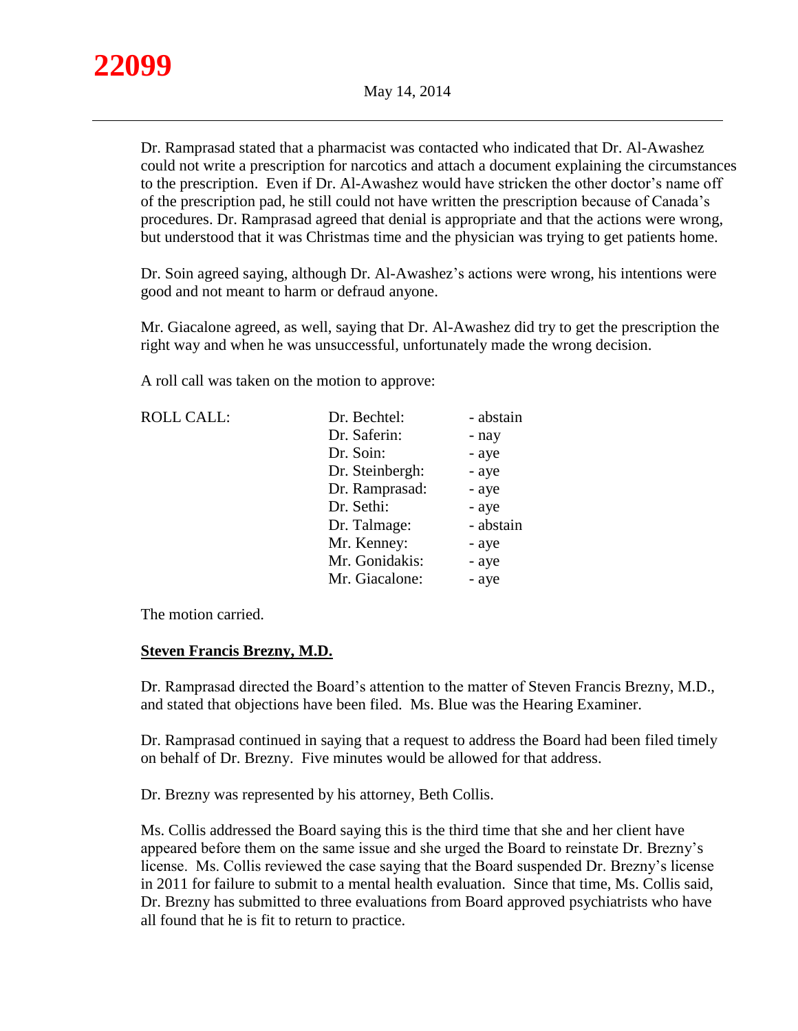Dr. Ramprasad stated that a pharmacist was contacted who indicated that Dr. Al-Awashez could not write a prescription for narcotics and attach a document explaining the circumstances to the prescription. Even if Dr. Al-Awashez would have stricken the other doctor's name off of the prescription pad, he still could not have written the prescription because of Canada's procedures. Dr. Ramprasad agreed that denial is appropriate and that the actions were wrong, but understood that it was Christmas time and the physician was trying to get patients home.

Dr. Soin agreed saying, although Dr. Al-Awashez's actions were wrong, his intentions were good and not meant to harm or defraud anyone.

Mr. Giacalone agreed, as well, saying that Dr. Al-Awashez did try to get the prescription the right way and when he was unsuccessful, unfortunately made the wrong decision.

A roll call was taken on the motion to approve:

| ROLL CALL: | Dr. Bechtel: | - abstain |
|---|---|---|
| | Dr. Saferin: | - nay |
| | Dr. Soin: | - aye |
| | Dr. Steinbergh: | - aye |
| | Dr. Ramprasad: | - aye |
| | Dr. Sethi: | - aye |
| | Dr. Talmage: | - abstain |
| | Mr. Kenney: | - aye |
| | Mr. Gonidakis: | - aye |
| | Mr. Giacalone: | - aye |

The motion carried.

**Steven Francis Brezny, M.D.**

Dr. Ramprasad directed the Board's attention to the matter of Steven Francis Brezny, M.D., and stated that objections have been filed. Ms. Blue was the Hearing Examiner.

Dr. Ramprasad continued in saying that a request to address the Board had been filed timely on behalf of Dr. Brezny. Five minutes would be allowed for that address.

Dr. Brezny was represented by his attorney, Beth Collis.

Ms. Collis addressed the Board saying this is the third time that she and her client have appeared before them on the same issue and she urged the Board to reinstate Dr. Brezny's license. Ms. Collis reviewed the case saying that the Board suspended Dr. Brezny's license in 2011 for failure to submit to a mental health evaluation. Since that time, Ms. Collis said, Dr. Brezny has submitted to three evaluations from Board approved psychiatrists who have all found that he is fit to return to practice.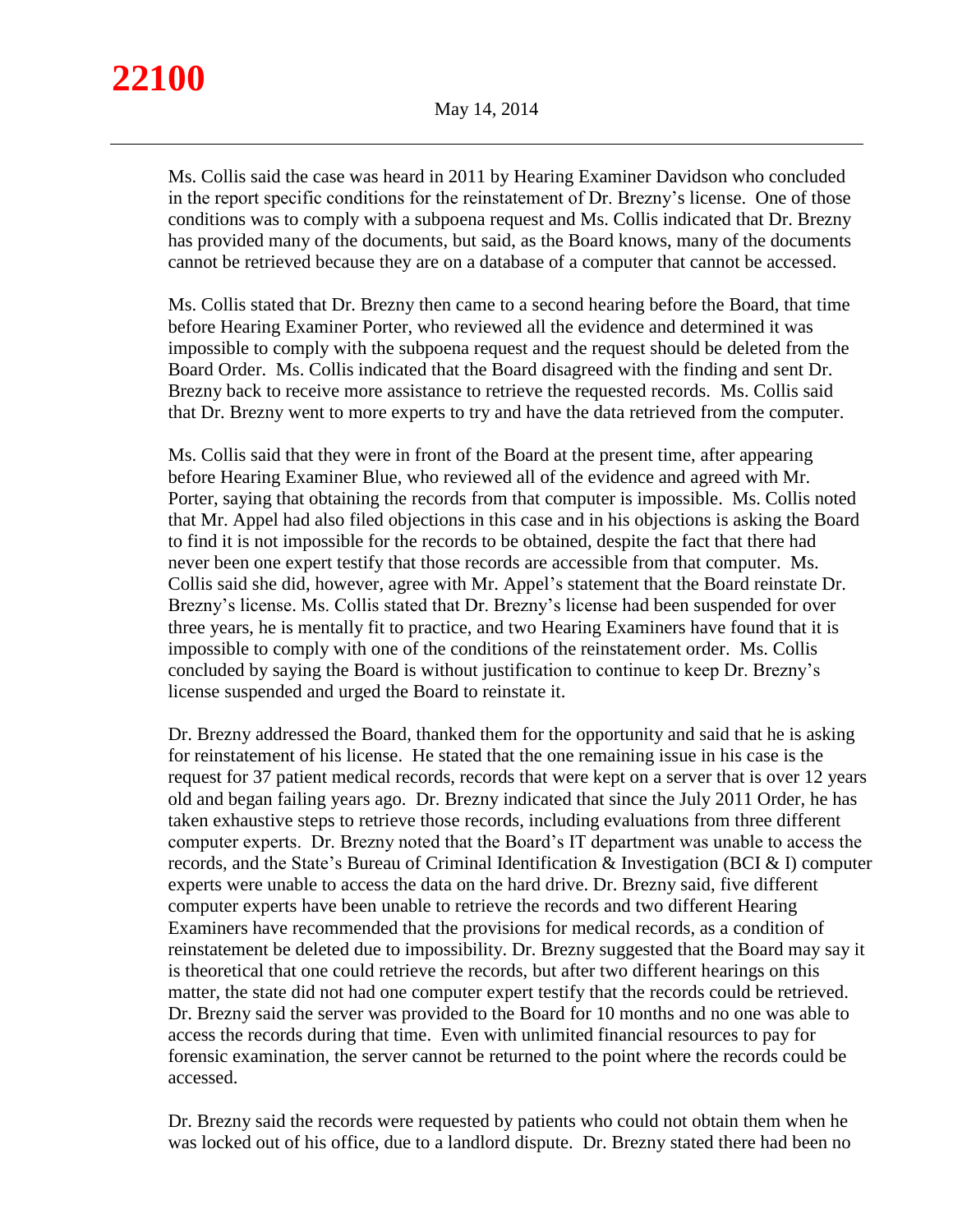Ms. Collis said the case was heard in 2011 by Hearing Examiner Davidson who concluded in the report specific conditions for the reinstatement of Dr. Brezny's license. One of those conditions was to comply with a subpoena request and Ms. Collis indicated that Dr. Brezny has provided many of the documents, but said, as the Board knows, many of the documents cannot be retrieved because they are on a database of a computer that cannot be accessed.

Ms. Collis stated that Dr. Brezny then came to a second hearing before the Board, that time before Hearing Examiner Porter, who reviewed all the evidence and determined it was impossible to comply with the subpoena request and the request should be deleted from the Board Order. Ms. Collis indicated that the Board disagreed with the finding and sent Dr. Brezny back to receive more assistance to retrieve the requested records. Ms. Collis said that Dr. Brezny went to more experts to try and have the data retrieved from the computer.

Ms. Collis said that they were in front of the Board at the present time, after appearing before Hearing Examiner Blue, who reviewed all of the evidence and agreed with Mr. Porter, saying that obtaining the records from that computer is impossible. Ms. Collis noted that Mr. Appel had also filed objections in this case and in his objections is asking the Board to find it is not impossible for the records to be obtained, despite the fact that there had never been one expert testify that those records are accessible from that computer. Ms. Collis said she did, however, agree with Mr. Appel's statement that the Board reinstate Dr. Brezny's license. Ms. Collis stated that Dr. Brezny's license had been suspended for over three years, he is mentally fit to practice, and two Hearing Examiners have found that it is impossible to comply with one of the conditions of the reinstatement order. Ms. Collis concluded by saying the Board is without justification to continue to keep Dr. Brezny's license suspended and urged the Board to reinstate it.

Dr. Brezny addressed the Board, thanked them for the opportunity and said that he is asking for reinstatement of his license. He stated that the one remaining issue in his case is the request for 37 patient medical records, records that were kept on a server that is over 12 years old and began failing years ago. Dr. Brezny indicated that since the July 2011 Order, he has taken exhaustive steps to retrieve those records, including evaluations from three different computer experts. Dr. Brezny noted that the Board's IT department was unable to access the records, and the State's Bureau of Criminal Identification & Investigation (BCI & I) computer experts were unable to access the data on the hard drive. Dr. Brezny said, five different computer experts have been unable to retrieve the records and two different Hearing Examiners have recommended that the provisions for medical records, as a condition of reinstatement be deleted due to impossibility. Dr. Brezny suggested that the Board may say it is theoretical that one could retrieve the records, but after two different hearings on this matter, the state did not had one computer expert testify that the records could be retrieved. Dr. Brezny said the server was provided to the Board for 10 months and no one was able to access the records during that time. Even with unlimited financial resources to pay for forensic examination, the server cannot be returned to the point where the records could be accessed.

Dr. Brezny said the records were requested by patients who could not obtain them when he was locked out of his office, due to a landlord dispute. Dr. Brezny stated there had been no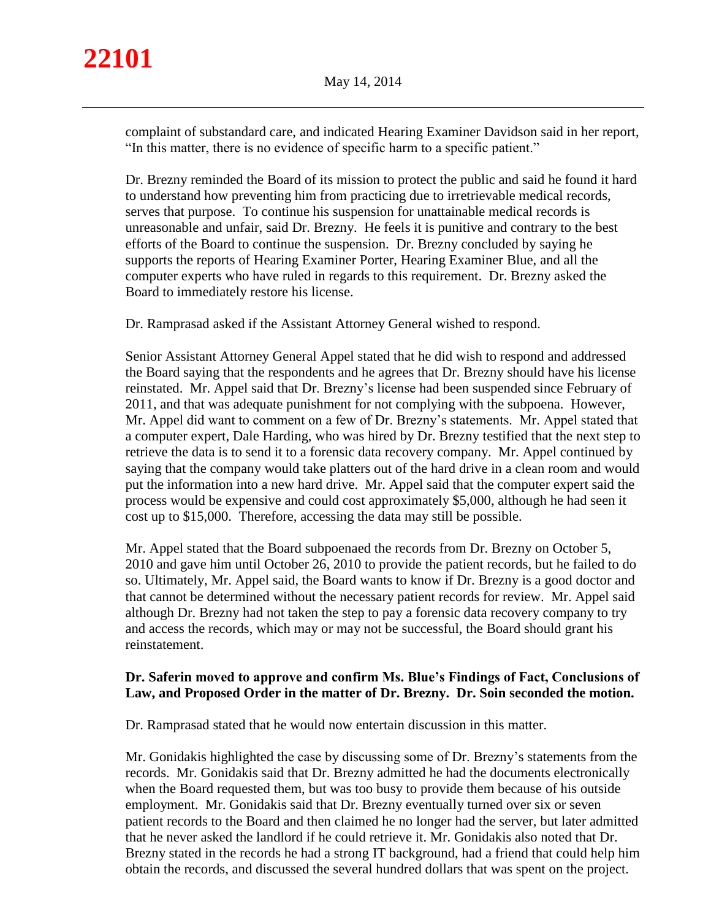complaint of substandard care, and indicated Hearing Examiner Davidson said in her report, "In this matter, there is no evidence of specific harm to a specific patient."

Dr. Brezny reminded the Board of its mission to protect the public and said he found it hard to understand how preventing him from practicing due to irretrievable medical records, serves that purpose. To continue his suspension for unattainable medical records is unreasonable and unfair, said Dr. Brezny. He feels it is punitive and contrary to the best efforts of the Board to continue the suspension. Dr. Brezny concluded by saying he supports the reports of Hearing Examiner Porter, Hearing Examiner Blue, and all the computer experts who have ruled in regards to this requirement. Dr. Brezny asked the Board to immediately restore his license.

Dr. Ramprasad asked if the Assistant Attorney General wished to respond.

Senior Assistant Attorney General Appel stated that he did wish to respond and addressed the Board saying that the respondents and he agrees that Dr. Brezny should have his license reinstated. Mr. Appel said that Dr. Brezny's license had been suspended since February of 2011, and that was adequate punishment for not complying with the subpoena. However, Mr. Appel did want to comment on a few of Dr. Brezny's statements. Mr. Appel stated that a computer expert, Dale Harding, who was hired by Dr. Brezny testified that the next step to retrieve the data is to send it to a forensic data recovery company. Mr. Appel continued by saying that the company would take platters out of the hard drive in a clean room and would put the information into a new hard drive. Mr. Appel said that the computer expert said the process would be expensive and could cost approximately $5,000, although he had seen it cost up to $15,000. Therefore, accessing the data may still be possible.

Mr. Appel stated that the Board subpoenaed the records from Dr. Brezny on October 5, 2010 and gave him until October 26, 2010 to provide the patient records, but he failed to do so. Ultimately, Mr. Appel said, the Board wants to know if Dr. Brezny is a good doctor and that cannot be determined without the necessary patient records for review. Mr. Appel said although Dr. Brezny had not taken the step to pay a forensic data recovery company to try and access the records, which may or may not be successful, the Board should grant his reinstatement.

**Dr. Saferin moved to approve and confirm Ms. Blue's Findings of Fact, Conclusions of Law, and Proposed Order in the matter of Dr. Brezny. Dr. Soin seconded the motion.**

Dr. Ramprasad stated that he would now entertain discussion in this matter.

Mr. Gonidakis highlighted the case by discussing some of Dr. Brezny's statements from the records. Mr. Gonidakis said that Dr. Brezny admitted he had the documents electronically when the Board requested them, but was too busy to provide them because of his outside employment. Mr. Gonidakis said that Dr. Brezny eventually turned over six or seven patient records to the Board and then claimed he no longer had the server, but later admitted that he never asked the landlord if he could retrieve it. Mr. Gonidakis also noted that Dr. Brezny stated in the records he had a strong IT background, had a friend that could help him obtain the records, and discussed the several hundred dollars that was spent on the project.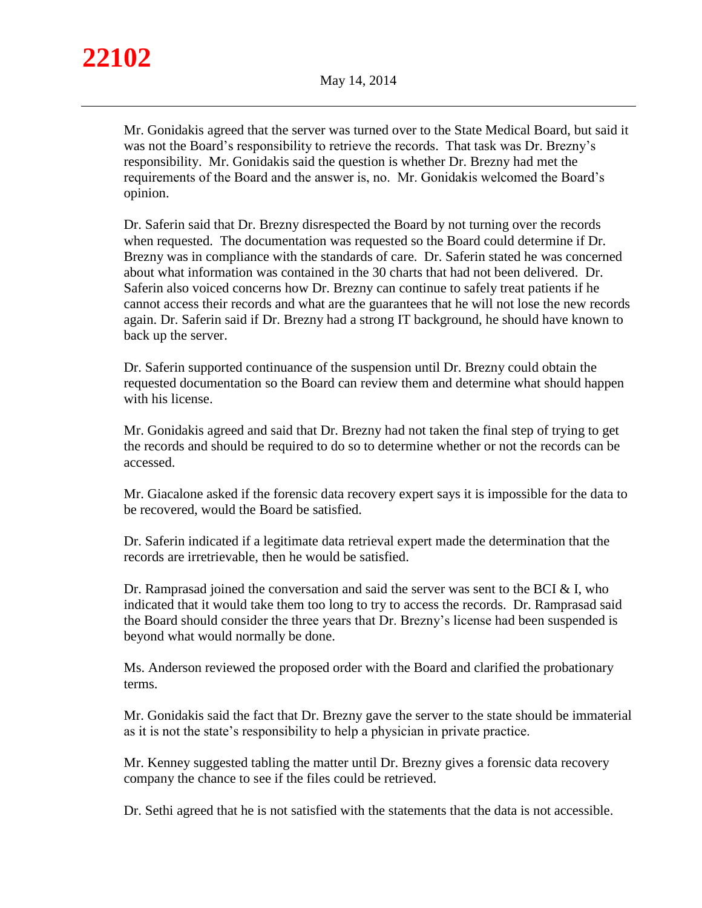Mr. Gonidakis agreed that the server was turned over to the State Medical Board, but said it was not the Board's responsibility to retrieve the records. That task was Dr. Brezny's responsibility. Mr. Gonidakis said the question is whether Dr. Brezny had met the requirements of the Board and the answer is, no. Mr. Gonidakis welcomed the Board's opinion.

Dr. Saferin said that Dr. Brezny disrespected the Board by not turning over the records when requested. The documentation was requested so the Board could determine if Dr. Brezny was in compliance with the standards of care. Dr. Saferin stated he was concerned about what information was contained in the 30 charts that had not been delivered. Dr. Saferin also voiced concerns how Dr. Brezny can continue to safely treat patients if he cannot access their records and what are the guarantees that he will not lose the new records again. Dr. Saferin said if Dr. Brezny had a strong IT background, he should have known to back up the server.

Dr. Saferin supported continuance of the suspension until Dr. Brezny could obtain the requested documentation so the Board can review them and determine what should happen with his license.

Mr. Gonidakis agreed and said that Dr. Brezny had not taken the final step of trying to get the records and should be required to do so to determine whether or not the records can be accessed.

Mr. Giacalone asked if the forensic data recovery expert says it is impossible for the data to be recovered, would the Board be satisfied.

Dr. Saferin indicated if a legitimate data retrieval expert made the determination that the records are irretrievable, then he would be satisfied.

Dr. Ramprasad joined the conversation and said the server was sent to the BCI & I, who indicated that it would take them too long to try to access the records. Dr. Ramprasad said the Board should consider the three years that Dr. Brezny's license had been suspended is beyond what would normally be done.

Ms. Anderson reviewed the proposed order with the Board and clarified the probationary terms.

Mr. Gonidakis said the fact that Dr. Brezny gave the server to the state should be immaterial as it is not the state's responsibility to help a physician in private practice.

Mr. Kenney suggested tabling the matter until Dr. Brezny gives a forensic data recovery company the chance to see if the files could be retrieved.

Dr. Sethi agreed that he is not satisfied with the statements that the data is not accessible.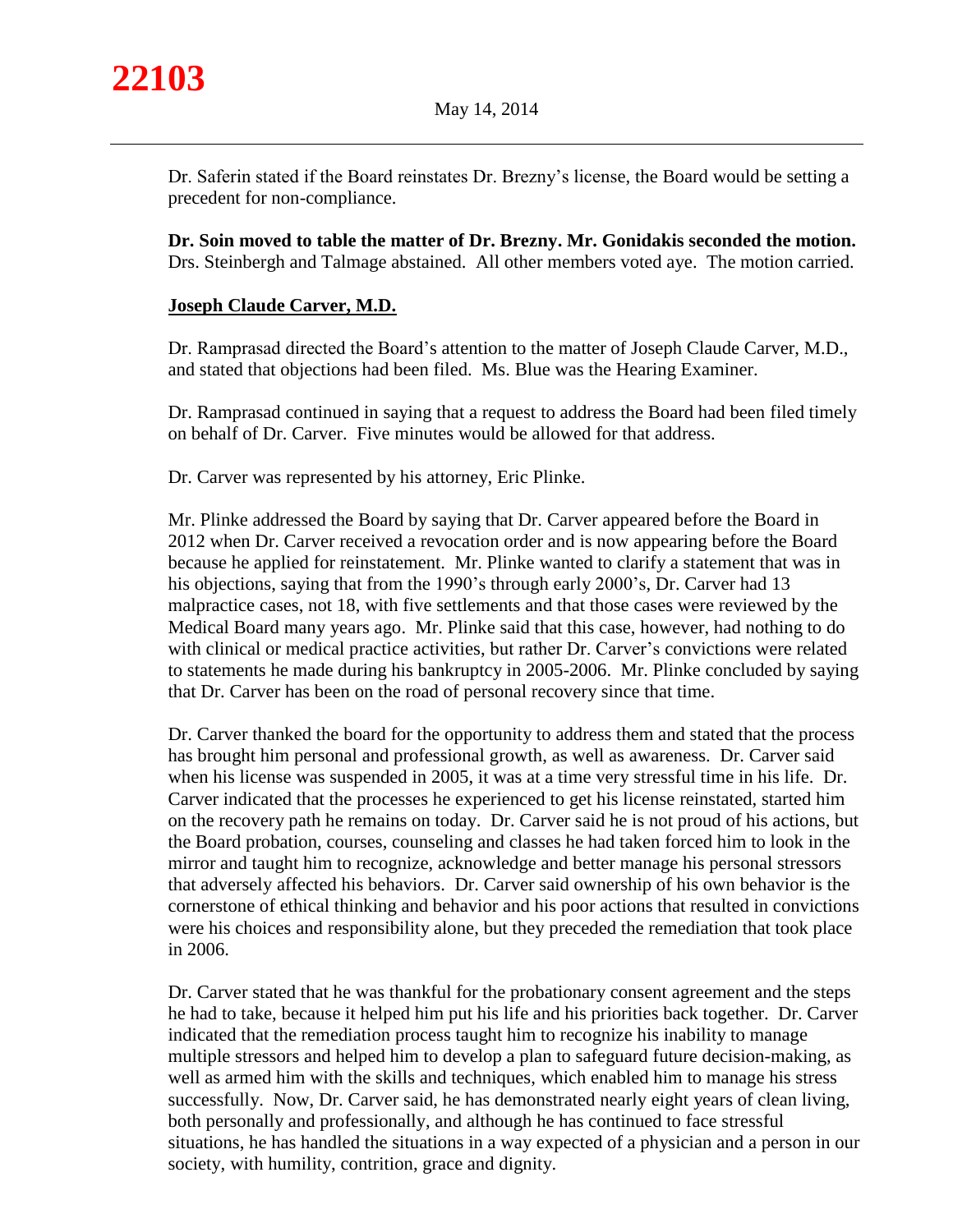Dr. Saferin stated if the Board reinstates Dr. Brezny's license, the Board would be setting a precedent for non-compliance.

**Dr. Soin moved to table the matter of Dr. Brezny. Mr. Gonidakis seconded the motion.** Drs. Steinbergh and Talmage abstained. All other members voted aye. The motion carried.

**Joseph Claude Carver, M.D.**

Dr. Ramprasad directed the Board's attention to the matter of Joseph Claude Carver, M.D., and stated that objections had been filed. Ms. Blue was the Hearing Examiner.

Dr. Ramprasad continued in saying that a request to address the Board had been filed timely on behalf of Dr. Carver. Five minutes would be allowed for that address.

Dr. Carver was represented by his attorney, Eric Plinke.

Mr. Plinke addressed the Board by saying that Dr. Carver appeared before the Board in 2012 when Dr. Carver received a revocation order and is now appearing before the Board because he applied for reinstatement. Mr. Plinke wanted to clarify a statement that was in his objections, saying that from the 1990's through early 2000's, Dr. Carver had 13 malpractice cases, not 18, with five settlements and that those cases were reviewed by the Medical Board many years ago. Mr. Plinke said that this case, however, had nothing to do with clinical or medical practice activities, but rather Dr. Carver's convictions were related to statements he made during his bankruptcy in 2005-2006. Mr. Plinke concluded by saying that Dr. Carver has been on the road of personal recovery since that time.

Dr. Carver thanked the board for the opportunity to address them and stated that the process has brought him personal and professional growth, as well as awareness. Dr. Carver said when his license was suspended in 2005, it was at a time very stressful time in his life. Dr. Carver indicated that the processes he experienced to get his license reinstated, started him on the recovery path he remains on today. Dr. Carver said he is not proud of his actions, but the Board probation, courses, counseling and classes he had taken forced him to look in the mirror and taught him to recognize, acknowledge and better manage his personal stressors that adversely affected his behaviors. Dr. Carver said ownership of his own behavior is the cornerstone of ethical thinking and behavior and his poor actions that resulted in convictions were his choices and responsibility alone, but they preceded the remediation that took place in 2006.

Dr. Carver stated that he was thankful for the probationary consent agreement and the steps he had to take, because it helped him put his life and his priorities back together. Dr. Carver indicated that the remediation process taught him to recognize his inability to manage multiple stressors and helped him to develop a plan to safeguard future decision-making, as well as armed him with the skills and techniques, which enabled him to manage his stress successfully. Now, Dr. Carver said, he has demonstrated nearly eight years of clean living, both personally and professionally, and although he has continued to face stressful situations, he has handled the situations in a way expected of a physician and a person in our society, with humility, contrition, grace and dignity.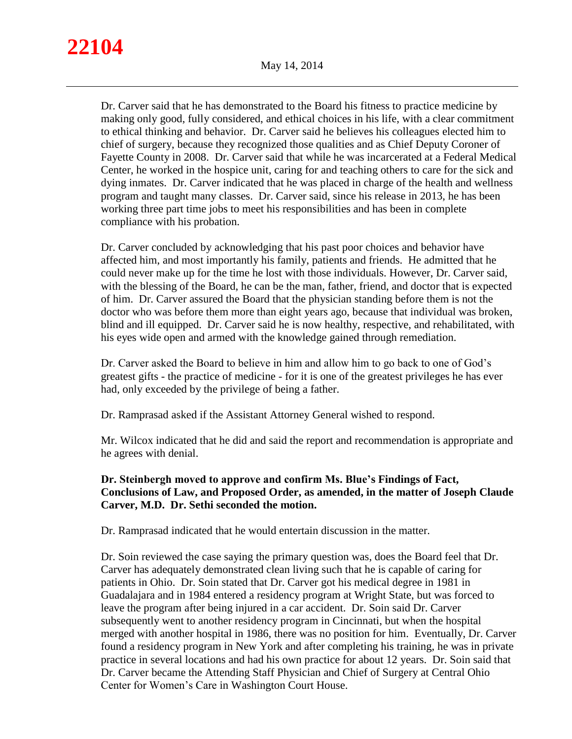Dr. Carver said that he has demonstrated to the Board his fitness to practice medicine by making only good, fully considered, and ethical choices in his life, with a clear commitment to ethical thinking and behavior. Dr. Carver said he believes his colleagues elected him to chief of surgery, because they recognized those qualities and as Chief Deputy Coroner of Fayette County in 2008. Dr. Carver said that while he was incarcerated at a Federal Medical Center, he worked in the hospice unit, caring for and teaching others to care for the sick and dying inmates. Dr. Carver indicated that he was placed in charge of the health and wellness program and taught many classes. Dr. Carver said, since his release in 2013, he has been working three part time jobs to meet his responsibilities and has been in complete compliance with his probation.

Dr. Carver concluded by acknowledging that his past poor choices and behavior have affected him, and most importantly his family, patients and friends. He admitted that he could never make up for the time he lost with those individuals. However, Dr. Carver said, with the blessing of the Board, he can be the man, father, friend, and doctor that is expected of him. Dr. Carver assured the Board that the physician standing before them is not the doctor who was before them more than eight years ago, because that individual was broken, blind and ill equipped. Dr. Carver said he is now healthy, respective, and rehabilitated, with his eyes wide open and armed with the knowledge gained through remediation.

Dr. Carver asked the Board to believe in him and allow him to go back to one of God's greatest gifts - the practice of medicine - for it is one of the greatest privileges he has ever had, only exceeded by the privilege of being a father.

Dr. Ramprasad asked if the Assistant Attorney General wished to respond.

Mr. Wilcox indicated that he did and said the report and recommendation is appropriate and he agrees with denial.

**Dr. Steinbergh moved to approve and confirm Ms. Blue's Findings of Fact, Conclusions of Law, and Proposed Order, as amended, in the matter of Joseph Claude Carver, M.D. Dr. Sethi seconded the motion.**

Dr. Ramprasad indicated that he would entertain discussion in the matter.

Dr. Soin reviewed the case saying the primary question was, does the Board feel that Dr. Carver has adequately demonstrated clean living such that he is capable of caring for patients in Ohio. Dr. Soin stated that Dr. Carver got his medical degree in 1981 in Guadalajara and in 1984 entered a residency program at Wright State, but was forced to leave the program after being injured in a car accident. Dr. Soin said Dr. Carver subsequently went to another residency program in Cincinnati, but when the hospital merged with another hospital in 1986, there was no position for him. Eventually, Dr. Carver found a residency program in New York and after completing his training, he was in private practice in several locations and had his own practice for about 12 years. Dr. Soin said that Dr. Carver became the Attending Staff Physician and Chief of Surgery at Central Ohio Center for Women's Care in Washington Court House.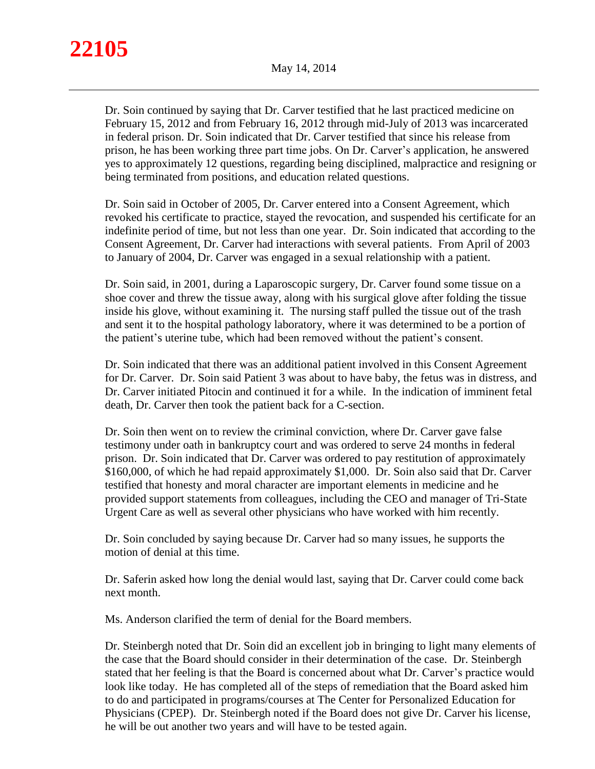Dr. Soin continued by saying that Dr. Carver testified that he last practiced medicine on February 15, 2012 and from February 16, 2012 through mid-July of 2013 was incarcerated in federal prison. Dr. Soin indicated that Dr. Carver testified that since his release from prison, he has been working three part time jobs. On Dr. Carver's application, he answered yes to approximately 12 questions, regarding being disciplined, malpractice and resigning or being terminated from positions, and education related questions.

Dr. Soin said in October of 2005, Dr. Carver entered into a Consent Agreement, which revoked his certificate to practice, stayed the revocation, and suspended his certificate for an indefinite period of time, but not less than one year. Dr. Soin indicated that according to the Consent Agreement, Dr. Carver had interactions with several patients. From April of 2003 to January of 2004, Dr. Carver was engaged in a sexual relationship with a patient.

Dr. Soin said, in 2001, during a Laparoscopic surgery, Dr. Carver found some tissue on a shoe cover and threw the tissue away, along with his surgical glove after folding the tissue inside his glove, without examining it. The nursing staff pulled the tissue out of the trash and sent it to the hospital pathology laboratory, where it was determined to be a portion of the patient's uterine tube, which had been removed without the patient's consent.

Dr. Soin indicated that there was an additional patient involved in this Consent Agreement for Dr. Carver. Dr. Soin said Patient 3 was about to have baby, the fetus was in distress, and Dr. Carver initiated Pitocin and continued it for a while. In the indication of imminent fetal death, Dr. Carver then took the patient back for a C-section.

Dr. Soin then went on to review the criminal conviction, where Dr. Carver gave false testimony under oath in bankruptcy court and was ordered to serve 24 months in federal prison. Dr. Soin indicated that Dr. Carver was ordered to pay restitution of approximately $160,000, of which he had repaid approximately $1,000. Dr. Soin also said that Dr. Carver testified that honesty and moral character are important elements in medicine and he provided support statements from colleagues, including the CEO and manager of Tri-State Urgent Care as well as several other physicians who have worked with him recently.

Dr. Soin concluded by saying because Dr. Carver had so many issues, he supports the motion of denial at this time.

Dr. Saferin asked how long the denial would last, saying that Dr. Carver could come back next month.

Ms. Anderson clarified the term of denial for the Board members.

Dr. Steinbergh noted that Dr. Soin did an excellent job in bringing to light many elements of the case that the Board should consider in their determination of the case. Dr. Steinbergh stated that her feeling is that the Board is concerned about what Dr. Carver's practice would look like today. He has completed all of the steps of remediation that the Board asked him to do and participated in programs/courses at The Center for Personalized Education for Physicians (CPEP). Dr. Steinbergh noted if the Board does not give Dr. Carver his license, he will be out another two years and will have to be tested again.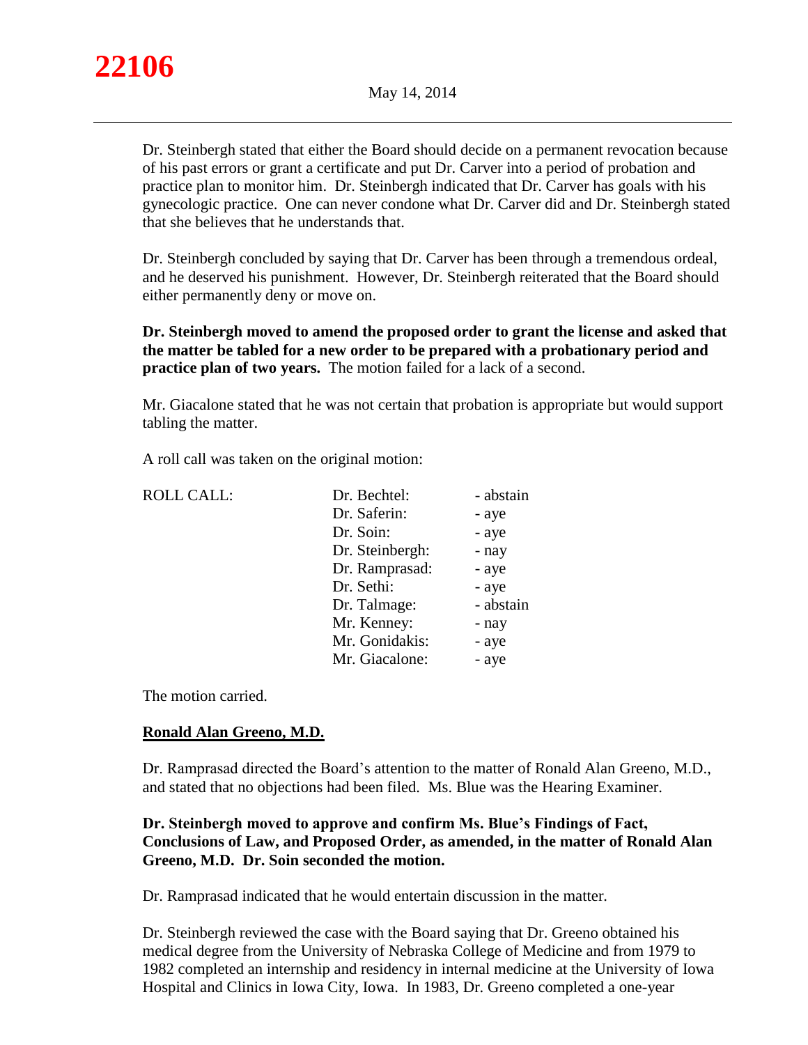Dr. Steinbergh stated that either the Board should decide on a permanent revocation because of his past errors or grant a certificate and put Dr. Carver into a period of probation and practice plan to monitor him. Dr. Steinbergh indicated that Dr. Carver has goals with his gynecologic practice. One can never condone what Dr. Carver did and Dr. Steinbergh stated that she believes that he understands that.

Dr. Steinbergh concluded by saying that Dr. Carver has been through a tremendous ordeal, and he deserved his punishment. However, Dr. Steinbergh reiterated that the Board should either permanently deny or move on.

**Dr. Steinbergh moved to amend the proposed order to grant the license and asked that the matter be tabled for a new order to be prepared with a probationary period and practice plan of two years.** The motion failed for a lack of a second.

Mr. Giacalone stated that he was not certain that probation is appropriate but would support tabling the matter.

A roll call was taken on the original motion:

| ROLL CALL: | | |
|---|---|---|
| | Dr. Bechtel: | - abstain |
| | Dr. Saferin: | - aye |
| | Dr. Soin: | - aye |
| | Dr. Steinbergh: | - nay |
| | Dr. Ramprasad: | - aye |
| | Dr. Sethi: | - aye |
| | Dr. Talmage: | - abstain |
| | Mr. Kenney: | - nay |
| | Mr. Gonidakis: | - aye |
| | Mr. Giacalone: | - aye |

The motion carried.

**Ronald Alan Greeno, M.D.**

Dr. Ramprasad directed the Board's attention to the matter of Ronald Alan Greeno, M.D., and stated that no objections had been filed. Ms. Blue was the Hearing Examiner.

**Dr. Steinbergh moved to approve and confirm Ms. Blue's Findings of Fact, Conclusions of Law, and Proposed Order, as amended, in the matter of Ronald Alan Greeno, M.D. Dr. Soin seconded the motion.**

Dr. Ramprasad indicated that he would entertain discussion in the matter.

Dr. Steinbergh reviewed the case with the Board saying that Dr. Greeno obtained his medical degree from the University of Nebraska College of Medicine and from 1979 to 1982 completed an internship and residency in internal medicine at the University of Iowa Hospital and Clinics in Iowa City, Iowa. In 1983, Dr. Greeno completed a one-year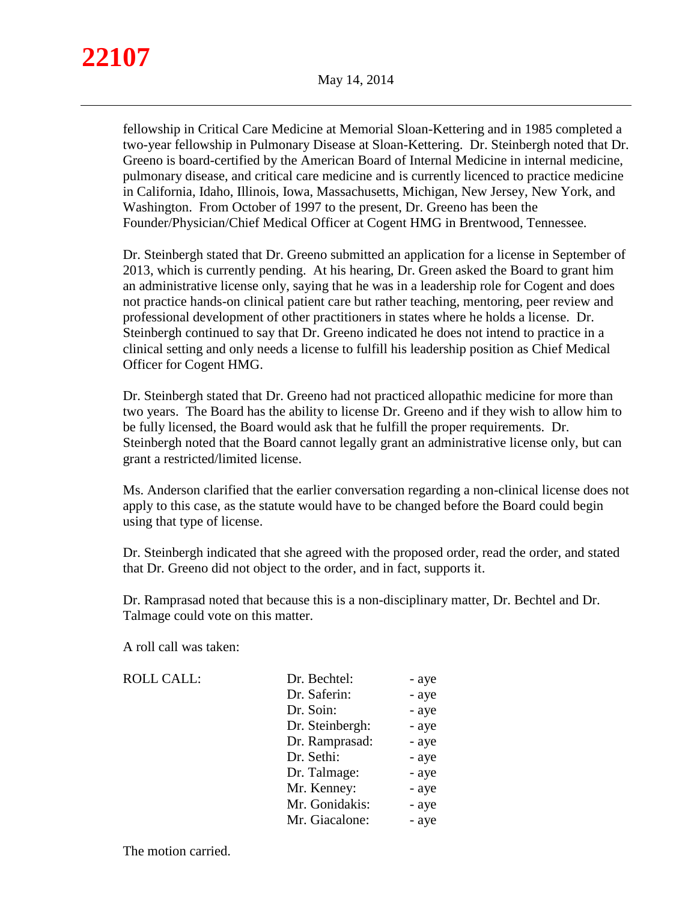fellowship in Critical Care Medicine at Memorial Sloan-Kettering and in 1985 completed a two-year fellowship in Pulmonary Disease at Sloan-Kettering. Dr. Steinbergh noted that Dr. Greeno is board-certified by the American Board of Internal Medicine in internal medicine, pulmonary disease, and critical care medicine and is currently licenced to practice medicine in California, Idaho, Illinois, Iowa, Massachusetts, Michigan, New Jersey, New York, and Washington. From October of 1997 to the present, Dr. Greeno has been the Founder/Physician/Chief Medical Officer at Cogent HMG in Brentwood, Tennessee.

Dr. Steinbergh stated that Dr. Greeno submitted an application for a license in September of 2013, which is currently pending. At his hearing, Dr. Green asked the Board to grant him an administrative license only, saying that he was in a leadership role for Cogent and does not practice hands-on clinical patient care but rather teaching, mentoring, peer review and professional development of other practitioners in states where he holds a license. Dr. Steinbergh continued to say that Dr. Greeno indicated he does not intend to practice in a clinical setting and only needs a license to fulfill his leadership position as Chief Medical Officer for Cogent HMG.

Dr. Steinbergh stated that Dr. Greeno had not practiced allopathic medicine for more than two years. The Board has the ability to license Dr. Greeno and if they wish to allow him to be fully licensed, the Board would ask that he fulfill the proper requirements. Dr. Steinbergh noted that the Board cannot legally grant an administrative license only, but can grant a restricted/limited license.

Ms. Anderson clarified that the earlier conversation regarding a non-clinical license does not apply to this case, as the statute would have to be changed before the Board could begin using that type of license.

Dr. Steinbergh indicated that she agreed with the proposed order, read the order, and stated that Dr. Greeno did not object to the order, and in fact, supports it.

Dr. Ramprasad noted that because this is a non-disciplinary matter, Dr. Bechtel and Dr. Talmage could vote on this matter.

A roll call was taken:

| ROLL CALL: | Dr. Bechtel: | - aye |
|---|---|---|
| | Dr. Saferin: | - aye |
| | Dr. Soin: | - aye |
| | Dr. Steinbergh: | - aye |
| | Dr. Ramprasad: | - aye |
| | Dr. Sethi: | - aye |
| | Dr. Talmage: | - aye |
| | Mr. Kenney: | - aye |
| | Mr. Gonidakis: | - aye |
| | Mr. Giacalone: | - aye |

The motion carried.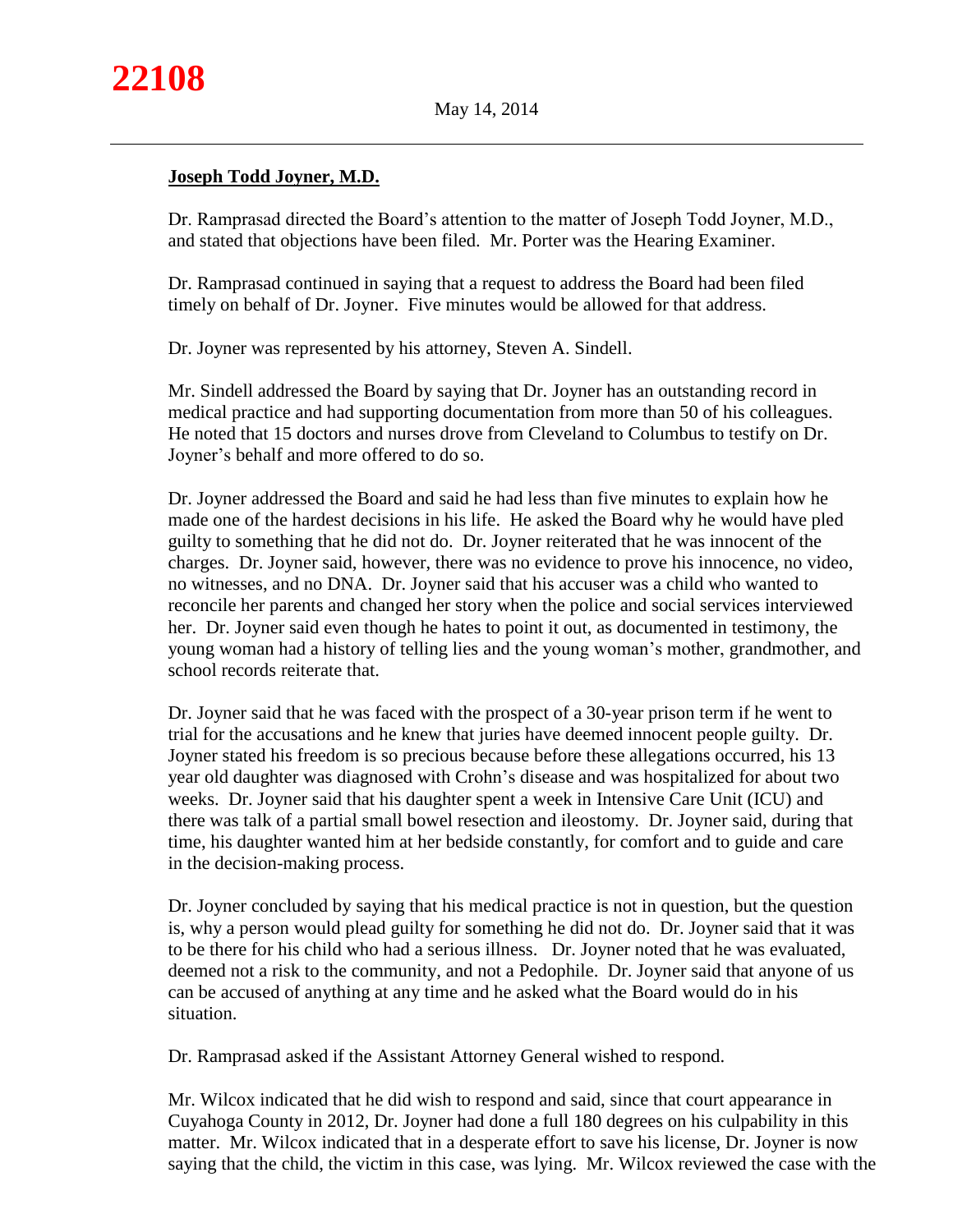**Joseph Todd Joyner, M.D.**

Dr. Ramprasad directed the Board's attention to the matter of Joseph Todd Joyner, M.D., and stated that objections have been filed. Mr. Porter was the Hearing Examiner.

Dr. Ramprasad continued in saying that a request to address the Board had been filed timely on behalf of Dr. Joyner. Five minutes would be allowed for that address.

Dr. Joyner was represented by his attorney, Steven A. Sindell.

Mr. Sindell addressed the Board by saying that Dr. Joyner has an outstanding record in medical practice and had supporting documentation from more than 50 of his colleagues. He noted that 15 doctors and nurses drove from Cleveland to Columbus to testify on Dr. Joyner's behalf and more offered to do so.

Dr. Joyner addressed the Board and said he had less than five minutes to explain how he made one of the hardest decisions in his life. He asked the Board why he would have pled guilty to something that he did not do. Dr. Joyner reiterated that he was innocent of the charges. Dr. Joyner said, however, there was no evidence to prove his innocence, no video, no witnesses, and no DNA. Dr. Joyner said that his accuser was a child who wanted to reconcile her parents and changed her story when the police and social services interviewed her. Dr. Joyner said even though he hates to point it out, as documented in testimony, the young woman had a history of telling lies and the young woman's mother, grandmother, and school records reiterate that.

Dr. Joyner said that he was faced with the prospect of a 30-year prison term if he went to trial for the accusations and he knew that juries have deemed innocent people guilty. Dr. Joyner stated his freedom is so precious because before these allegations occurred, his 13 year old daughter was diagnosed with Crohn's disease and was hospitalized for about two weeks. Dr. Joyner said that his daughter spent a week in Intensive Care Unit (ICU) and there was talk of a partial small bowel resection and ileostomy. Dr. Joyner said, during that time, his daughter wanted him at her bedside constantly, for comfort and to guide and care in the decision-making process.

Dr. Joyner concluded by saying that his medical practice is not in question, but the question is, why a person would plead guilty for something he did not do. Dr. Joyner said that it was to be there for his child who had a serious illness. Dr. Joyner noted that he was evaluated, deemed not a risk to the community, and not a Pedophile. Dr. Joyner said that anyone of us can be accused of anything at any time and he asked what the Board would do in his situation.

Dr. Ramprasad asked if the Assistant Attorney General wished to respond.

Mr. Wilcox indicated that he did wish to respond and said, since that court appearance in Cuyahoga County in 2012, Dr. Joyner had done a full 180 degrees on his culpability in this matter. Mr. Wilcox indicated that in a desperate effort to save his license, Dr. Joyner is now saying that the child, the victim in this case, was lying. Mr. Wilcox reviewed the case with the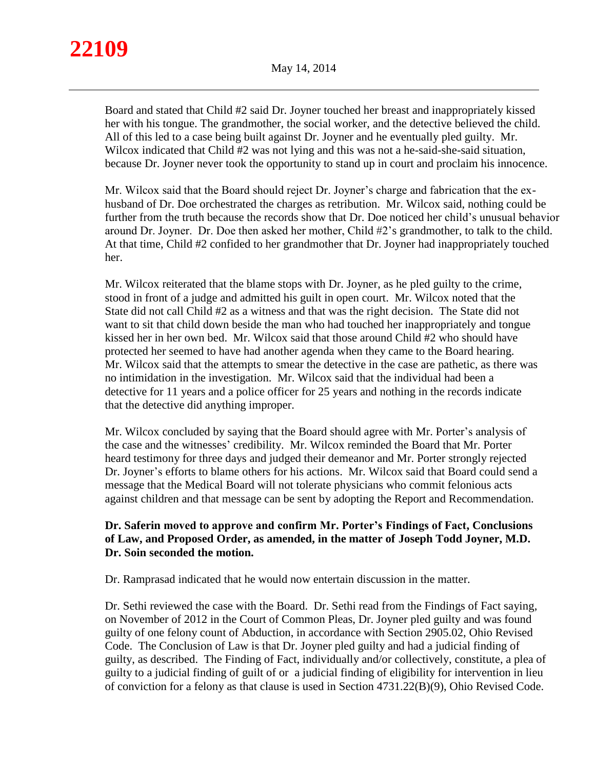Board and stated that Child #2 said Dr. Joyner touched her breast and inappropriately kissed her with his tongue. The grandmother, the social worker, and the detective believed the child. All of this led to a case being built against Dr. Joyner and he eventually pled guilty. Mr. Wilcox indicated that Child #2 was not lying and this was not a he-said-she-said situation, because Dr. Joyner never took the opportunity to stand up in court and proclaim his innocence.

Mr. Wilcox said that the Board should reject Dr. Joyner's charge and fabrication that the ex-husband of Dr. Doe orchestrated the charges as retribution. Mr. Wilcox said, nothing could be further from the truth because the records show that Dr. Doe noticed her child's unusual behavior around Dr. Joyner. Dr. Doe then asked her mother, Child #2's grandmother, to talk to the child. At that time, Child #2 confided to her grandmother that Dr. Joyner had inappropriately touched her.

Mr. Wilcox reiterated that the blame stops with Dr. Joyner, as he pled guilty to the crime, stood in front of a judge and admitted his guilt in open court. Mr. Wilcox noted that the State did not call Child #2 as a witness and that was the right decision. The State did not want to sit that child down beside the man who had touched her inappropriately and tongue kissed her in her own bed. Mr. Wilcox said that those around Child #2 who should have protected her seemed to have had another agenda when they came to the Board hearing. Mr. Wilcox said that the attempts to smear the detective in the case are pathetic, as there was no intimidation in the investigation. Mr. Wilcox said that the individual had been a detective for 11 years and a police officer for 25 years and nothing in the records indicate that the detective did anything improper.

Mr. Wilcox concluded by saying that the Board should agree with Mr. Porter's analysis of the case and the witnesses' credibility. Mr. Wilcox reminded the Board that Mr. Porter heard testimony for three days and judged their demeanor and Mr. Porter strongly rejected Dr. Joyner's efforts to blame others for his actions. Mr. Wilcox said that Board could send a message that the Medical Board will not tolerate physicians who commit felonious acts against children and that message can be sent by adopting the Report and Recommendation.

**Dr. Saferin moved to approve and confirm Mr. Porter's Findings of Fact, Conclusions of Law, and Proposed Order, as amended, in the matter of Joseph Todd Joyner, M.D. Dr. Soin seconded the motion.**

Dr. Ramprasad indicated that he would now entertain discussion in the matter.

Dr. Sethi reviewed the case with the Board. Dr. Sethi read from the Findings of Fact saying, on November of 2012 in the Court of Common Pleas, Dr. Joyner pled guilty and was found guilty of one felony count of Abduction, in accordance with Section 2905.02, Ohio Revised Code. The Conclusion of Law is that Dr. Joyner pled guilty and had a judicial finding of guilty, as described. The Finding of Fact, individually and/or collectively, constitute, a plea of guilty to a judicial finding of guilt of or a judicial finding of eligibility for intervention in lieu of conviction for a felony as that clause is used in Section 4731.22(B)(9), Ohio Revised Code.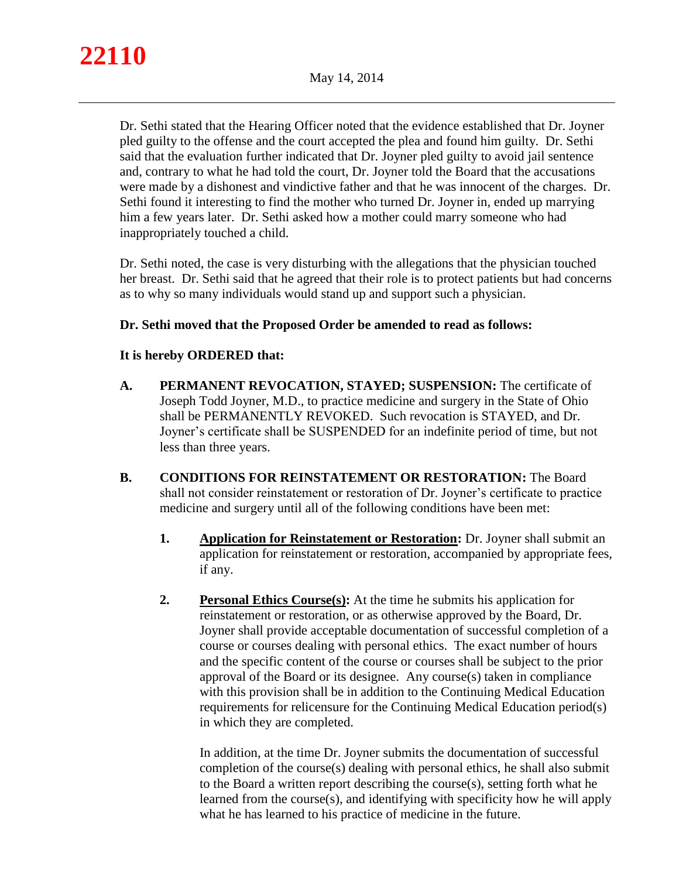Dr. Sethi stated that the Hearing Officer noted that the evidence established that Dr. Joyner pled guilty to the offense and the court accepted the plea and found him guilty. Dr. Sethi said that the evaluation further indicated that Dr. Joyner pled guilty to avoid jail sentence and, contrary to what he had told the court, Dr. Joyner told the Board that the accusations were made by a dishonest and vindictive father and that he was innocent of the charges. Dr. Sethi found it interesting to find the mother who turned Dr. Joyner in, ended up marrying him a few years later. Dr. Sethi asked how a mother could marry someone who had inappropriately touched a child.

Dr. Sethi noted, the case is very disturbing with the allegations that the physician touched her breast. Dr. Sethi said that he agreed that their role is to protect patients but had concerns as to why so many individuals would stand up and support such a physician.

**Dr. Sethi moved that the Proposed Order be amended to read as follows:**

**It is hereby ORDERED that:**

**A. PERMANENT REVOCATION, STAYED; SUSPENSION:** The certificate of Joseph Todd Joyner, M.D., to practice medicine and surgery in the State of Ohio shall be PERMANENTLY REVOKED. Such revocation is STAYED, and Dr. Joyner's certificate shall be SUSPENDED for an indefinite period of time, but not less than three years.

**B. CONDITIONS FOR REINSTATEMENT OR RESTORATION:** The Board shall not consider reinstatement or restoration of Dr. Joyner's certificate to practice medicine and surgery until all of the following conditions have been met:

1. **Application for Reinstatement or Restoration:** Dr. Joyner shall submit an application for reinstatement or restoration, accompanied by appropriate fees, if any.

2. **Personal Ethics Course(s):** At the time he submits his application for reinstatement or restoration, or as otherwise approved by the Board, Dr. Joyner shall provide acceptable documentation of successful completion of a course or courses dealing with personal ethics. The exact number of hours and the specific content of the course or courses shall be subject to the prior approval of the Board or its designee. Any course(s) taken in compliance with this provision shall be in addition to the Continuing Medical Education requirements for relicensure for the Continuing Medical Education period(s) in which they are completed.

   In addition, at the time Dr. Joyner submits the documentation of successful completion of the course(s) dealing with personal ethics, he shall also submit to the Board a written report describing the course(s), setting forth what he learned from the course(s), and identifying with specificity how he will apply what he has learned to his practice of medicine in the future.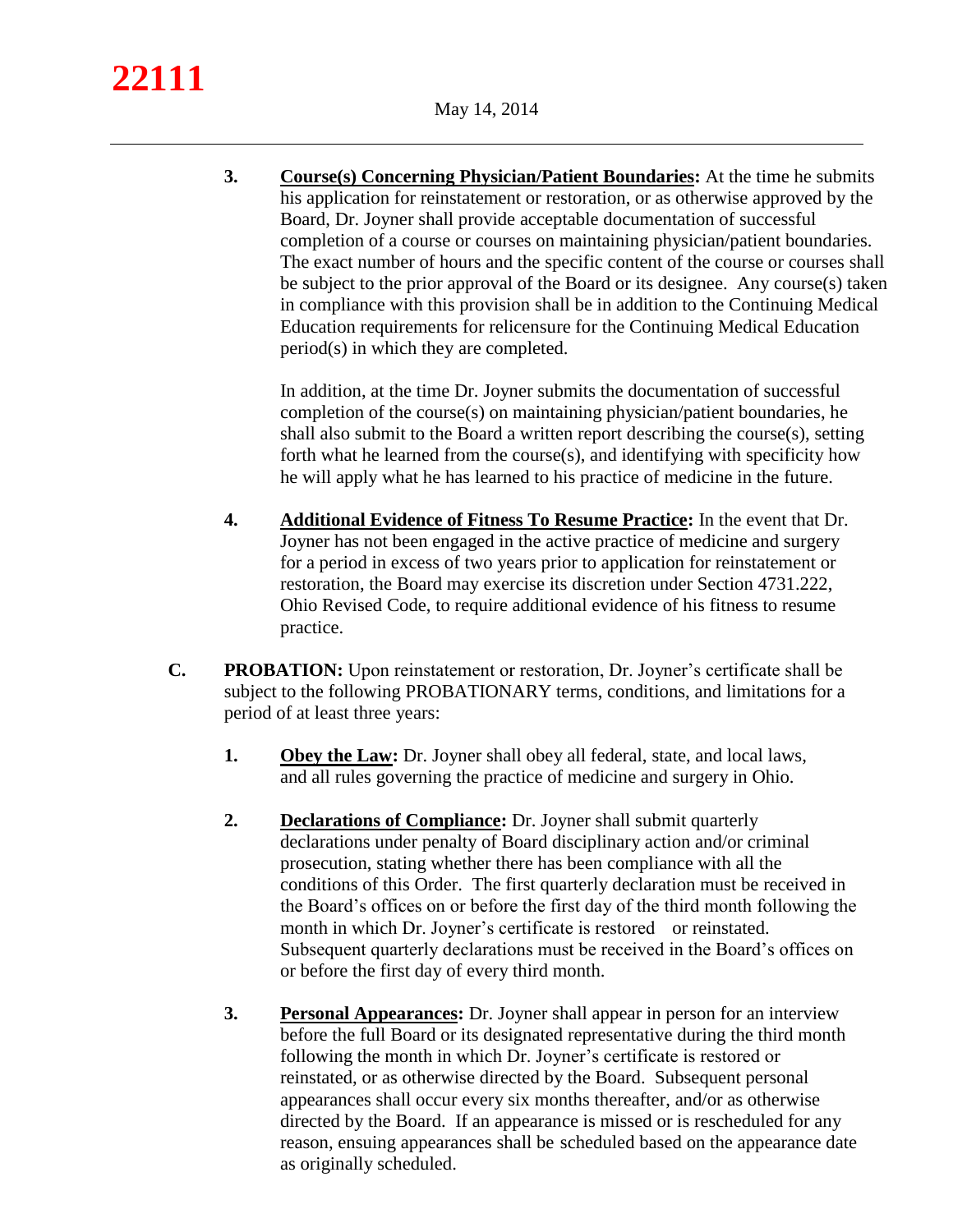3. **Course(s) Concerning Physician/Patient Boundaries:** At the time he submits his application for reinstatement or restoration, or as otherwise approved by the Board, Dr. Joyner shall provide acceptable documentation of successful completion of a course or courses on maintaining physician/patient boundaries. The exact number of hours and the specific content of the course or courses shall be subject to the prior approval of the Board or its designee. Any course(s) taken in compliance with this provision shall be in addition to the Continuing Medical Education requirements for relicensure for the Continuing Medical Education period(s) in which they are completed.

   In addition, at the time Dr. Joyner submits the documentation of successful completion of the course(s) on maintaining physician/patient boundaries, he shall also submit to the Board a written report describing the course(s), setting forth what he learned from the course(s), and identifying with specificity how he will apply what he has learned to his practice of medicine in the future.

4. **Additional Evidence of Fitness To Resume Practice:** In the event that Dr. Joyner has not been engaged in the active practice of medicine and surgery for a period in excess of two years prior to application for reinstatement or restoration, the Board may exercise its discretion under Section 4731.222, Ohio Revised Code, to require additional evidence of his fitness to resume practice.

**C. PROBATION:** Upon reinstatement or restoration, Dr. Joyner's certificate shall be subject to the following PROBATIONARY terms, conditions, and limitations for a period of at least three years:

1. **Obey the Law:** Dr. Joyner shall obey all federal, state, and local laws, and all rules governing the practice of medicine and surgery in Ohio.

2. **Declarations of Compliance:** Dr. Joyner shall submit quarterly declarations under penalty of Board disciplinary action and/or criminal prosecution, stating whether there has been compliance with all the conditions of this Order. The first quarterly declaration must be received in the Board's offices on or before the first day of the third month following the month in which Dr. Joyner's certificate is restored or reinstated. Subsequent quarterly declarations must be received in the Board's offices on or before the first day of every third month.

3. **Personal Appearances:** Dr. Joyner shall appear in person for an interview before the full Board or its designated representative during the third month following the month in which Dr. Joyner's certificate is restored or reinstated, or as otherwise directed by the Board. Subsequent personal appearances shall occur every six months thereafter, and/or as otherwise directed by the Board. If an appearance is missed or is rescheduled for any reason, ensuing appearances shall be scheduled based on the appearance date as originally scheduled.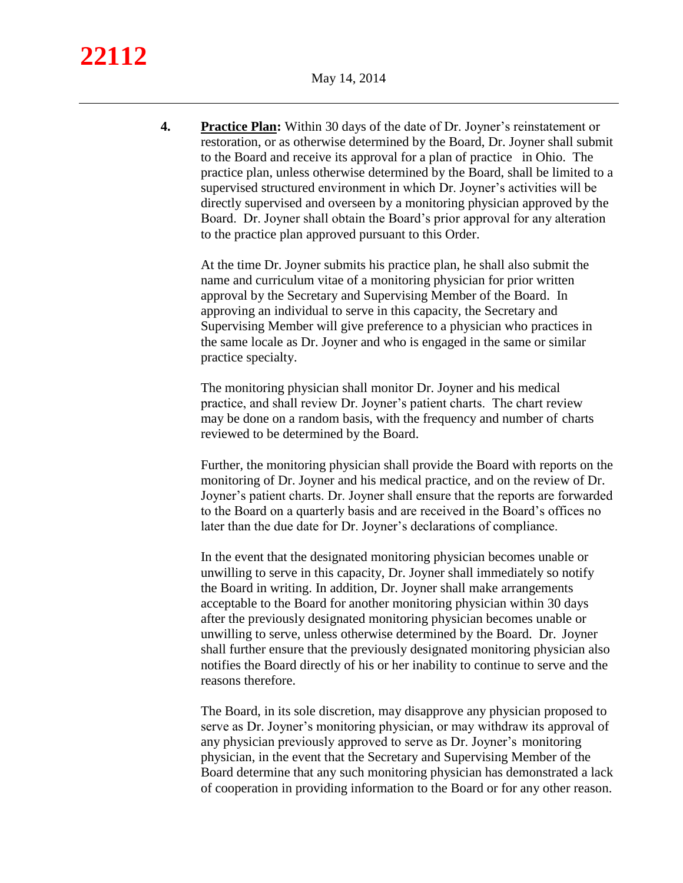4. **Practice Plan:** Within 30 days of the date of Dr. Joyner's reinstatement or restoration, or as otherwise determined by the Board, Dr. Joyner shall submit to the Board and receive its approval for a plan of practice in Ohio. The practice plan, unless otherwise determined by the Board, shall be limited to a supervised structured environment in which Dr. Joyner's activities will be directly supervised and overseen by a monitoring physician approved by the Board. Dr. Joyner shall obtain the Board's prior approval for any alteration to the practice plan approved pursuant to this Order.

   At the time Dr. Joyner submits his practice plan, he shall also submit the name and curriculum vitae of a monitoring physician for prior written approval by the Secretary and Supervising Member of the Board. In approving an individual to serve in this capacity, the Secretary and Supervising Member will give preference to a physician who practices in the same locale as Dr. Joyner and who is engaged in the same or similar practice specialty.

   The monitoring physician shall monitor Dr. Joyner and his medical practice, and shall review Dr. Joyner's patient charts. The chart review may be done on a random basis, with the frequency and number of charts reviewed to be determined by the Board.

   Further, the monitoring physician shall provide the Board with reports on the monitoring of Dr. Joyner and his medical practice, and on the review of Dr. Joyner's patient charts. Dr. Joyner shall ensure that the reports are forwarded to the Board on a quarterly basis and are received in the Board's offices no later than the due date for Dr. Joyner's declarations of compliance.

   In the event that the designated monitoring physician becomes unable or unwilling to serve in this capacity, Dr. Joyner shall immediately so notify the Board in writing. In addition, Dr. Joyner shall make arrangements acceptable to the Board for another monitoring physician within 30 days after the previously designated monitoring physician becomes unable or unwilling to serve, unless otherwise determined by the Board. Dr. Joyner shall further ensure that the previously designated monitoring physician also notifies the Board directly of his or her inability to continue to serve and the reasons therefore.

   The Board, in its sole discretion, may disapprove any physician proposed to serve as Dr. Joyner's monitoring physician, or may withdraw its approval of any physician previously approved to serve as Dr. Joyner's monitoring physician, in the event that the Secretary and Supervising Member of the Board determine that any such monitoring physician has demonstrated a lack of cooperation in providing information to the Board or for any other reason.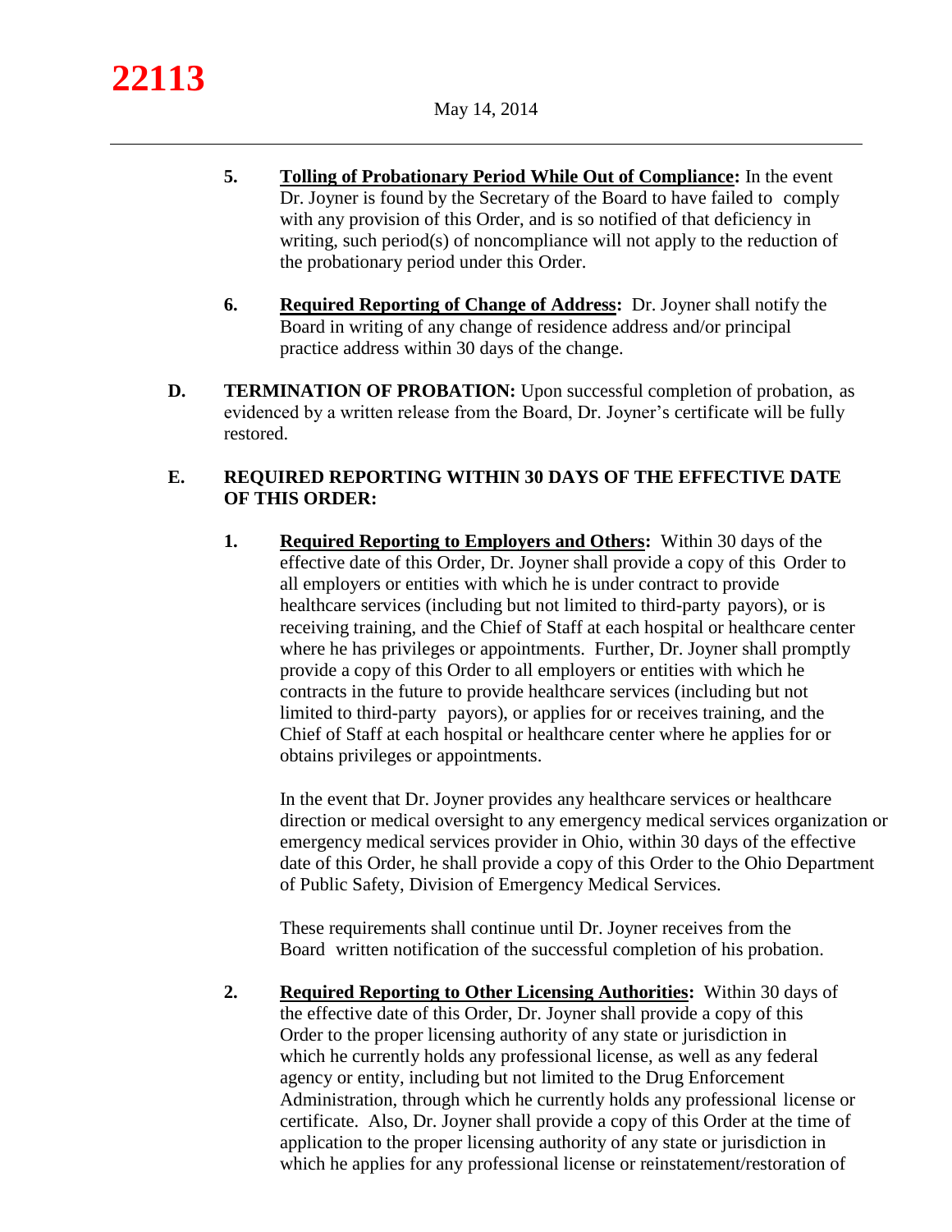5. **Tolling of Probationary Period While Out of Compliance:** In the event Dr. Joyner is found by the Secretary of the Board to have failed to comply with any provision of this Order, and is so notified of that deficiency in writing, such period(s) of noncompliance will not apply to the reduction of the probationary period under this Order.

6. **Required Reporting of Change of Address:** Dr. Joyner shall notify the Board in writing of any change of residence address and/or principal practice address within 30 days of the change.

**D. TERMINATION OF PROBATION:** Upon successful completion of probation, as evidenced by a written release from the Board, Dr. Joyner's certificate will be fully restored.

**E. REQUIRED REPORTING WITHIN 30 DAYS OF THE EFFECTIVE DATE OF THIS ORDER:**

1. **Required Reporting to Employers and Others:** Within 30 days of the effective date of this Order, Dr. Joyner shall provide a copy of this Order to all employers or entities with which he is under contract to provide healthcare services (including but not limited to third-party payors), or is receiving training, and the Chief of Staff at each hospital or healthcare center where he has privileges or appointments. Further, Dr. Joyner shall promptly provide a copy of this Order to all employers or entities with which he contracts in the future to provide healthcare services (including but not limited to third-party payors), or applies for or receives training, and the Chief of Staff at each hospital or healthcare center where he applies for or obtains privileges or appointments.

   In the event that Dr. Joyner provides any healthcare services or healthcare direction or medical oversight to any emergency medical services organization or emergency medical services provider in Ohio, within 30 days of the effective date of this Order, he shall provide a copy of this Order to the Ohio Department of Public Safety, Division of Emergency Medical Services.

   These requirements shall continue until Dr. Joyner receives from the Board written notification of the successful completion of his probation.

2. **Required Reporting to Other Licensing Authorities:** Within 30 days of the effective date of this Order, Dr. Joyner shall provide a copy of this Order to the proper licensing authority of any state or jurisdiction in which he currently holds any professional license, as well as any federal agency or entity, including but not limited to the Drug Enforcement Administration, through which he currently holds any professional license or certificate. Also, Dr. Joyner shall provide a copy of this Order at the time of application to the proper licensing authority of any state or jurisdiction in which he applies for any professional license or reinstatement/restoration of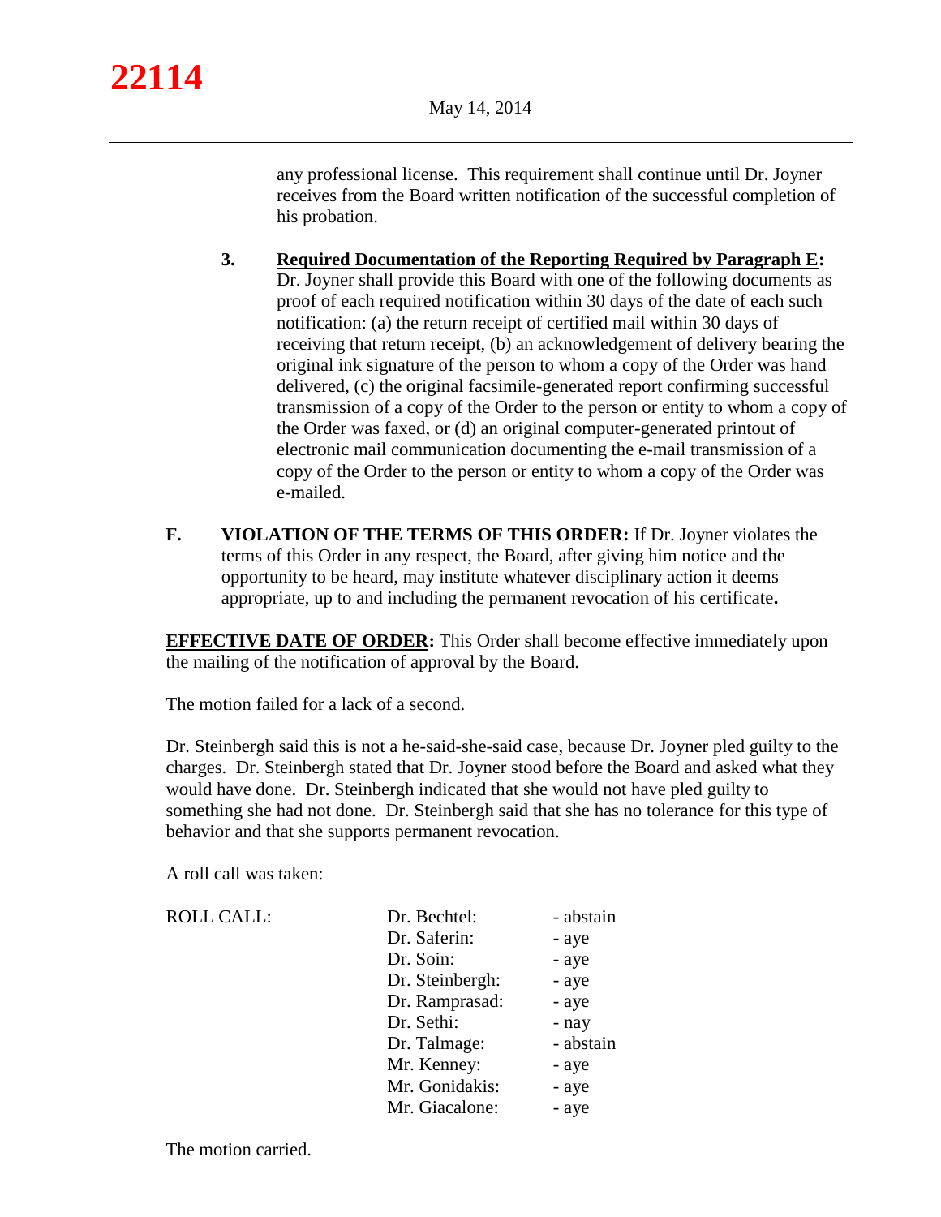any professional license. This requirement shall continue until Dr. Joyner receives from the Board written notification of the successful completion of his probation.

3. **<u>Required Documentation of the Reporting Required by Paragraph E</u>:** Dr. Joyner shall provide this Board with one of the following documents as proof of each required notification within 30 days of the date of each such notification: (a) the return receipt of certified mail within 30 days of receiving that return receipt, (b) an acknowledgement of delivery bearing the original ink signature of the person to whom a copy of the Order was hand delivered, (c) the original facsimile-generated report confirming successful transmission of a copy of the Order to the person or entity to whom a copy of the Order was faxed, or (d) an original computer-generated printout of electronic mail communication documenting the e-mail transmission of a copy of the Order to the person or entity to whom a copy of the Order was e-mailed.

**F. VIOLATION OF THE TERMS OF THIS ORDER:** If Dr. Joyner violates the terms of this Order in any respect, the Board, after giving him notice and the opportunity to be heard, may institute whatever disciplinary action it deems appropriate, up to and including the permanent revocation of his certificate**.**

**<u>EFFECTIVE DATE OF ORDER</u>:** This Order shall become effective immediately upon the mailing of the notification of approval by the Board.

The motion failed for a lack of a second.

Dr. Steinbergh said this is not a he-said-she-said case, because Dr. Joyner pled guilty to the charges. Dr. Steinbergh stated that Dr. Joyner stood before the Board and asked what they would have done. Dr. Steinbergh indicated that she would not have pled guilty to something she had not done. Dr. Steinbergh said that she has no tolerance for this type of behavior and that she supports permanent revocation.

A roll call was taken:

| ROLL CALL: | | |
|---|---|---|
| | Dr. Bechtel: | - abstain |
| | Dr. Saferin: | - aye |
| | Dr. Soin: | - aye |
| | Dr. Steinbergh: | - aye |
| | Dr. Ramprasad: | - aye |
| | Dr. Sethi: | - nay |
| | Dr. Talmage: | - abstain |
| | Mr. Kenney: | - aye |
| | Mr. Gonidakis: | - aye |
| | Mr. Giacalone: | - aye |

The motion carried.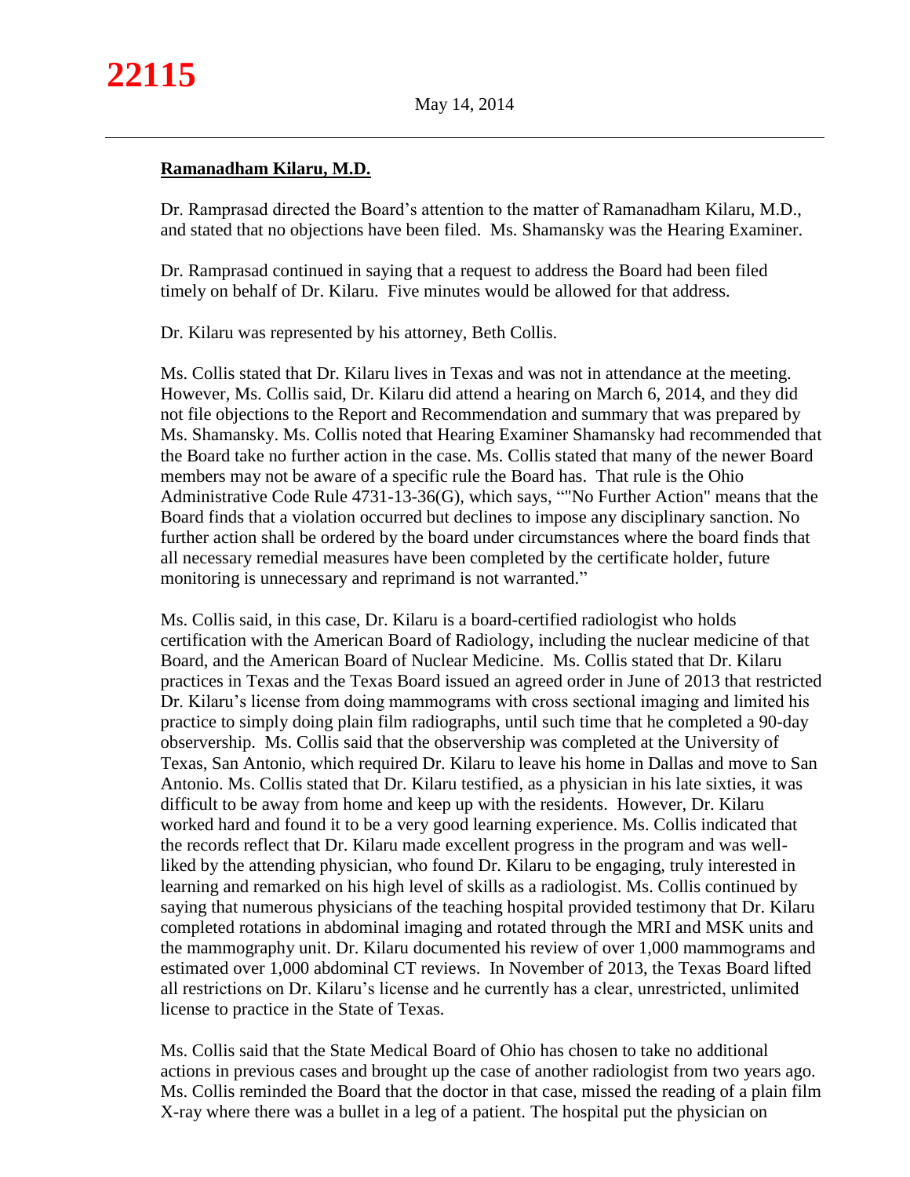**Ramanadham Kilaru, M.D.**

Dr. Ramprasad directed the Board's attention to the matter of Ramanadham Kilaru, M.D., and stated that no objections have been filed. Ms. Shamansky was the Hearing Examiner.

Dr. Ramprasad continued in saying that a request to address the Board had been filed timely on behalf of Dr. Kilaru. Five minutes would be allowed for that address.

Dr. Kilaru was represented by his attorney, Beth Collis.

Ms. Collis stated that Dr. Kilaru lives in Texas and was not in attendance at the meeting. However, Ms. Collis said, Dr. Kilaru did attend a hearing on March 6, 2014, and they did not file objections to the Report and Recommendation and summary that was prepared by Ms. Shamansky. Ms. Collis noted that Hearing Examiner Shamansky had recommended that the Board take no further action in the case. Ms. Collis stated that many of the newer Board members may not be aware of a specific rule the Board has. That rule is the Ohio Administrative Code Rule 4731-13-36(G), which says, ""No Further Action" means that the Board finds that a violation occurred but declines to impose any disciplinary sanction. No further action shall be ordered by the board under circumstances where the board finds that all necessary remedial measures have been completed by the certificate holder, future monitoring is unnecessary and reprimand is not warranted."

Ms. Collis said, in this case, Dr. Kilaru is a board-certified radiologist who holds certification with the American Board of Radiology, including the nuclear medicine of that Board, and the American Board of Nuclear Medicine. Ms. Collis stated that Dr. Kilaru practices in Texas and the Texas Board issued an agreed order in June of 2013 that restricted Dr. Kilaru's license from doing mammograms with cross sectional imaging and limited his practice to simply doing plain film radiographs, until such time that he completed a 90-day observership. Ms. Collis said that the observership was completed at the University of Texas, San Antonio, which required Dr. Kilaru to leave his home in Dallas and move to San Antonio. Ms. Collis stated that Dr. Kilaru testified, as a physician in his late sixties, it was difficult to be away from home and keep up with the residents. However, Dr. Kilaru worked hard and found it to be a very good learning experience. Ms. Collis indicated that the records reflect that Dr. Kilaru made excellent progress in the program and was well-liked by the attending physician, who found Dr. Kilaru to be engaging, truly interested in learning and remarked on his high level of skills as a radiologist. Ms. Collis continued by saying that numerous physicians of the teaching hospital provided testimony that Dr. Kilaru completed rotations in abdominal imaging and rotated through the MRI and MSK units and the mammography unit. Dr. Kilaru documented his review of over 1,000 mammograms and estimated over 1,000 abdominal CT reviews. In November of 2013, the Texas Board lifted all restrictions on Dr. Kilaru's license and he currently has a clear, unrestricted, unlimited license to practice in the State of Texas.

Ms. Collis said that the State Medical Board of Ohio has chosen to take no additional actions in previous cases and brought up the case of another radiologist from two years ago. Ms. Collis reminded the Board that the doctor in that case, missed the reading of a plain film X-ray where there was a bullet in a leg of a patient. The hospital put the physician on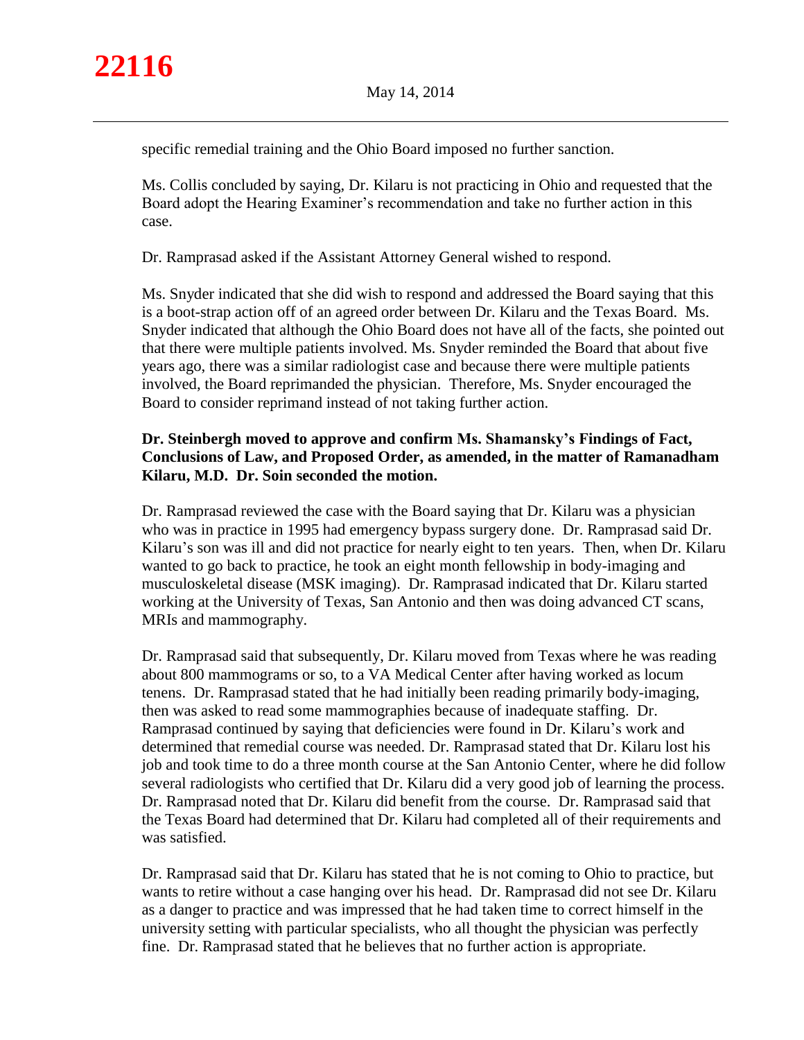specific remedial training and the Ohio Board imposed no further sanction.

Ms. Collis concluded by saying, Dr. Kilaru is not practicing in Ohio and requested that the Board adopt the Hearing Examiner's recommendation and take no further action in this case.

Dr. Ramprasad asked if the Assistant Attorney General wished to respond.

Ms. Snyder indicated that she did wish to respond and addressed the Board saying that this is a boot-strap action off of an agreed order between Dr. Kilaru and the Texas Board. Ms. Snyder indicated that although the Ohio Board does not have all of the facts, she pointed out that there were multiple patients involved. Ms. Snyder reminded the Board that about five years ago, there was a similar radiologist case and because there were multiple patients involved, the Board reprimanded the physician. Therefore, Ms. Snyder encouraged the Board to consider reprimand instead of not taking further action.

**Dr. Steinbergh moved to approve and confirm Ms. Shamansky's Findings of Fact, Conclusions of Law, and Proposed Order, as amended, in the matter of Ramanadham Kilaru, M.D. Dr. Soin seconded the motion.**

Dr. Ramprasad reviewed the case with the Board saying that Dr. Kilaru was a physician who was in practice in 1995 had emergency bypass surgery done. Dr. Ramprasad said Dr. Kilaru's son was ill and did not practice for nearly eight to ten years. Then, when Dr. Kilaru wanted to go back to practice, he took an eight month fellowship in body-imaging and musculoskeletal disease (MSK imaging). Dr. Ramprasad indicated that Dr. Kilaru started working at the University of Texas, San Antonio and then was doing advanced CT scans, MRIs and mammography.

Dr. Ramprasad said that subsequently, Dr. Kilaru moved from Texas where he was reading about 800 mammograms or so, to a VA Medical Center after having worked as locum tenens. Dr. Ramprasad stated that he had initially been reading primarily body-imaging, then was asked to read some mammographies because of inadequate staffing. Dr. Ramprasad continued by saying that deficiencies were found in Dr. Kilaru's work and determined that remedial course was needed. Dr. Ramprasad stated that Dr. Kilaru lost his job and took time to do a three month course at the San Antonio Center, where he did follow several radiologists who certified that Dr. Kilaru did a very good job of learning the process. Dr. Ramprasad noted that Dr. Kilaru did benefit from the course. Dr. Ramprasad said that the Texas Board had determined that Dr. Kilaru had completed all of their requirements and was satisfied.

Dr. Ramprasad said that Dr. Kilaru has stated that he is not coming to Ohio to practice, but wants to retire without a case hanging over his head. Dr. Ramprasad did not see Dr. Kilaru as a danger to practice and was impressed that he had taken time to correct himself in the university setting with particular specialists, who all thought the physician was perfectly fine. Dr. Ramprasad stated that he believes that no further action is appropriate.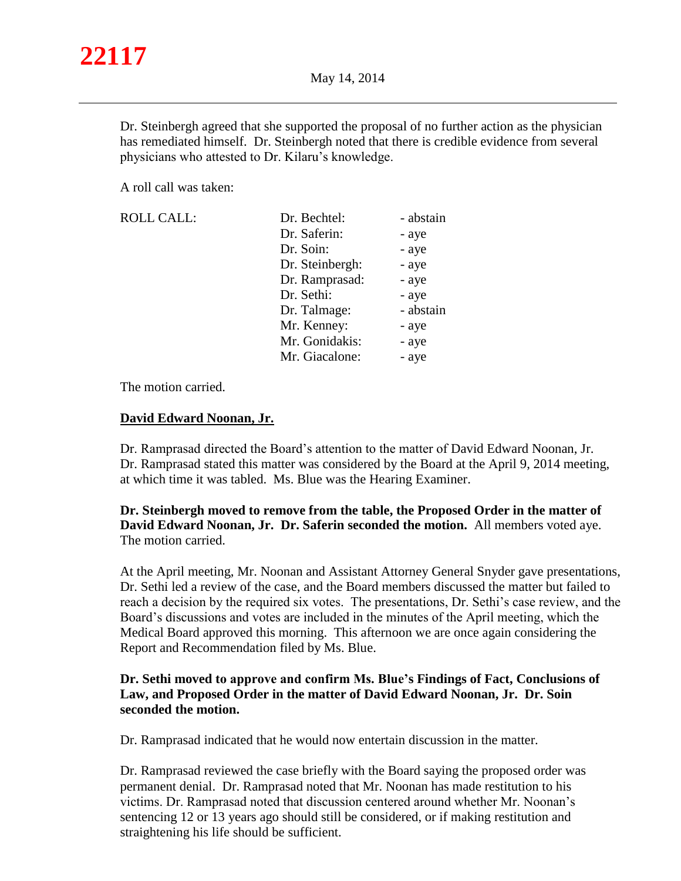Dr. Steinbergh agreed that she supported the proposal of no further action as the physician has remediated himself. Dr. Steinbergh noted that there is credible evidence from several physicians who attested to Dr. Kilaru's knowledge.

A roll call was taken:

| ROLL CALL: | | |
|---|---|---|
| | Dr. Bechtel: | - abstain |
| | Dr. Saferin: | - aye |
| | Dr. Soin: | - aye |
| | Dr. Steinbergh: | - aye |
| | Dr. Ramprasad: | - aye |
| | Dr. Sethi: | - aye |
| | Dr. Talmage: | - abstain |
| | Mr. Kenney: | - aye |
| | Mr. Gonidakis: | - aye |
| | Mr. Giacalone: | - aye |

The motion carried.

**David Edward Noonan, Jr.**

Dr. Ramprasad directed the Board's attention to the matter of David Edward Noonan, Jr. Dr. Ramprasad stated this matter was considered by the Board at the April 9, 2014 meeting, at which time it was tabled. Ms. Blue was the Hearing Examiner.

**Dr. Steinbergh moved to remove from the table, the Proposed Order in the matter of David Edward Noonan, Jr. Dr. Saferin seconded the motion.** All members voted aye. The motion carried.

At the April meeting, Mr. Noonan and Assistant Attorney General Snyder gave presentations, Dr. Sethi led a review of the case, and the Board members discussed the matter but failed to reach a decision by the required six votes. The presentations, Dr. Sethi's case review, and the Board's discussions and votes are included in the minutes of the April meeting, which the Medical Board approved this morning. This afternoon we are once again considering the Report and Recommendation filed by Ms. Blue.

**Dr. Sethi moved to approve and confirm Ms. Blue's Findings of Fact, Conclusions of Law, and Proposed Order in the matter of David Edward Noonan, Jr. Dr. Soin seconded the motion.**

Dr. Ramprasad indicated that he would now entertain discussion in the matter.

Dr. Ramprasad reviewed the case briefly with the Board saying the proposed order was permanent denial. Dr. Ramprasad noted that Mr. Noonan has made restitution to his victims. Dr. Ramprasad noted that discussion centered around whether Mr. Noonan's sentencing 12 or 13 years ago should still be considered, or if making restitution and straightening his life should be sufficient.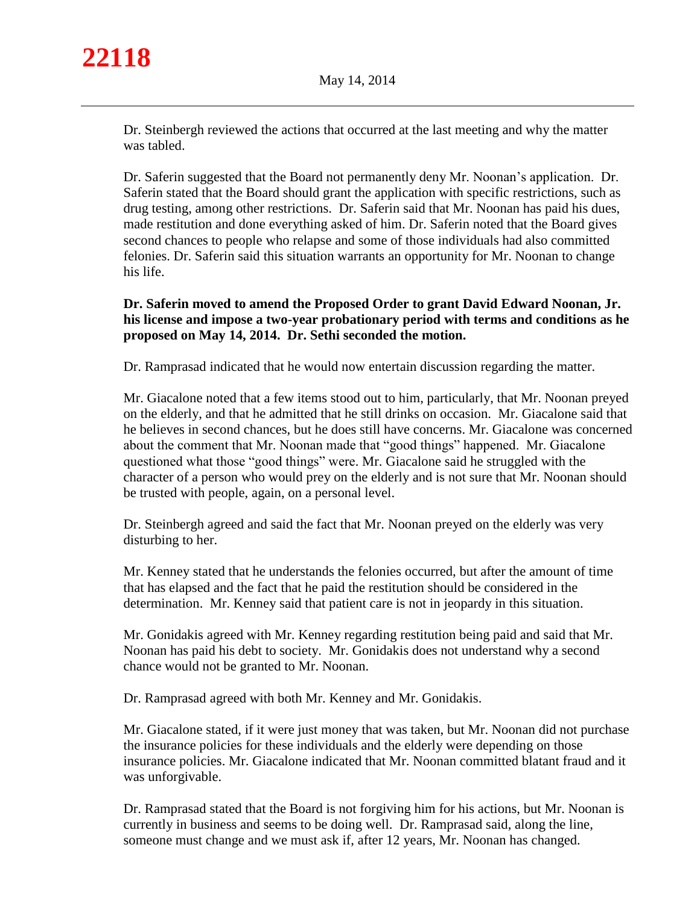Dr. Steinbergh reviewed the actions that occurred at the last meeting and why the matter was tabled.

Dr. Saferin suggested that the Board not permanently deny Mr. Noonan's application. Dr. Saferin stated that the Board should grant the application with specific restrictions, such as drug testing, among other restrictions. Dr. Saferin said that Mr. Noonan has paid his dues, made restitution and done everything asked of him. Dr. Saferin noted that the Board gives second chances to people who relapse and some of those individuals had also committed felonies. Dr. Saferin said this situation warrants an opportunity for Mr. Noonan to change his life.

**Dr. Saferin moved to amend the Proposed Order to grant David Edward Noonan, Jr. his license and impose a two-year probationary period with terms and conditions as he proposed on May 14, 2014. Dr. Sethi seconded the motion.**

Dr. Ramprasad indicated that he would now entertain discussion regarding the matter.

Mr. Giacalone noted that a few items stood out to him, particularly, that Mr. Noonan preyed on the elderly, and that he admitted that he still drinks on occasion. Mr. Giacalone said that he believes in second chances, but he does still have concerns. Mr. Giacalone was concerned about the comment that Mr. Noonan made that "good things" happened. Mr. Giacalone questioned what those "good things" were. Mr. Giacalone said he struggled with the character of a person who would prey on the elderly and is not sure that Mr. Noonan should be trusted with people, again, on a personal level.

Dr. Steinbergh agreed and said the fact that Mr. Noonan preyed on the elderly was very disturbing to her.

Mr. Kenney stated that he understands the felonies occurred, but after the amount of time that has elapsed and the fact that he paid the restitution should be considered in the determination. Mr. Kenney said that patient care is not in jeopardy in this situation.

Mr. Gonidakis agreed with Mr. Kenney regarding restitution being paid and said that Mr. Noonan has paid his debt to society. Mr. Gonidakis does not understand why a second chance would not be granted to Mr. Noonan.

Dr. Ramprasad agreed with both Mr. Kenney and Mr. Gonidakis.

Mr. Giacalone stated, if it were just money that was taken, but Mr. Noonan did not purchase the insurance policies for these individuals and the elderly were depending on those insurance policies. Mr. Giacalone indicated that Mr. Noonan committed blatant fraud and it was unforgivable.

Dr. Ramprasad stated that the Board is not forgiving him for his actions, but Mr. Noonan is currently in business and seems to be doing well. Dr. Ramprasad said, along the line, someone must change and we must ask if, after 12 years, Mr. Noonan has changed.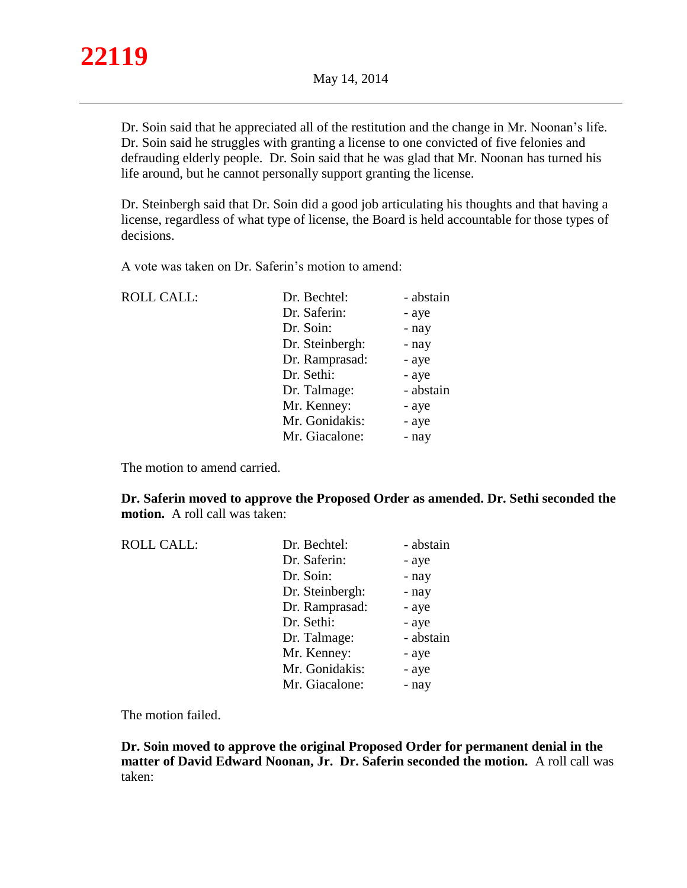Dr. Soin said that he appreciated all of the restitution and the change in Mr. Noonan's life. Dr. Soin said he struggles with granting a license to one convicted of five felonies and defrauding elderly people. Dr. Soin said that he was glad that Mr. Noonan has turned his life around, but he cannot personally support granting the license.

Dr. Steinbergh said that Dr. Soin did a good job articulating his thoughts and that having a license, regardless of what type of license, the Board is held accountable for those types of decisions.

A vote was taken on Dr. Saferin's motion to amend:

| ROLL CALL: | Dr. Bechtel: | - abstain |
|---|---|---|
| | Dr. Saferin: | - aye |
| | Dr. Soin: | - nay |
| | Dr. Steinbergh: | - nay |
| | Dr. Ramprasad: | - aye |
| | Dr. Sethi: | - aye |
| | Dr. Talmage: | - abstain |
| | Mr. Kenney: | - aye |
| | Mr. Gonidakis: | - aye |
| | Mr. Giacalone: | - nay |

The motion to amend carried.

**Dr. Saferin moved to approve the Proposed Order as amended. Dr. Sethi seconded the motion.** A roll call was taken:

| ROLL CALL: | Dr. Bechtel: | - abstain |
|---|---|---|
| | Dr. Saferin: | - aye |
| | Dr. Soin: | - nay |
| | Dr. Steinbergh: | - nay |
| | Dr. Ramprasad: | - aye |
| | Dr. Sethi: | - aye |
| | Dr. Talmage: | - abstain |
| | Mr. Kenney: | - aye |
| | Mr. Gonidakis: | - aye |
| | Mr. Giacalone: | - nay |

The motion failed.

**Dr. Soin moved to approve the original Proposed Order for permanent denial in the matter of David Edward Noonan, Jr. Dr. Saferin seconded the motion.** A roll call was taken: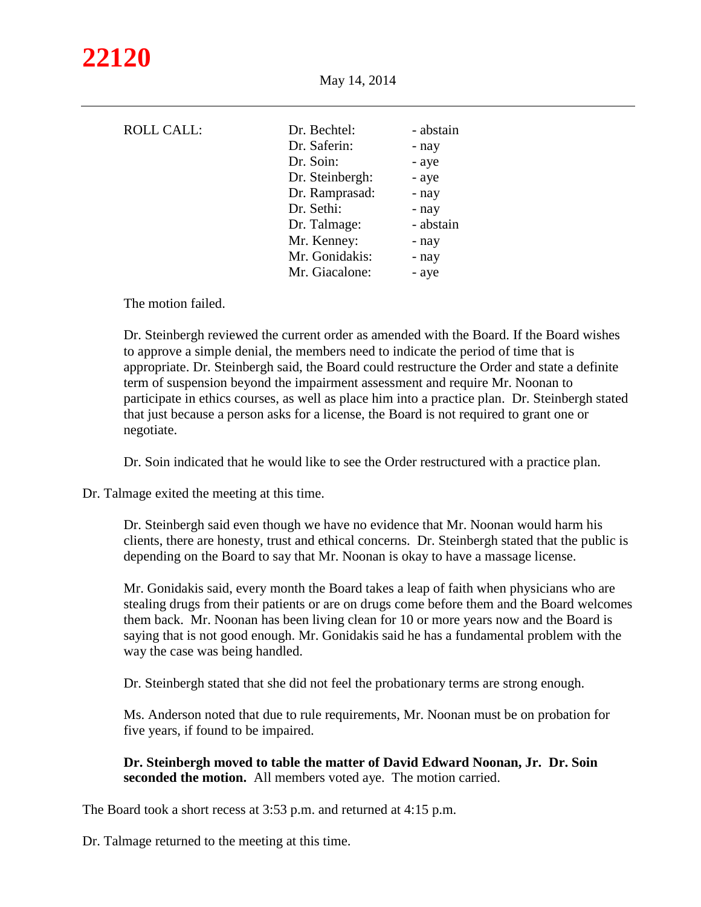ROLL CALL:

| | |
|---|---|
| Dr. Bechtel: | - abstain |
| Dr. Saferin: | - nay |
| Dr. Soin: | - aye |
| Dr. Steinbergh: | - aye |
| Dr. Ramprasad: | - nay |
| Dr. Sethi: | - nay |
| Dr. Talmage: | - abstain |
| Mr. Kenney: | - nay |
| Mr. Gonidakis: | - nay |
| Mr. Giacalone: | - aye |

The motion failed.

Dr. Steinbergh reviewed the current order as amended with the Board. If the Board wishes to approve a simple denial, the members need to indicate the period of time that is appropriate. Dr. Steinbergh said, the Board could restructure the Order and state a definite term of suspension beyond the impairment assessment and require Mr. Noonan to participate in ethics courses, as well as place him into a practice plan. Dr. Steinbergh stated that just because a person asks for a license, the Board is not required to grant one or negotiate.

Dr. Soin indicated that he would like to see the Order restructured with a practice plan.

Dr. Talmage exited the meeting at this time.

Dr. Steinbergh said even though we have no evidence that Mr. Noonan would harm his clients, there are honesty, trust and ethical concerns. Dr. Steinbergh stated that the public is depending on the Board to say that Mr. Noonan is okay to have a massage license.

Mr. Gonidakis said, every month the Board takes a leap of faith when physicians who are stealing drugs from their patients or are on drugs come before them and the Board welcomes them back. Mr. Noonan has been living clean for 10 or more years now and the Board is saying that is not good enough. Mr. Gonidakis said he has a fundamental problem with the way the case was being handled.

Dr. Steinbergh stated that she did not feel the probationary terms are strong enough.

Ms. Anderson noted that due to rule requirements, Mr. Noonan must be on probation for five years, if found to be impaired.

**Dr. Steinbergh moved to table the matter of David Edward Noonan, Jr. Dr. Soin seconded the motion.** All members voted aye. The motion carried.

The Board took a short recess at 3:53 p.m. and returned at 4:15 p.m.

Dr. Talmage returned to the meeting at this time.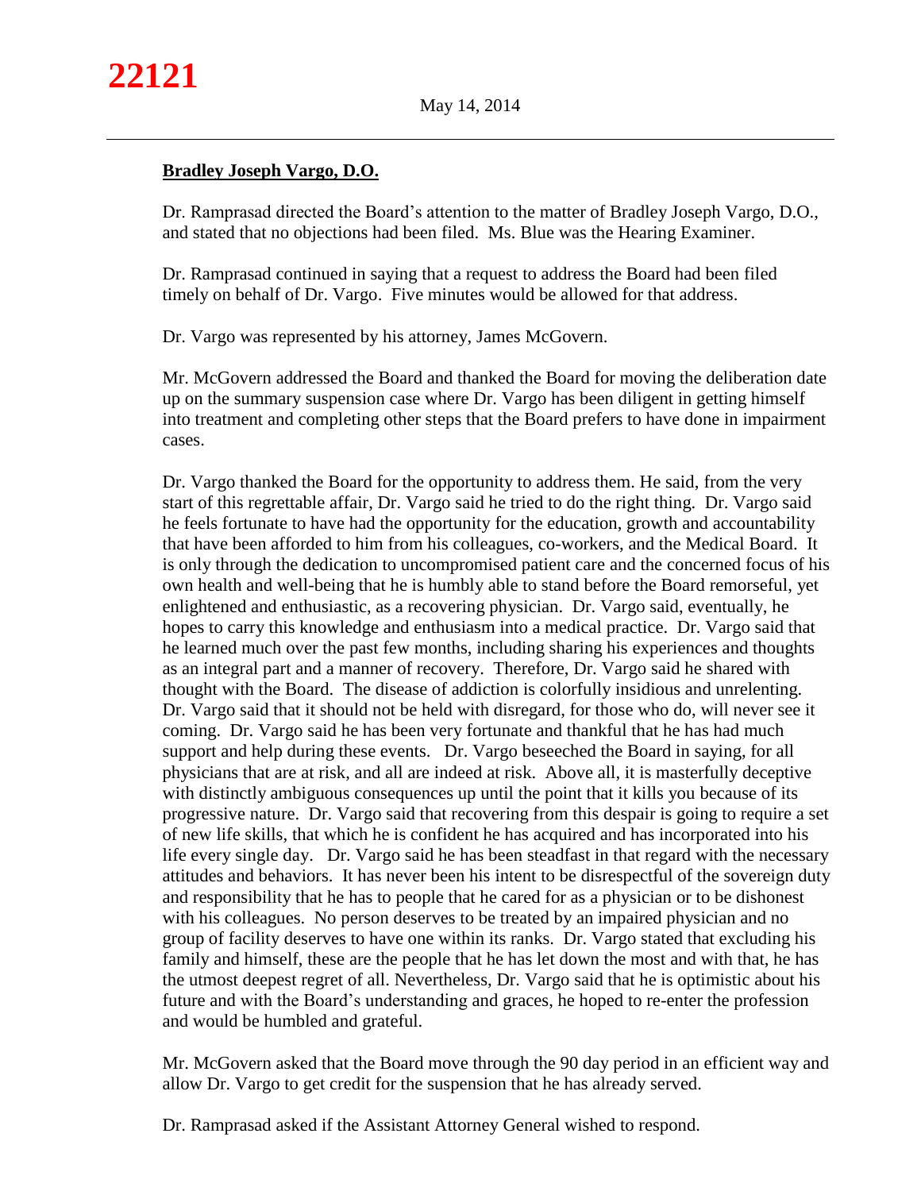**Bradley Joseph Vargo, D.O.**

Dr. Ramprasad directed the Board's attention to the matter of Bradley Joseph Vargo, D.O., and stated that no objections had been filed. Ms. Blue was the Hearing Examiner.

Dr. Ramprasad continued in saying that a request to address the Board had been filed timely on behalf of Dr. Vargo. Five minutes would be allowed for that address.

Dr. Vargo was represented by his attorney, James McGovern.

Mr. McGovern addressed the Board and thanked the Board for moving the deliberation date up on the summary suspension case where Dr. Vargo has been diligent in getting himself into treatment and completing other steps that the Board prefers to have done in impairment cases.

Dr. Vargo thanked the Board for the opportunity to address them. He said, from the very start of this regrettable affair, Dr. Vargo said he tried to do the right thing. Dr. Vargo said he feels fortunate to have had the opportunity for the education, growth and accountability that have been afforded to him from his colleagues, co-workers, and the Medical Board. It is only through the dedication to uncompromised patient care and the concerned focus of his own health and well-being that he is humbly able to stand before the Board remorseful, yet enlightened and enthusiastic, as a recovering physician. Dr. Vargo said, eventually, he hopes to carry this knowledge and enthusiasm into a medical practice. Dr. Vargo said that he learned much over the past few months, including sharing his experiences and thoughts as an integral part and a manner of recovery. Therefore, Dr. Vargo said he shared with thought with the Board. The disease of addiction is colorfully insidious and unrelenting. Dr. Vargo said that it should not be held with disregard, for those who do, will never see it coming. Dr. Vargo said he has been very fortunate and thankful that he has had much support and help during these events. Dr. Vargo beseeched the Board in saying, for all physicians that are at risk, and all are indeed at risk. Above all, it is masterfully deceptive with distinctly ambiguous consequences up until the point that it kills you because of its progressive nature. Dr. Vargo said that recovering from this despair is going to require a set of new life skills, that which he is confident he has acquired and has incorporated into his life every single day. Dr. Vargo said he has been steadfast in that regard with the necessary attitudes and behaviors. It has never been his intent to be disrespectful of the sovereign duty and responsibility that he has to people that he cared for as a physician or to be dishonest with his colleagues. No person deserves to be treated by an impaired physician and no group of facility deserves to have one within its ranks. Dr. Vargo stated that excluding his family and himself, these are the people that he has let down the most and with that, he has the utmost deepest regret of all. Nevertheless, Dr. Vargo said that he is optimistic about his future and with the Board's understanding and graces, he hoped to re-enter the profession and would be humbled and grateful.

Mr. McGovern asked that the Board move through the 90 day period in an efficient way and allow Dr. Vargo to get credit for the suspension that he has already served.

Dr. Ramprasad asked if the Assistant Attorney General wished to respond.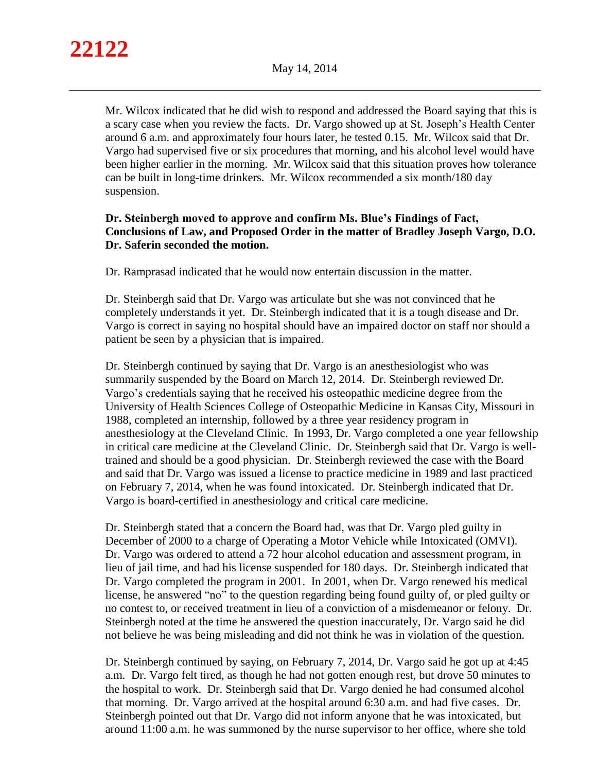Mr. Wilcox indicated that he did wish to respond and addressed the Board saying that this is a scary case when you review the facts. Dr. Vargo showed up at St. Joseph's Health Center around 6 a.m. and approximately four hours later, he tested 0.15. Mr. Wilcox said that Dr. Vargo had supervised five or six procedures that morning, and his alcohol level would have been higher earlier in the morning. Mr. Wilcox said that this situation proves how tolerance can be built in long-time drinkers. Mr. Wilcox recommended a six month/180 day suspension.

**Dr. Steinbergh moved to approve and confirm Ms. Blue's Findings of Fact, Conclusions of Law, and Proposed Order in the matter of Bradley Joseph Vargo, D.O. Dr. Saferin seconded the motion.**

Dr. Ramprasad indicated that he would now entertain discussion in the matter.

Dr. Steinbergh said that Dr. Vargo was articulate but she was not convinced that he completely understands it yet. Dr. Steinbergh indicated that it is a tough disease and Dr. Vargo is correct in saying no hospital should have an impaired doctor on staff nor should a patient be seen by a physician that is impaired.

Dr. Steinbergh continued by saying that Dr. Vargo is an anesthesiologist who was summarily suspended by the Board on March 12, 2014. Dr. Steinbergh reviewed Dr. Vargo's credentials saying that he received his osteopathic medicine degree from the University of Health Sciences College of Osteopathic Medicine in Kansas City, Missouri in 1988, completed an internship, followed by a three year residency program in anesthesiology at the Cleveland Clinic. In 1993, Dr. Vargo completed a one year fellowship in critical care medicine at the Cleveland Clinic. Dr. Steinbergh said that Dr. Vargo is well-trained and should be a good physician. Dr. Steinbergh reviewed the case with the Board and said that Dr. Vargo was issued a license to practice medicine in 1989 and last practiced on February 7, 2014, when he was found intoxicated. Dr. Steinbergh indicated that Dr. Vargo is board-certified in anesthesiology and critical care medicine.

Dr. Steinbergh stated that a concern the Board had, was that Dr. Vargo pled guilty in December of 2000 to a charge of Operating a Motor Vehicle while Intoxicated (OMVI). Dr. Vargo was ordered to attend a 72 hour alcohol education and assessment program, in lieu of jail time, and had his license suspended for 180 days. Dr. Steinbergh indicated that Dr. Vargo completed the program in 2001. In 2001, when Dr. Vargo renewed his medical license, he answered "no" to the question regarding being found guilty of, or pled guilty or no contest to, or received treatment in lieu of a conviction of a misdemeanor or felony. Dr. Steinbergh noted at the time he answered the question inaccurately, Dr. Vargo said he did not believe he was being misleading and did not think he was in violation of the question.

Dr. Steinbergh continued by saying, on February 7, 2014, Dr. Vargo said he got up at 4:45 a.m. Dr. Vargo felt tired, as though he had not gotten enough rest, but drove 50 minutes to the hospital to work. Dr. Steinbergh said that Dr. Vargo denied he had consumed alcohol that morning. Dr. Vargo arrived at the hospital around 6:30 a.m. and had five cases. Dr. Steinbergh pointed out that Dr. Vargo did not inform anyone that he was intoxicated, but around 11:00 a.m. he was summoned by the nurse supervisor to her office, where she told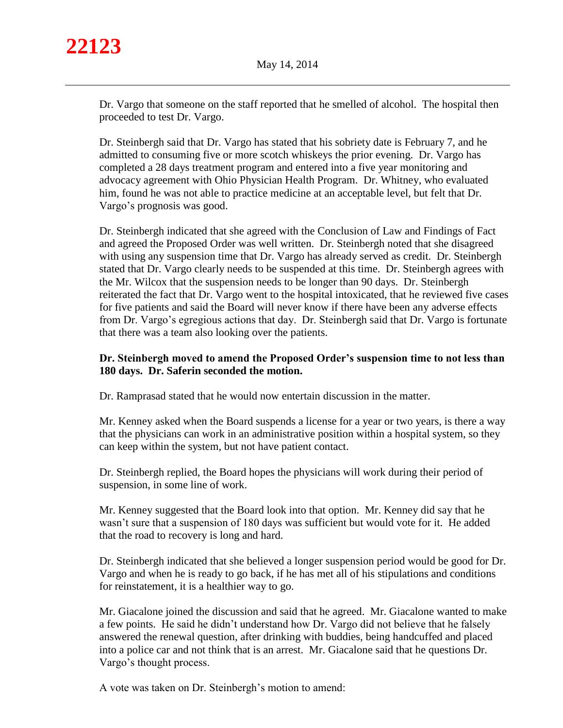Dr. Vargo that someone on the staff reported that he smelled of alcohol. The hospital then proceeded to test Dr. Vargo.

Dr. Steinbergh said that Dr. Vargo has stated that his sobriety date is February 7, and he admitted to consuming five or more scotch whiskeys the prior evening. Dr. Vargo has completed a 28 days treatment program and entered into a five year monitoring and advocacy agreement with Ohio Physician Health Program. Dr. Whitney, who evaluated him, found he was not able to practice medicine at an acceptable level, but felt that Dr. Vargo's prognosis was good.

Dr. Steinbergh indicated that she agreed with the Conclusion of Law and Findings of Fact and agreed the Proposed Order was well written. Dr. Steinbergh noted that she disagreed with using any suspension time that Dr. Vargo has already served as credit. Dr. Steinbergh stated that Dr. Vargo clearly needs to be suspended at this time. Dr. Steinbergh agrees with the Mr. Wilcox that the suspension needs to be longer than 90 days. Dr. Steinbergh reiterated the fact that Dr. Vargo went to the hospital intoxicated, that he reviewed five cases for five patients and said the Board will never know if there have been any adverse effects from Dr. Vargo's egregious actions that day. Dr. Steinbergh said that Dr. Vargo is fortunate that there was a team also looking over the patients.

**Dr. Steinbergh moved to amend the Proposed Order's suspension time to not less than 180 days. Dr. Saferin seconded the motion.**

Dr. Ramprasad stated that he would now entertain discussion in the matter.

Mr. Kenney asked when the Board suspends a license for a year or two years, is there a way that the physicians can work in an administrative position within a hospital system, so they can keep within the system, but not have patient contact.

Dr. Steinbergh replied, the Board hopes the physicians will work during their period of suspension, in some line of work.

Mr. Kenney suggested that the Board look into that option. Mr. Kenney did say that he wasn't sure that a suspension of 180 days was sufficient but would vote for it. He added that the road to recovery is long and hard.

Dr. Steinbergh indicated that she believed a longer suspension period would be good for Dr. Vargo and when he is ready to go back, if he has met all of his stipulations and conditions for reinstatement, it is a healthier way to go.

Mr. Giacalone joined the discussion and said that he agreed. Mr. Giacalone wanted to make a few points. He said he didn't understand how Dr. Vargo did not believe that he falsely answered the renewal question, after drinking with buddies, being handcuffed and placed into a police car and not think that is an arrest. Mr. Giacalone said that he questions Dr. Vargo's thought process.

A vote was taken on Dr. Steinbergh's motion to amend: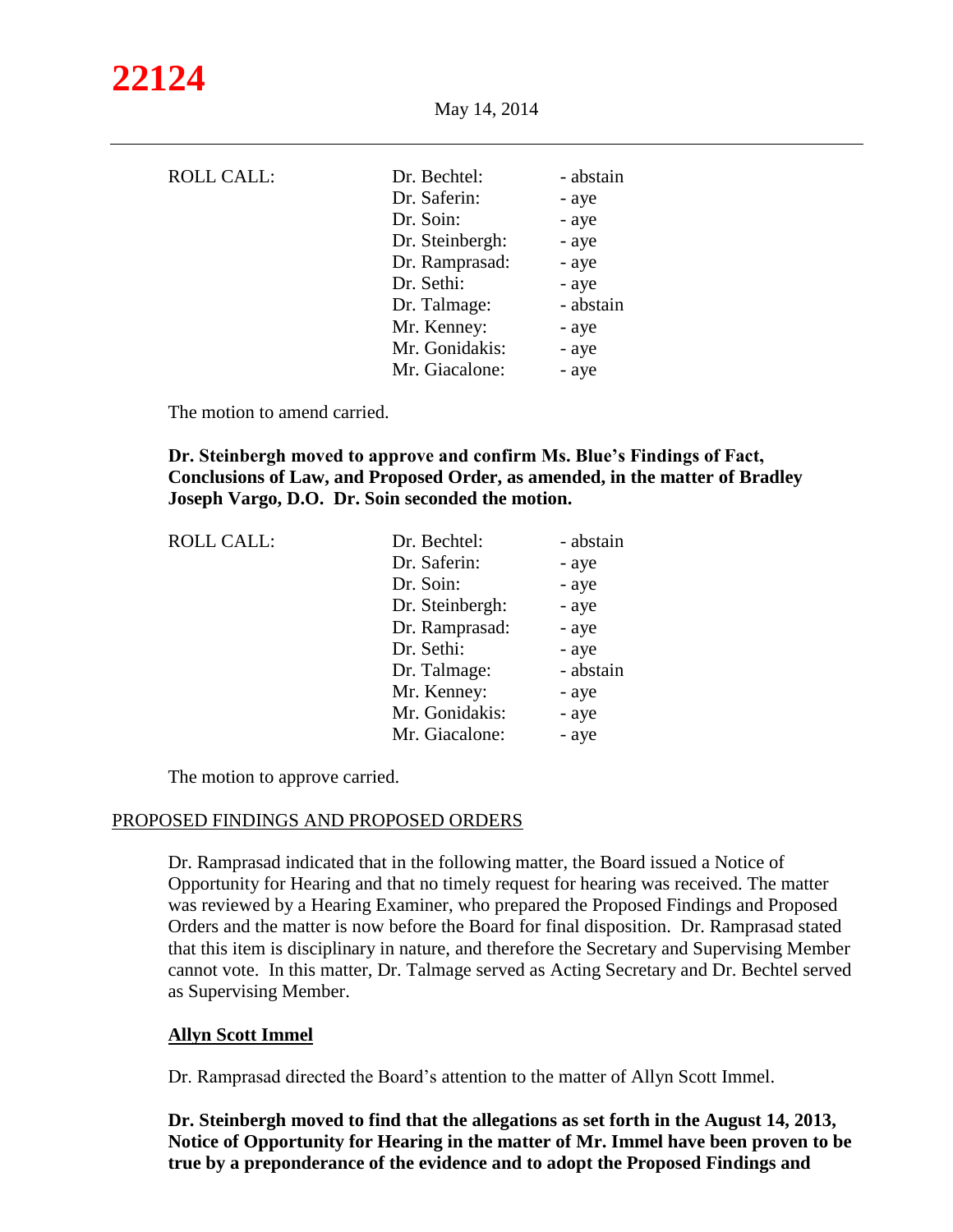ROLL CALL:

| | |
|---|---|
| Dr. Bechtel: | - abstain |
| Dr. Saferin: | - aye |
| Dr. Soin: | - aye |
| Dr. Steinbergh: | - aye |
| Dr. Ramprasad: | - aye |
| Dr. Sethi: | - aye |
| Dr. Talmage: | - abstain |
| Mr. Kenney: | - aye |
| Mr. Gonidakis: | - aye |
| Mr. Giacalone: | - aye |

The motion to amend carried.

**Dr. Steinbergh moved to approve and confirm Ms. Blue's Findings of Fact, Conclusions of Law, and Proposed Order, as amended, in the matter of Bradley Joseph Vargo, D.O. Dr. Soin seconded the motion.**

ROLL CALL:

| | |
|---|---|
| Dr. Bechtel: | - abstain |
| Dr. Saferin: | - aye |
| Dr. Soin: | - aye |
| Dr. Steinbergh: | - aye |
| Dr. Ramprasad: | - aye |
| Dr. Sethi: | - aye |
| Dr. Talmage: | - abstain |
| Mr. Kenney: | - aye |
| Mr. Gonidakis: | - aye |
| Mr. Giacalone: | - aye |

The motion to approve carried.

## PROPOSED FINDINGS AND PROPOSED ORDERS

Dr. Ramprasad indicated that in the following matter, the Board issued a Notice of Opportunity for Hearing and that no timely request for hearing was received. The matter was reviewed by a Hearing Examiner, who prepared the Proposed Findings and Proposed Orders and the matter is now before the Board for final disposition. Dr. Ramprasad stated that this item is disciplinary in nature, and therefore the Secretary and Supervising Member cannot vote. In this matter, Dr. Talmage served as Acting Secretary and Dr. Bechtel served as Supervising Member.

### Allyn Scott Immel

Dr. Ramprasad directed the Board's attention to the matter of Allyn Scott Immel.

**Dr. Steinbergh moved to find that the allegations as set forth in the August 14, 2013, Notice of Opportunity for Hearing in the matter of Mr. Immel have been proven to be true by a preponderance of the evidence and to adopt the Proposed Findings and**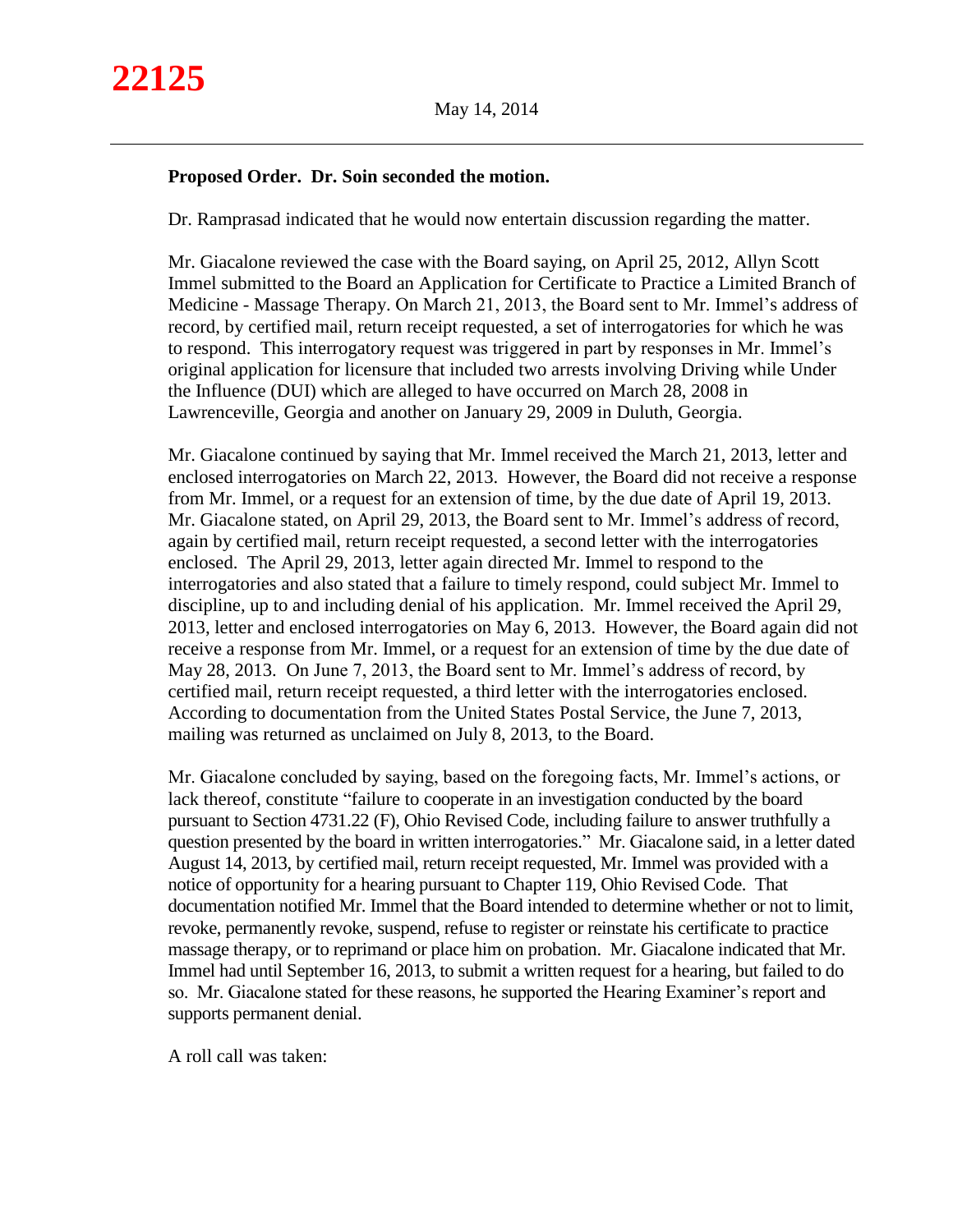**Proposed Order. Dr. Soin seconded the motion.**

Dr. Ramprasad indicated that he would now entertain discussion regarding the matter.

Mr. Giacalone reviewed the case with the Board saying, on April 25, 2012, Allyn Scott Immel submitted to the Board an Application for Certificate to Practice a Limited Branch of Medicine - Massage Therapy. On March 21, 2013, the Board sent to Mr. Immel's address of record, by certified mail, return receipt requested, a set of interrogatories for which he was to respond. This interrogatory request was triggered in part by responses in Mr. Immel's original application for licensure that included two arrests involving Driving while Under the Influence (DUI) which are alleged to have occurred on March 28, 2008 in Lawrenceville, Georgia and another on January 29, 2009 in Duluth, Georgia.

Mr. Giacalone continued by saying that Mr. Immel received the March 21, 2013, letter and enclosed interrogatories on March 22, 2013. However, the Board did not receive a response from Mr. Immel, or a request for an extension of time, by the due date of April 19, 2013. Mr. Giacalone stated, on April 29, 2013, the Board sent to Mr. Immel's address of record, again by certified mail, return receipt requested, a second letter with the interrogatories enclosed. The April 29, 2013, letter again directed Mr. Immel to respond to the interrogatories and also stated that a failure to timely respond, could subject Mr. Immel to discipline, up to and including denial of his application. Mr. Immel received the April 29, 2013, letter and enclosed interrogatories on May 6, 2013. However, the Board again did not receive a response from Mr. Immel, or a request for an extension of time by the due date of May 28, 2013. On June 7, 2013, the Board sent to Mr. Immel's address of record, by certified mail, return receipt requested, a third letter with the interrogatories enclosed. According to documentation from the United States Postal Service, the June 7, 2013, mailing was returned as unclaimed on July 8, 2013, to the Board.

Mr. Giacalone concluded by saying, based on the foregoing facts, Mr. Immel's actions, or lack thereof, constitute "failure to cooperate in an investigation conducted by the board pursuant to Section 4731.22 (F), Ohio Revised Code, including failure to answer truthfully a question presented by the board in written interrogatories." Mr. Giacalone said, in a letter dated August 14, 2013, by certified mail, return receipt requested, Mr. Immel was provided with a notice of opportunity for a hearing pursuant to Chapter 119, Ohio Revised Code. That documentation notified Mr. Immel that the Board intended to determine whether or not to limit, revoke, permanently revoke, suspend, refuse to register or reinstate his certificate to practice massage therapy, or to reprimand or place him on probation. Mr. Giacalone indicated that Mr. Immel had until September 16, 2013, to submit a written request for a hearing, but failed to do so. Mr. Giacalone stated for these reasons, he supported the Hearing Examiner's report and supports permanent denial.

A roll call was taken: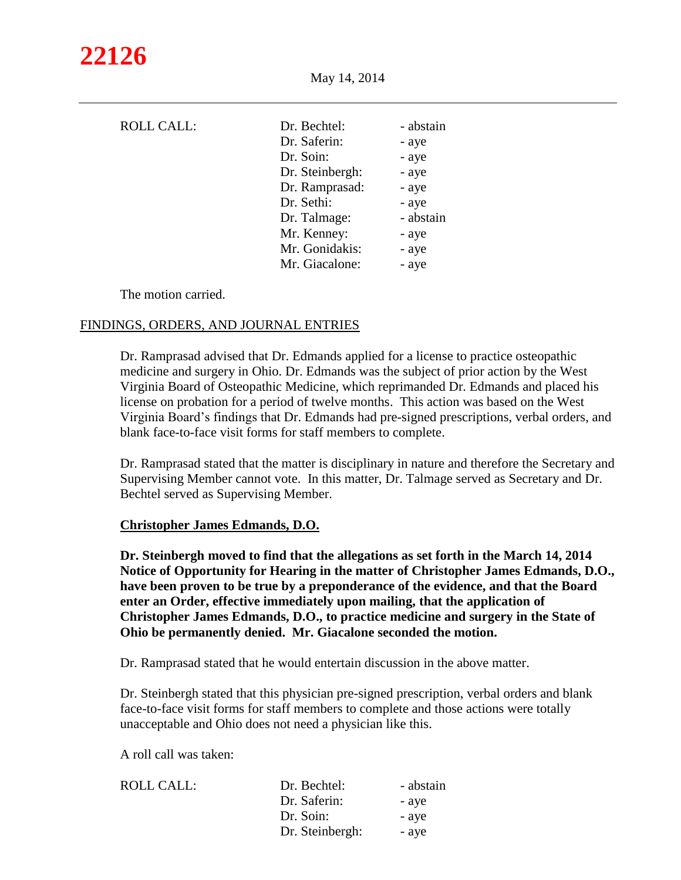ROLL CALL:

| | |
|---|---|
| Dr. Bechtel: | - abstain |
| Dr. Saferin: | - aye |
| Dr. Soin: | - aye |
| Dr. Steinbergh: | - aye |
| Dr. Ramprasad: | - aye |
| Dr. Sethi: | - aye |
| Dr. Talmage: | - abstain |
| Mr. Kenney: | - aye |
| Mr. Gonidakis: | - aye |
| Mr. Giacalone: | - aye |

The motion carried.

## FINDINGS, ORDERS, AND JOURNAL ENTRIES

Dr. Ramprasad advised that Dr. Edmands applied for a license to practice osteopathic medicine and surgery in Ohio. Dr. Edmands was the subject of prior action by the West Virginia Board of Osteopathic Medicine, which reprimanded Dr. Edmands and placed his license on probation for a period of twelve months. This action was based on the West Virginia Board's findings that Dr. Edmands had pre-signed prescriptions, verbal orders, and blank face-to-face visit forms for staff members to complete.

Dr. Ramprasad stated that the matter is disciplinary in nature and therefore the Secretary and Supervising Member cannot vote. In this matter, Dr. Talmage served as Secretary and Dr. Bechtel served as Supervising Member.

**Christopher James Edmands, D.O.**

**Dr. Steinbergh moved to find that the allegations as set forth in the March 14, 2014 Notice of Opportunity for Hearing in the matter of Christopher James Edmands, D.O., have been proven to be true by a preponderance of the evidence, and that the Board enter an Order, effective immediately upon mailing, that the application of Christopher James Edmands, D.O., to practice medicine and surgery in the State of Ohio be permanently denied. Mr. Giacalone seconded the motion.**

Dr. Ramprasad stated that he would entertain discussion in the above matter.

Dr. Steinbergh stated that this physician pre-signed prescription, verbal orders and blank face-to-face visit forms for staff members to complete and those actions were totally unacceptable and Ohio does not need a physician like this.

A roll call was taken:

ROLL CALL:

| | |
|---|---|
| Dr. Bechtel: | - abstain |
| Dr. Saferin: | - aye |
| Dr. Soin: | - aye |
| Dr. Steinbergh: | - aye |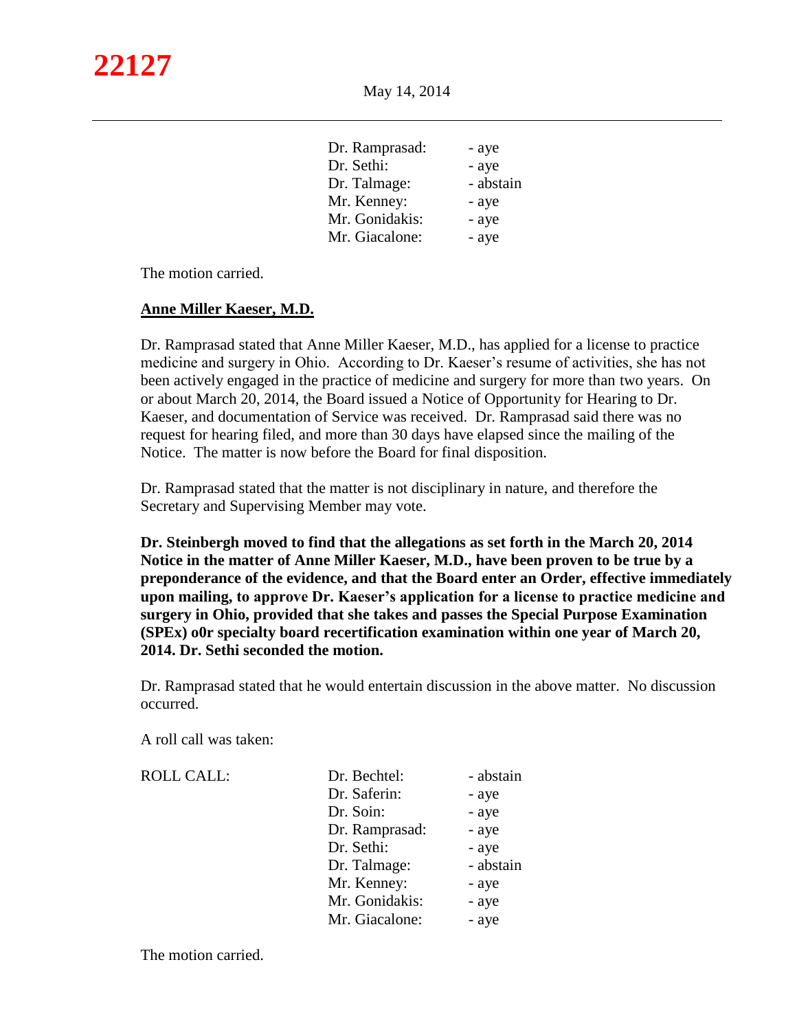| | |
|---|---|
| Dr. Ramprasad: | - aye |
| Dr. Sethi: | - aye |
| Dr. Talmage: | - abstain |
| Mr. Kenney: | - aye |
| Mr. Gonidakis: | - aye |
| Mr. Giacalone: | - aye |

The motion carried.

**Anne Miller Kaeser, M.D.**

Dr. Ramprasad stated that Anne Miller Kaeser, M.D., has applied for a license to practice medicine and surgery in Ohio. According to Dr. Kaeser's resume of activities, she has not been actively engaged in the practice of medicine and surgery for more than two years. On or about March 20, 2014, the Board issued a Notice of Opportunity for Hearing to Dr. Kaeser, and documentation of Service was received. Dr. Ramprasad said there was no request for hearing filed, and more than 30 days have elapsed since the mailing of the Notice. The matter is now before the Board for final disposition.

Dr. Ramprasad stated that the matter is not disciplinary in nature, and therefore the Secretary and Supervising Member may vote.

**Dr. Steinbergh moved to find that the allegations as set forth in the March 20, 2014 Notice in the matter of Anne Miller Kaeser, M.D., have been proven to be true by a preponderance of the evidence, and that the Board enter an Order, effective immediately upon mailing, to approve Dr. Kaeser's application for a license to practice medicine and surgery in Ohio, provided that she takes and passes the Special Purpose Examination (SPEx) o0r specialty board recertification examination within one year of March 20, 2014. Dr. Sethi seconded the motion.**

Dr. Ramprasad stated that he would entertain discussion in the above matter. No discussion occurred.

A roll call was taken:

| ROLL CALL: | | |
|---|---|---|
| | Dr. Bechtel: | - abstain |
| | Dr. Saferin: | - aye |
| | Dr. Soin: | - aye |
| | Dr. Ramprasad: | - aye |
| | Dr. Sethi: | - aye |
| | Dr. Talmage: | - abstain |
| | Mr. Kenney: | - aye |
| | Mr. Gonidakis: | - aye |
| | Mr. Giacalone: | - aye |

The motion carried.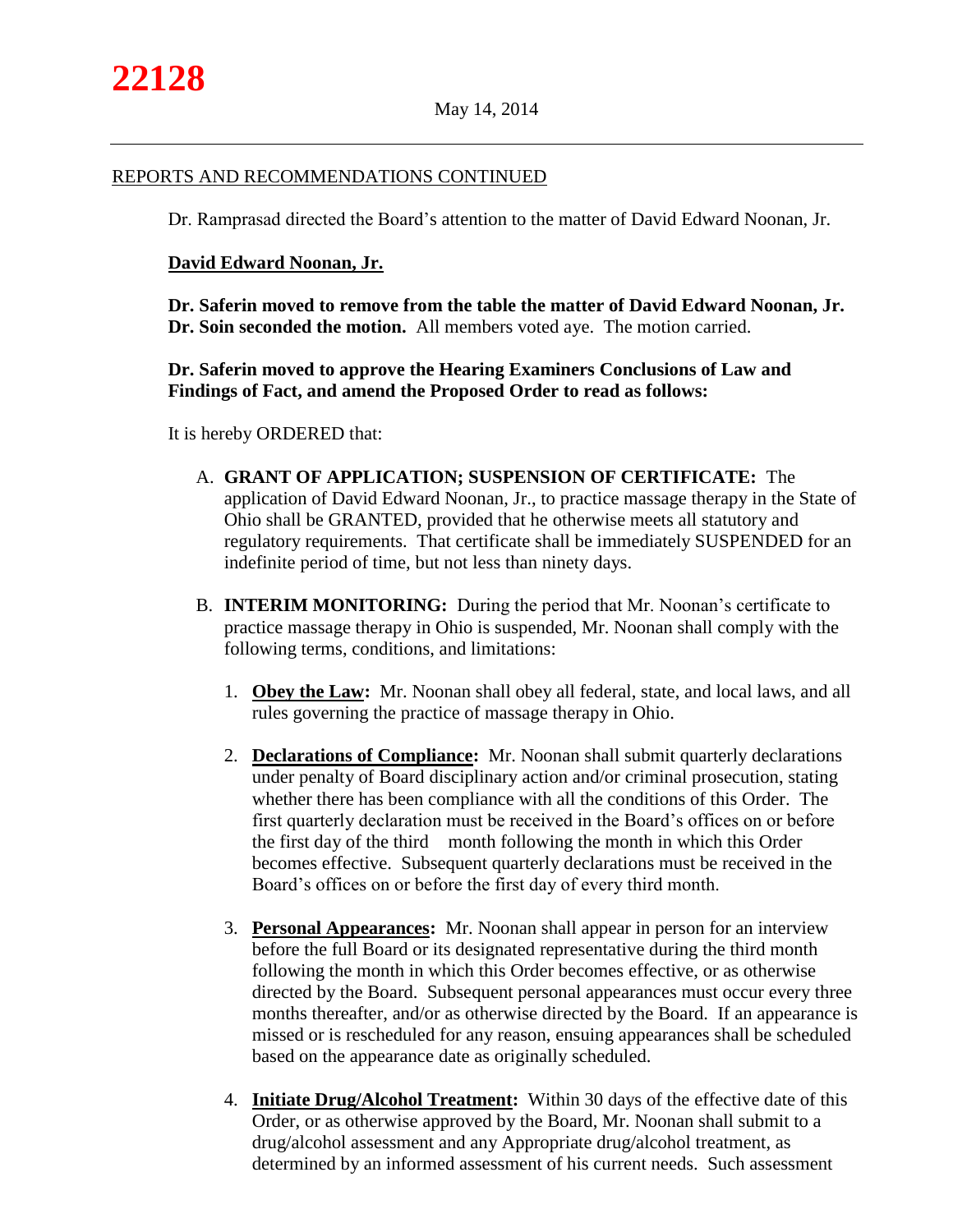## REPORTS AND RECOMMENDATIONS CONTINUED

Dr. Ramprasad directed the Board's attention to the matter of David Edward Noonan, Jr.

**David Edward Noonan, Jr.**

**Dr. Saferin moved to remove from the table the matter of David Edward Noonan, Jr. Dr. Soin seconded the motion.** All members voted aye. The motion carried.

**Dr. Saferin moved to approve the Hearing Examiners Conclusions of Law and Findings of Fact, and amend the Proposed Order to read as follows:**

It is hereby ORDERED that:

A. **GRANT OF APPLICATION; SUSPENSION OF CERTIFICATE:** The application of David Edward Noonan, Jr., to practice massage therapy in the State of Ohio shall be GRANTED, provided that he otherwise meets all statutory and regulatory requirements. That certificate shall be immediately SUSPENDED for an indefinite period of time, but not less than ninety days.

B. **INTERIM MONITORING:** During the period that Mr. Noonan's certificate to practice massage therapy in Ohio is suspended, Mr. Noonan shall comply with the following terms, conditions, and limitations:

   1. **Obey the Law:** Mr. Noonan shall obey all federal, state, and local laws, and all rules governing the practice of massage therapy in Ohio.

   2. **Declarations of Compliance:** Mr. Noonan shall submit quarterly declarations under penalty of Board disciplinary action and/or criminal prosecution, stating whether there has been compliance with all the conditions of this Order. The first quarterly declaration must be received in the Board's offices on or before the first day of the third month following the month in which this Order becomes effective. Subsequent quarterly declarations must be received in the Board's offices on or before the first day of every third month.

   3. **Personal Appearances:** Mr. Noonan shall appear in person for an interview before the full Board or its designated representative during the third month following the month in which this Order becomes effective, or as otherwise directed by the Board. Subsequent personal appearances must occur every three months thereafter, and/or as otherwise directed by the Board. If an appearance is missed or is rescheduled for any reason, ensuing appearances shall be scheduled based on the appearance date as originally scheduled.

   4. **Initiate Drug/Alcohol Treatment:** Within 30 days of the effective date of this Order, or as otherwise approved by the Board, Mr. Noonan shall submit to a drug/alcohol assessment and any Appropriate drug/alcohol treatment, as determined by an informed assessment of his current needs. Such assessment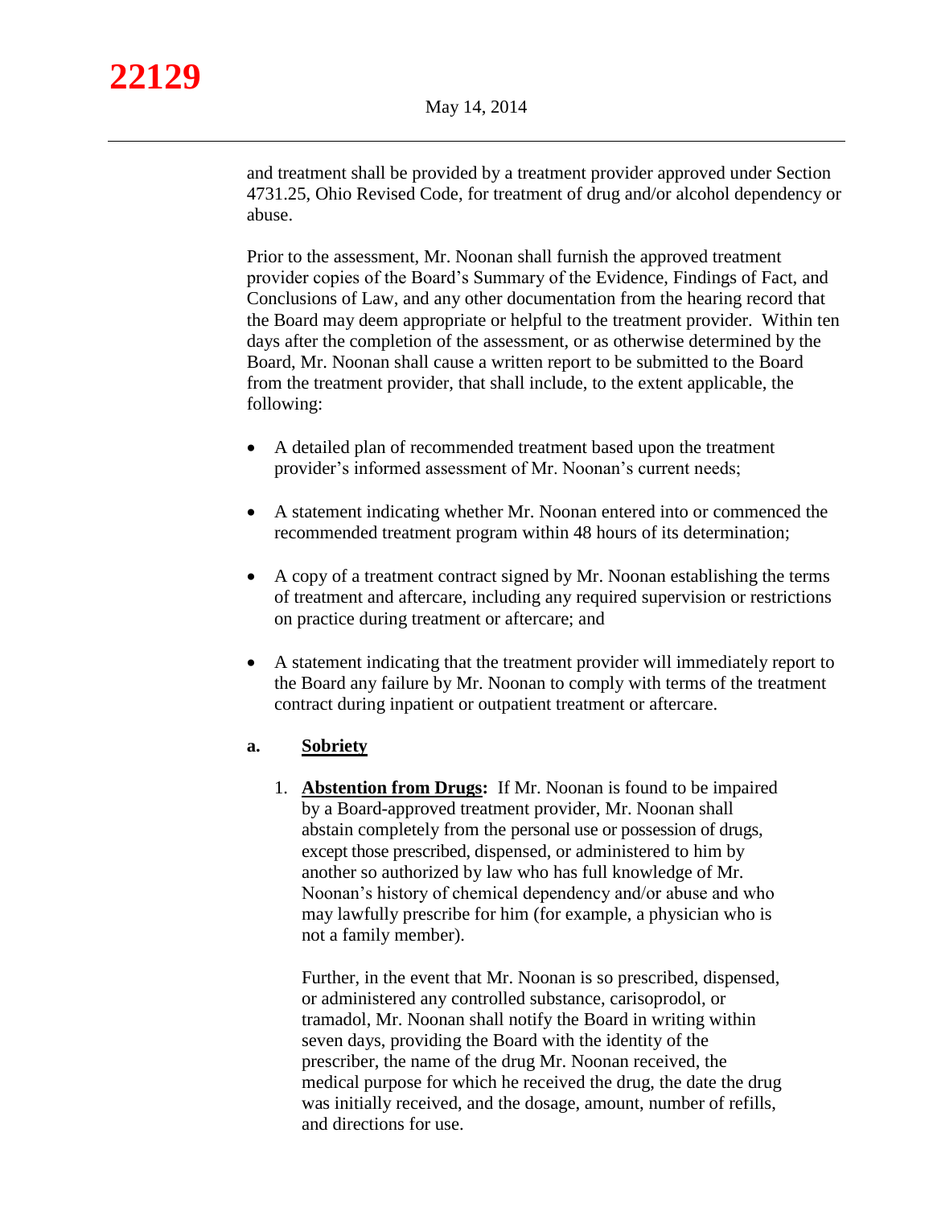and treatment shall be provided by a treatment provider approved under Section 4731.25, Ohio Revised Code, for treatment of drug and/or alcohol dependency or abuse.

Prior to the assessment, Mr. Noonan shall furnish the approved treatment provider copies of the Board's Summary of the Evidence, Findings of Fact, and Conclusions of Law, and any other documentation from the hearing record that the Board may deem appropriate or helpful to the treatment provider. Within ten days after the completion of the assessment, or as otherwise determined by the Board, Mr. Noonan shall cause a written report to be submitted to the Board from the treatment provider, that shall include, to the extent applicable, the following:

- A detailed plan of recommended treatment based upon the treatment provider's informed assessment of Mr. Noonan's current needs;
- A statement indicating whether Mr. Noonan entered into or commenced the recommended treatment program within 48 hours of its determination;
- A copy of a treatment contract signed by Mr. Noonan establishing the terms of treatment and aftercare, including any required supervision or restrictions on practice during treatment or aftercare; and
- A statement indicating that the treatment provider will immediately report to the Board any failure by Mr. Noonan to comply with terms of the treatment contract during inpatient or outpatient treatment or aftercare.

**a. Sobriety**

1. **Abstention from Drugs:** If Mr. Noonan is found to be impaired by a Board-approved treatment provider, Mr. Noonan shall abstain completely from the personal use or possession of drugs, except those prescribed, dispensed, or administered to him by another so authorized by law who has full knowledge of Mr. Noonan's history of chemical dependency and/or abuse and who may lawfully prescribe for him (for example, a physician who is not a family member).

   Further, in the event that Mr. Noonan is so prescribed, dispensed, or administered any controlled substance, carisoprodol, or tramadol, Mr. Noonan shall notify the Board in writing within seven days, providing the Board with the identity of the prescriber, the name of the drug Mr. Noonan received, the medical purpose for which he received the drug, the date the drug was initially received, and the dosage, amount, number of refills, and directions for use.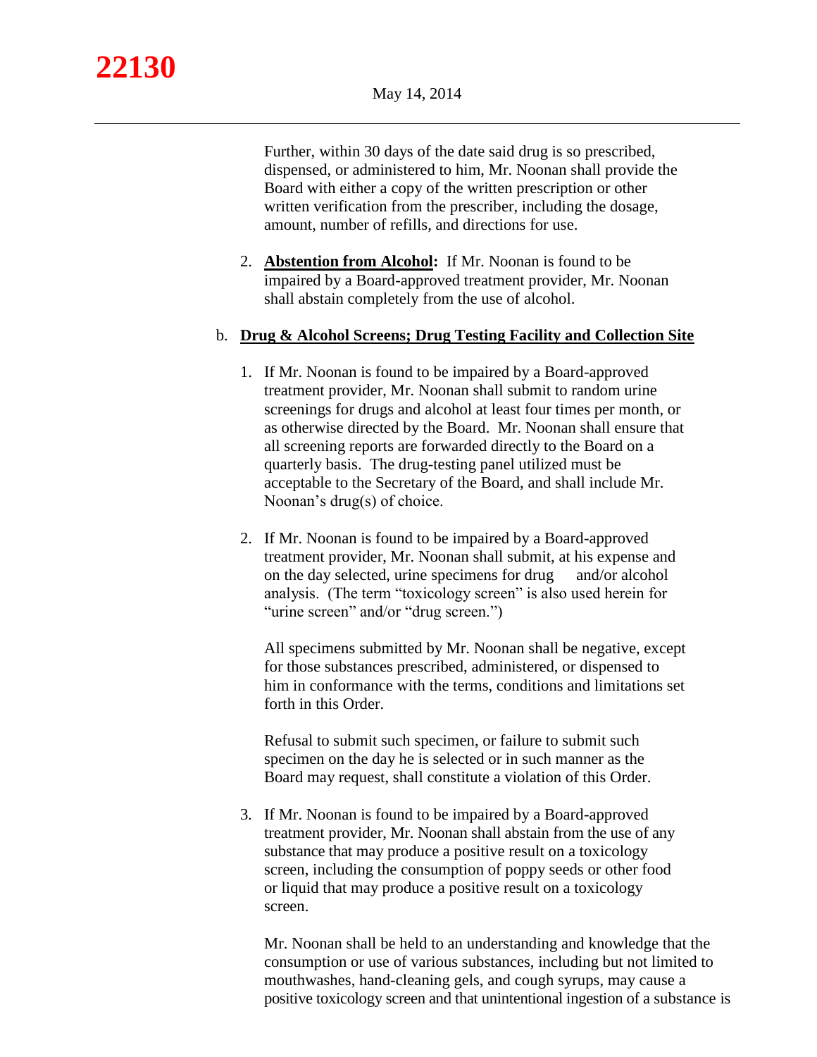Further, within 30 days of the date said drug is so prescribed, dispensed, or administered to him, Mr. Noonan shall provide the Board with either a copy of the written prescription or other written verification from the prescriber, including the dosage, amount, number of refills, and directions for use.

2. **Abstention from Alcohol:** If Mr. Noonan is found to be impaired by a Board-approved treatment provider, Mr. Noonan shall abstain completely from the use of alcohol.

b. **Drug & Alcohol Screens; Drug Testing Facility and Collection Site**

1. If Mr. Noonan is found to be impaired by a Board-approved treatment provider, Mr. Noonan shall submit to random urine screenings for drugs and alcohol at least four times per month, or as otherwise directed by the Board. Mr. Noonan shall ensure that all screening reports are forwarded directly to the Board on a quarterly basis. The drug-testing panel utilized must be acceptable to the Secretary of the Board, and shall include Mr. Noonan's drug(s) of choice.

2. If Mr. Noonan is found to be impaired by a Board-approved treatment provider, Mr. Noonan shall submit, at his expense and on the day selected, urine specimens for drug and/or alcohol analysis. (The term "toxicology screen" is also used herein for "urine screen" and/or "drug screen.")

   All specimens submitted by Mr. Noonan shall be negative, except for those substances prescribed, administered, or dispensed to him in conformance with the terms, conditions and limitations set forth in this Order.

   Refusal to submit such specimen, or failure to submit such specimen on the day he is selected or in such manner as the Board may request, shall constitute a violation of this Order.

3. If Mr. Noonan is found to be impaired by a Board-approved treatment provider, Mr. Noonan shall abstain from the use of any substance that may produce a positive result on a toxicology screen, including the consumption of poppy seeds or other food or liquid that may produce a positive result on a toxicology screen.

   Mr. Noonan shall be held to an understanding and knowledge that the consumption or use of various substances, including but not limited to mouthwashes, hand-cleaning gels, and cough syrups, may cause a positive toxicology screen and that unintentional ingestion of a substance is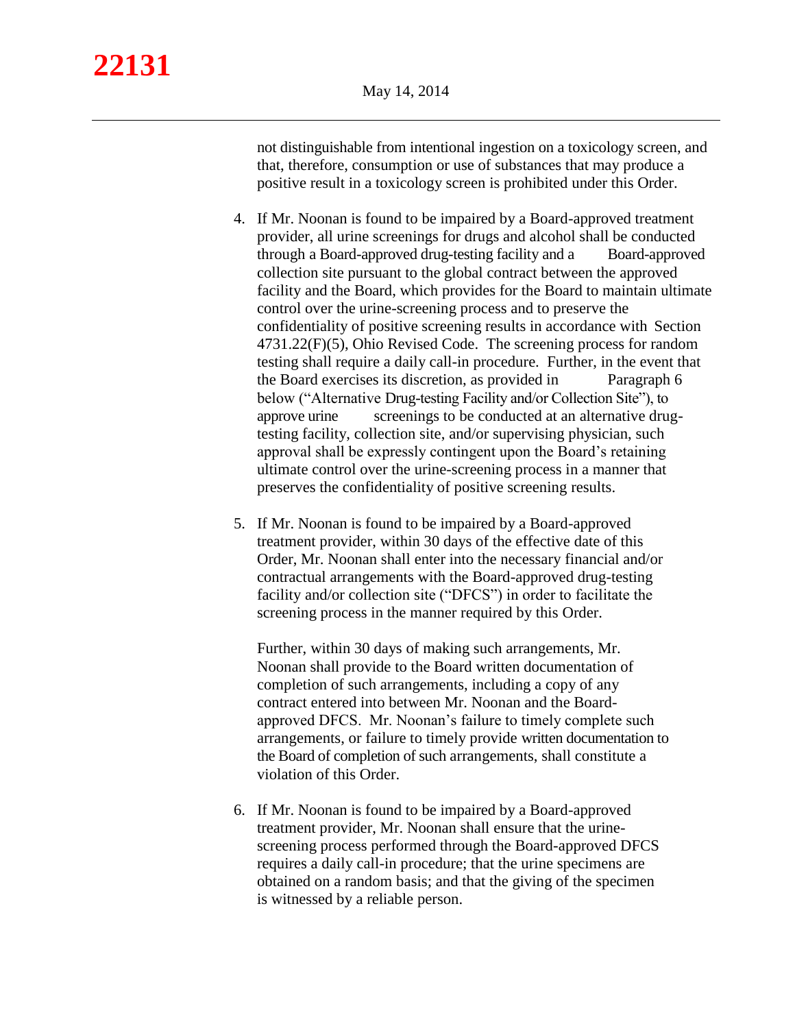not distinguishable from intentional ingestion on a toxicology screen, and that, therefore, consumption or use of substances that may produce a positive result in a toxicology screen is prohibited under this Order.

4. If Mr. Noonan is found to be impaired by a Board-approved treatment provider, all urine screenings for drugs and alcohol shall be conducted through a Board-approved drug-testing facility and a Board-approved collection site pursuant to the global contract between the approved facility and the Board, which provides for the Board to maintain ultimate control over the urine-screening process and to preserve the confidentiality of positive screening results in accordance with Section 4731.22(F)(5), Ohio Revised Code. The screening process for random testing shall require a daily call-in procedure. Further, in the event that the Board exercises its discretion, as provided in Paragraph 6 below ("Alternative Drug-testing Facility and/or Collection Site"), to approve urine screenings to be conducted at an alternative drug-testing facility, collection site, and/or supervising physician, such approval shall be expressly contingent upon the Board's retaining ultimate control over the urine-screening process in a manner that preserves the confidentiality of positive screening results.

5. If Mr. Noonan is found to be impaired by a Board-approved treatment provider, within 30 days of the effective date of this Order, Mr. Noonan shall enter into the necessary financial and/or contractual arrangements with the Board-approved drug-testing facility and/or collection site ("DFCS") in order to facilitate the screening process in the manner required by this Order.

   Further, within 30 days of making such arrangements, Mr. Noonan shall provide to the Board written documentation of completion of such arrangements, including a copy of any contract entered into between Mr. Noonan and the Board-approved DFCS. Mr. Noonan's failure to timely complete such arrangements, or failure to timely provide written documentation to the Board of completion of such arrangements, shall constitute a violation of this Order.

6. If Mr. Noonan is found to be impaired by a Board-approved treatment provider, Mr. Noonan shall ensure that the urine-screening process performed through the Board-approved DFCS requires a daily call-in procedure; that the urine specimens are obtained on a random basis; and that the giving of the specimen is witnessed by a reliable person.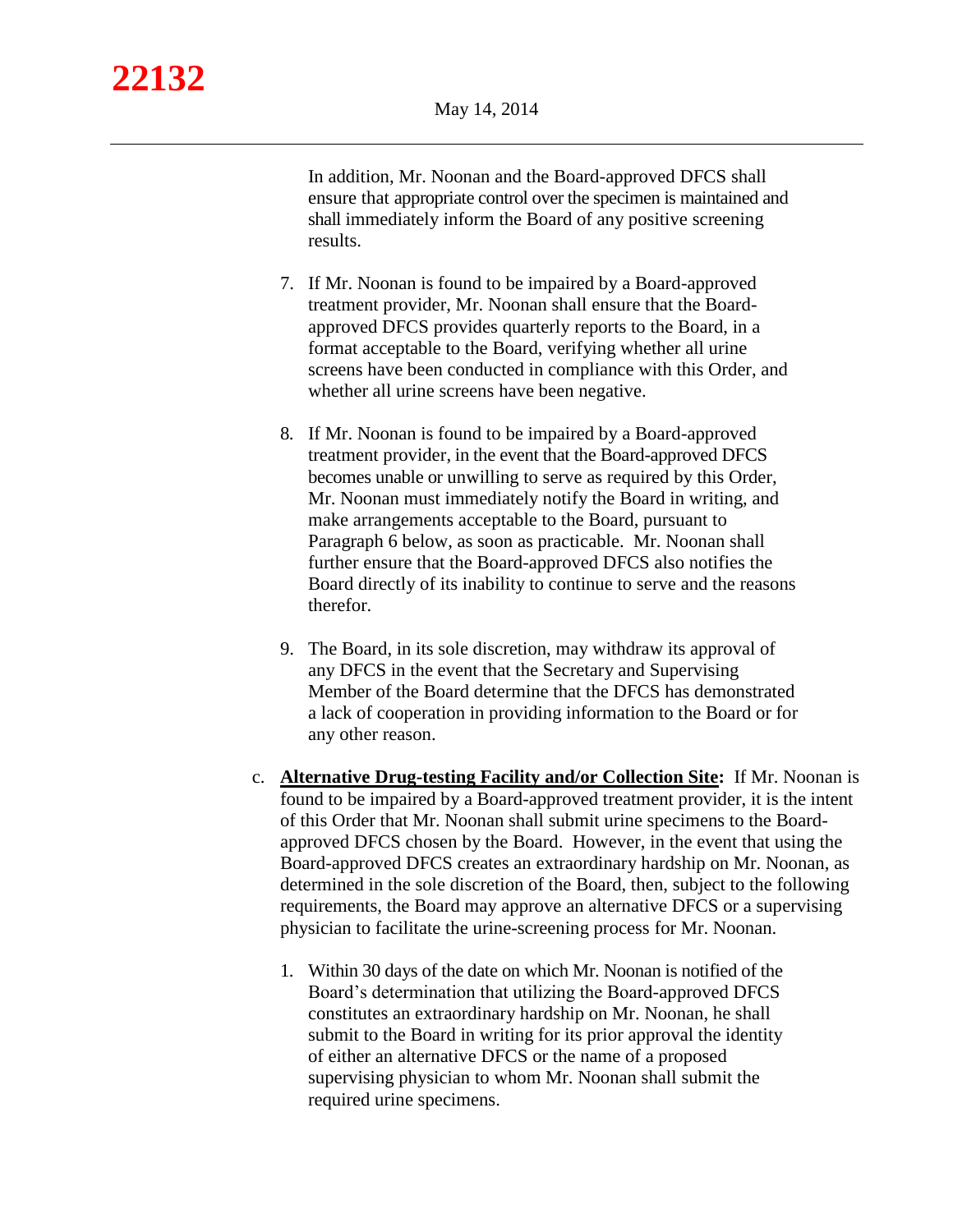In addition, Mr. Noonan and the Board-approved DFCS shall ensure that appropriate control over the specimen is maintained and shall immediately inform the Board of any positive screening results.

7. If Mr. Noonan is found to be impaired by a Board-approved treatment provider, Mr. Noonan shall ensure that the Board-approved DFCS provides quarterly reports to the Board, in a format acceptable to the Board, verifying whether all urine screens have been conducted in compliance with this Order, and whether all urine screens have been negative.

8. If Mr. Noonan is found to be impaired by a Board-approved treatment provider, in the event that the Board-approved DFCS becomes unable or unwilling to serve as required by this Order, Mr. Noonan must immediately notify the Board in writing, and make arrangements acceptable to the Board, pursuant to Paragraph 6 below, as soon as practicable. Mr. Noonan shall further ensure that the Board-approved DFCS also notifies the Board directly of its inability to continue to serve and the reasons therefor.

9. The Board, in its sole discretion, may withdraw its approval of any DFCS in the event that the Secretary and Supervising Member of the Board determine that the DFCS has demonstrated a lack of cooperation in providing information to the Board or for any other reason.

c. **Alternative Drug-testing Facility and/or Collection Site:** If Mr. Noonan is found to be impaired by a Board-approved treatment provider, it is the intent of this Order that Mr. Noonan shall submit urine specimens to the Board-approved DFCS chosen by the Board. However, in the event that using the Board-approved DFCS creates an extraordinary hardship on Mr. Noonan, as determined in the sole discretion of the Board, then, subject to the following requirements, the Board may approve an alternative DFCS or a supervising physician to facilitate the urine-screening process for Mr. Noonan.

   1. Within 30 days of the date on which Mr. Noonan is notified of the Board's determination that utilizing the Board-approved DFCS constitutes an extraordinary hardship on Mr. Noonan, he shall submit to the Board in writing for its prior approval the identity of either an alternative DFCS or the name of a proposed supervising physician to whom Mr. Noonan shall submit the required urine specimens.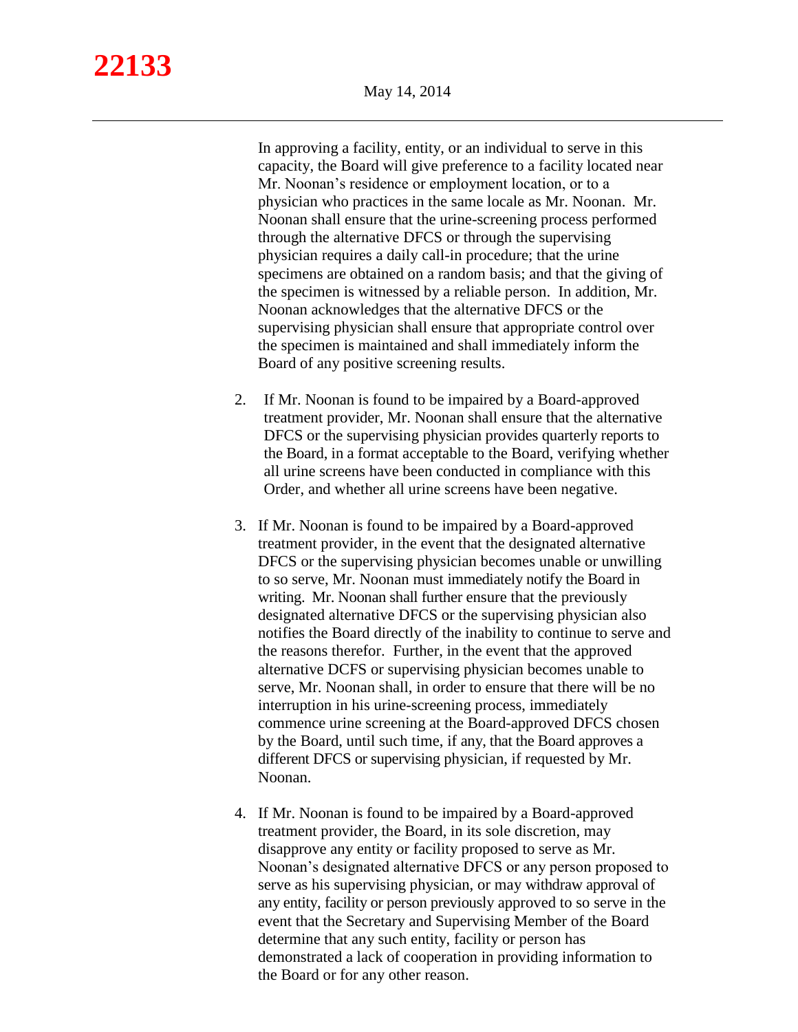In approving a facility, entity, or an individual to serve in this capacity, the Board will give preference to a facility located near Mr. Noonan's residence or employment location, or to a physician who practices in the same locale as Mr. Noonan. Mr. Noonan shall ensure that the urine-screening process performed through the alternative DFCS or through the supervising physician requires a daily call-in procedure; that the urine specimens are obtained on a random basis; and that the giving of the specimen is witnessed by a reliable person. In addition, Mr. Noonan acknowledges that the alternative DFCS or the supervising physician shall ensure that appropriate control over the specimen is maintained and shall immediately inform the Board of any positive screening results.

2. If Mr. Noonan is found to be impaired by a Board-approved treatment provider, Mr. Noonan shall ensure that the alternative DFCS or the supervising physician provides quarterly reports to the Board, in a format acceptable to the Board, verifying whether all urine screens have been conducted in compliance with this Order, and whether all urine screens have been negative.

3. If Mr. Noonan is found to be impaired by a Board-approved treatment provider, in the event that the designated alternative DFCS or the supervising physician becomes unable or unwilling to so serve, Mr. Noonan must immediately notify the Board in writing. Mr. Noonan shall further ensure that the previously designated alternative DFCS or the supervising physician also notifies the Board directly of the inability to continue to serve and the reasons therefor. Further, in the event that the approved alternative DCFS or supervising physician becomes unable to serve, Mr. Noonan shall, in order to ensure that there will be no interruption in his urine-screening process, immediately commence urine screening at the Board-approved DFCS chosen by the Board, until such time, if any, that the Board approves a different DFCS or supervising physician, if requested by Mr. Noonan.

4. If Mr. Noonan is found to be impaired by a Board-approved treatment provider, the Board, in its sole discretion, may disapprove any entity or facility proposed to serve as Mr. Noonan's designated alternative DFCS or any person proposed to serve as his supervising physician, or may withdraw approval of any entity, facility or person previously approved to so serve in the event that the Secretary and Supervising Member of the Board determine that any such entity, facility or person has demonstrated a lack of cooperation in providing information to the Board or for any other reason.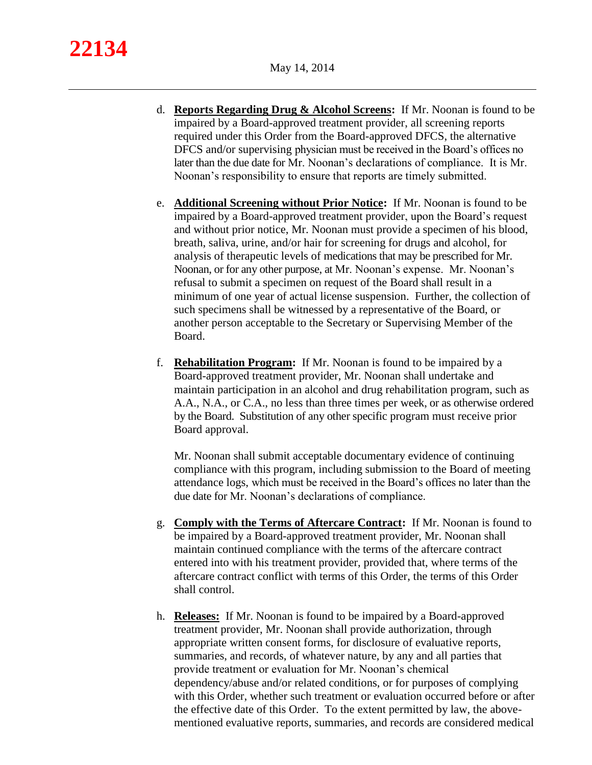d. **Reports Regarding Drug & Alcohol Screens:** If Mr. Noonan is found to be impaired by a Board-approved treatment provider, all screening reports required under this Order from the Board-approved DFCS, the alternative DFCS and/or supervising physician must be received in the Board's offices no later than the due date for Mr. Noonan's declarations of compliance. It is Mr. Noonan's responsibility to ensure that reports are timely submitted.

e. **Additional Screening without Prior Notice:** If Mr. Noonan is found to be impaired by a Board-approved treatment provider, upon the Board's request and without prior notice, Mr. Noonan must provide a specimen of his blood, breath, saliva, urine, and/or hair for screening for drugs and alcohol, for analysis of therapeutic levels of medications that may be prescribed for Mr. Noonan, or for any other purpose, at Mr. Noonan's expense. Mr. Noonan's refusal to submit a specimen on request of the Board shall result in a minimum of one year of actual license suspension. Further, the collection of such specimens shall be witnessed by a representative of the Board, or another person acceptable to the Secretary or Supervising Member of the Board.

f. **Rehabilitation Program:** If Mr. Noonan is found to be impaired by a Board-approved treatment provider, Mr. Noonan shall undertake and maintain participation in an alcohol and drug rehabilitation program, such as A.A., N.A., or C.A., no less than three times per week, or as otherwise ordered by the Board. Substitution of any other specific program must receive prior Board approval.

   Mr. Noonan shall submit acceptable documentary evidence of continuing compliance with this program, including submission to the Board of meeting attendance logs, which must be received in the Board's offices no later than the due date for Mr. Noonan's declarations of compliance.

g. **Comply with the Terms of Aftercare Contract:** If Mr. Noonan is found to be impaired by a Board-approved treatment provider, Mr. Noonan shall maintain continued compliance with the terms of the aftercare contract entered into with his treatment provider, provided that, where terms of the aftercare contract conflict with terms of this Order, the terms of this Order shall control.

h. **Releases:** If Mr. Noonan is found to be impaired by a Board-approved treatment provider, Mr. Noonan shall provide authorization, through appropriate written consent forms, for disclosure of evaluative reports, summaries, and records, of whatever nature, by any and all parties that provide treatment or evaluation for Mr. Noonan's chemical dependency/abuse and/or related conditions, or for purposes of complying with this Order, whether such treatment or evaluation occurred before or after the effective date of this Order. To the extent permitted by law, the above-mentioned evaluative reports, summaries, and records are considered medical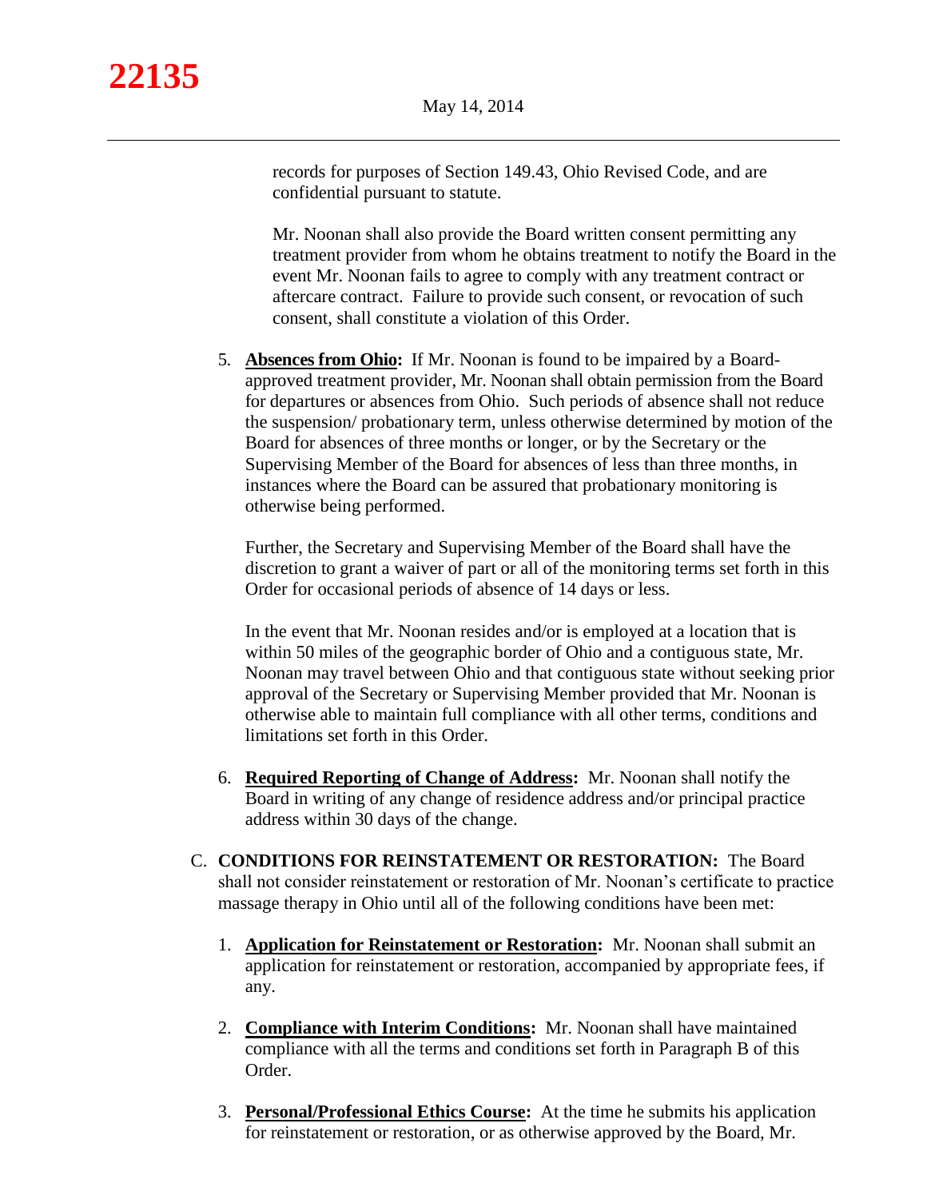records for purposes of Section 149.43, Ohio Revised Code, and are confidential pursuant to statute.

Mr. Noonan shall also provide the Board written consent permitting any treatment provider from whom he obtains treatment to notify the Board in the event Mr. Noonan fails to agree to comply with any treatment contract or aftercare contract. Failure to provide such consent, or revocation of such consent, shall constitute a violation of this Order.

5. **Absences from Ohio:** If Mr. Noonan is found to be impaired by a Board-approved treatment provider, Mr. Noonan shall obtain permission from the Board for departures or absences from Ohio. Such periods of absence shall not reduce the suspension/ probationary term, unless otherwise determined by motion of the Board for absences of three months or longer, or by the Secretary or the Supervising Member of the Board for absences of less than three months, in instances where the Board can be assured that probationary monitoring is otherwise being performed.

   Further, the Secretary and Supervising Member of the Board shall have the discretion to grant a waiver of part or all of the monitoring terms set forth in this Order for occasional periods of absence of 14 days or less.

   In the event that Mr. Noonan resides and/or is employed at a location that is within 50 miles of the geographic border of Ohio and a contiguous state, Mr. Noonan may travel between Ohio and that contiguous state without seeking prior approval of the Secretary or Supervising Member provided that Mr. Noonan is otherwise able to maintain full compliance with all other terms, conditions and limitations set forth in this Order.

6. **Required Reporting of Change of Address:** Mr. Noonan shall notify the Board in writing of any change of residence address and/or principal practice address within 30 days of the change.

C. **CONDITIONS FOR REINSTATEMENT OR RESTORATION:** The Board shall not consider reinstatement or restoration of Mr. Noonan's certificate to practice massage therapy in Ohio until all of the following conditions have been met:

1. **Application for Reinstatement or Restoration:** Mr. Noonan shall submit an application for reinstatement or restoration, accompanied by appropriate fees, if any.

2. **Compliance with Interim Conditions:** Mr. Noonan shall have maintained compliance with all the terms and conditions set forth in Paragraph B of this Order.

3. **Personal/Professional Ethics Course:** At the time he submits his application for reinstatement or restoration, or as otherwise approved by the Board, Mr.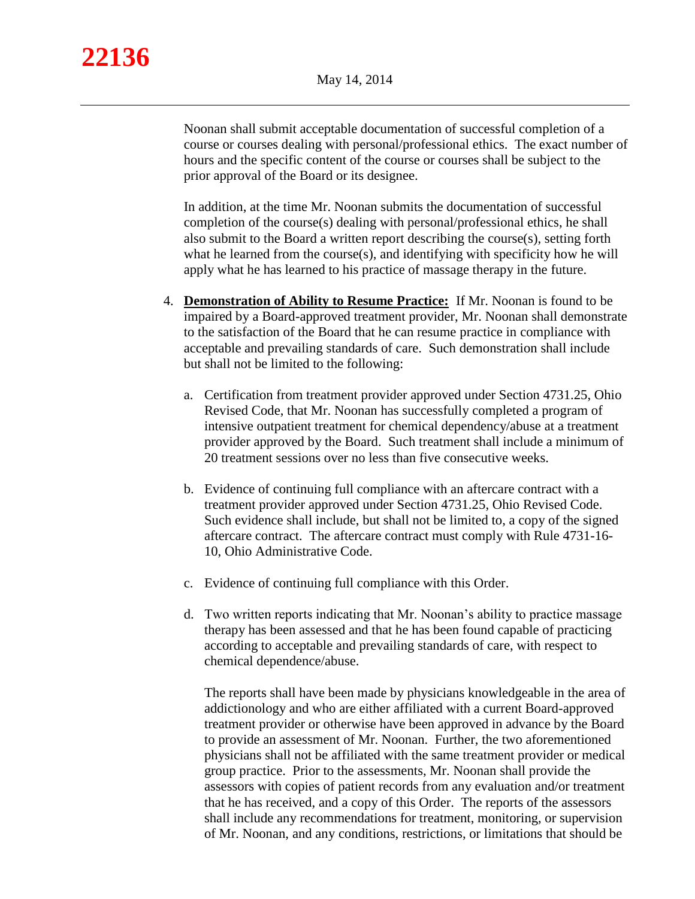Noonan shall submit acceptable documentation of successful completion of a course or courses dealing with personal/professional ethics. The exact number of hours and the specific content of the course or courses shall be subject to the prior approval of the Board or its designee.

In addition, at the time Mr. Noonan submits the documentation of successful completion of the course(s) dealing with personal/professional ethics, he shall also submit to the Board a written report describing the course(s), setting forth what he learned from the course(s), and identifying with specificity how he will apply what he has learned to his practice of massage therapy in the future.

4. **Demonstration of Ability to Resume Practice:** If Mr. Noonan is found to be impaired by a Board-approved treatment provider, Mr. Noonan shall demonstrate to the satisfaction of the Board that he can resume practice in compliance with acceptable and prevailing standards of care. Such demonstration shall include but shall not be limited to the following:

   a. Certification from treatment provider approved under Section 4731.25, Ohio Revised Code, that Mr. Noonan has successfully completed a program of intensive outpatient treatment for chemical dependency/abuse at a treatment provider approved by the Board. Such treatment shall include a minimum of 20 treatment sessions over no less than five consecutive weeks.

   b. Evidence of continuing full compliance with an aftercare contract with a treatment provider approved under Section 4731.25, Ohio Revised Code. Such evidence shall include, but shall not be limited to, a copy of the signed aftercare contract. The aftercare contract must comply with Rule 4731-16-10, Ohio Administrative Code.

   c. Evidence of continuing full compliance with this Order.

   d. Two written reports indicating that Mr. Noonan's ability to practice massage therapy has been assessed and that he has been found capable of practicing according to acceptable and prevailing standards of care, with respect to chemical dependence/abuse.

      The reports shall have been made by physicians knowledgeable in the area of addictionology and who are either affiliated with a current Board-approved treatment provider or otherwise have been approved in advance by the Board to provide an assessment of Mr. Noonan. Further, the two aforementioned physicians shall not be affiliated with the same treatment provider or medical group practice. Prior to the assessments, Mr. Noonan shall provide the assessors with copies of patient records from any evaluation and/or treatment that he has received, and a copy of this Order. The reports of the assessors shall include any recommendations for treatment, monitoring, or supervision of Mr. Noonan, and any conditions, restrictions, or limitations that should be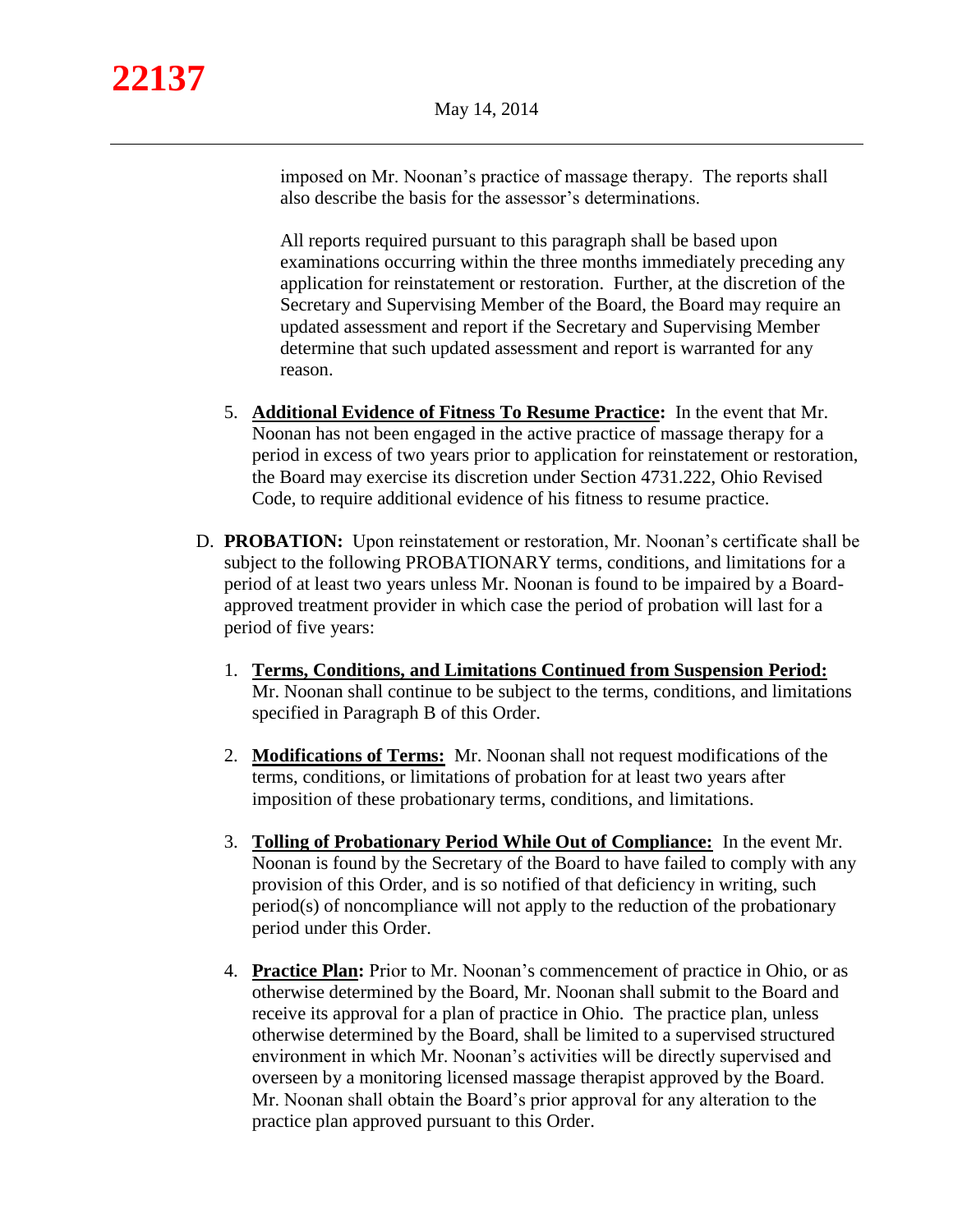imposed on Mr. Noonan's practice of massage therapy. The reports shall also describe the basis for the assessor's determinations.

All reports required pursuant to this paragraph shall be based upon examinations occurring within the three months immediately preceding any application for reinstatement or restoration. Further, at the discretion of the Secretary and Supervising Member of the Board, the Board may require an updated assessment and report if the Secretary and Supervising Member determine that such updated assessment and report is warranted for any reason.

5. **Additional Evidence of Fitness To Resume Practice:** In the event that Mr. Noonan has not been engaged in the active practice of massage therapy for a period in excess of two years prior to application for reinstatement or restoration, the Board may exercise its discretion under Section 4731.222, Ohio Revised Code, to require additional evidence of his fitness to resume practice.

D. **PROBATION:** Upon reinstatement or restoration, Mr. Noonan's certificate shall be subject to the following PROBATIONARY terms, conditions, and limitations for a period of at least two years unless Mr. Noonan is found to be impaired by a Board-approved treatment provider in which case the period of probation will last for a period of five years:

1. **Terms, Conditions, and Limitations Continued from Suspension Period:** Mr. Noonan shall continue to be subject to the terms, conditions, and limitations specified in Paragraph B of this Order.

2. **Modifications of Terms:** Mr. Noonan shall not request modifications of the terms, conditions, or limitations of probation for at least two years after imposition of these probationary terms, conditions, and limitations.

3. **Tolling of Probationary Period While Out of Compliance:** In the event Mr. Noonan is found by the Secretary of the Board to have failed to comply with any provision of this Order, and is so notified of that deficiency in writing, such period(s) of noncompliance will not apply to the reduction of the probationary period under this Order.

4. **Practice Plan:** Prior to Mr. Noonan's commencement of practice in Ohio, or as otherwise determined by the Board, Mr. Noonan shall submit to the Board and receive its approval for a plan of practice in Ohio. The practice plan, unless otherwise determined by the Board, shall be limited to a supervised structured environment in which Mr. Noonan's activities will be directly supervised and overseen by a monitoring licensed massage therapist approved by the Board. Mr. Noonan shall obtain the Board's prior approval for any alteration to the practice plan approved pursuant to this Order.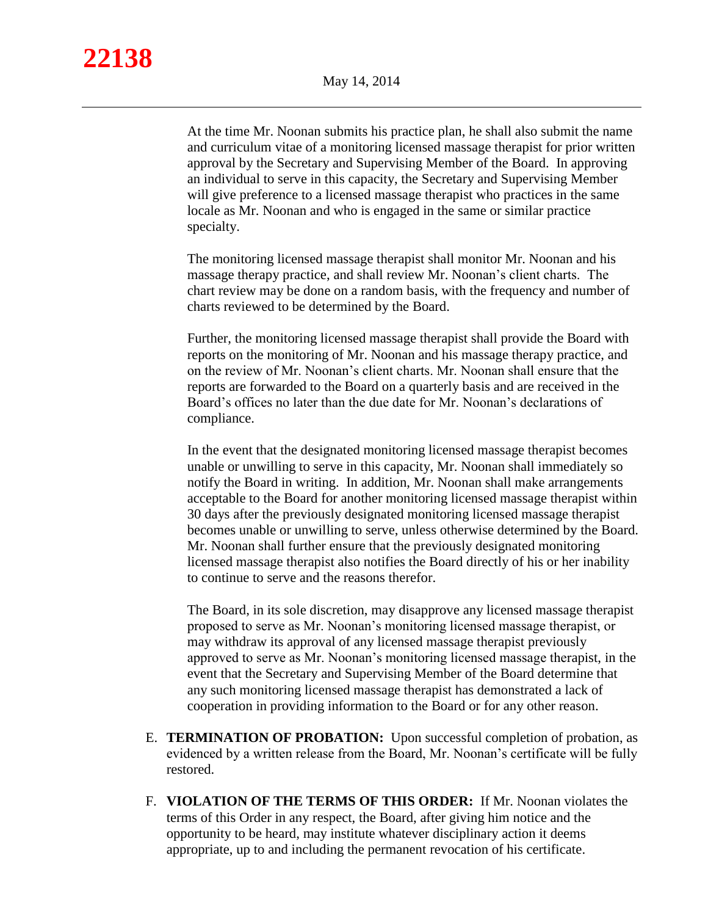At the time Mr. Noonan submits his practice plan, he shall also submit the name and curriculum vitae of a monitoring licensed massage therapist for prior written approval by the Secretary and Supervising Member of the Board. In approving an individual to serve in this capacity, the Secretary and Supervising Member will give preference to a licensed massage therapist who practices in the same locale as Mr. Noonan and who is engaged in the same or similar practice specialty.

The monitoring licensed massage therapist shall monitor Mr. Noonan and his massage therapy practice, and shall review Mr. Noonan's client charts. The chart review may be done on a random basis, with the frequency and number of charts reviewed to be determined by the Board.

Further, the monitoring licensed massage therapist shall provide the Board with reports on the monitoring of Mr. Noonan and his massage therapy practice, and on the review of Mr. Noonan's client charts. Mr. Noonan shall ensure that the reports are forwarded to the Board on a quarterly basis and are received in the Board's offices no later than the due date for Mr. Noonan's declarations of compliance.

In the event that the designated monitoring licensed massage therapist becomes unable or unwilling to serve in this capacity, Mr. Noonan shall immediately so notify the Board in writing. In addition, Mr. Noonan shall make arrangements acceptable to the Board for another monitoring licensed massage therapist within 30 days after the previously designated monitoring licensed massage therapist becomes unable or unwilling to serve, unless otherwise determined by the Board. Mr. Noonan shall further ensure that the previously designated monitoring licensed massage therapist also notifies the Board directly of his or her inability to continue to serve and the reasons therefor.

The Board, in its sole discretion, may disapprove any licensed massage therapist proposed to serve as Mr. Noonan's monitoring licensed massage therapist, or may withdraw its approval of any licensed massage therapist previously approved to serve as Mr. Noonan's monitoring licensed massage therapist, in the event that the Secretary and Supervising Member of the Board determine that any such monitoring licensed massage therapist has demonstrated a lack of cooperation in providing information to the Board or for any other reason.

E. **TERMINATION OF PROBATION:** Upon successful completion of probation, as evidenced by a written release from the Board, Mr. Noonan's certificate will be fully restored.

F. **VIOLATION OF THE TERMS OF THIS ORDER:** If Mr. Noonan violates the terms of this Order in any respect, the Board, after giving him notice and the opportunity to be heard, may institute whatever disciplinary action it deems appropriate, up to and including the permanent revocation of his certificate.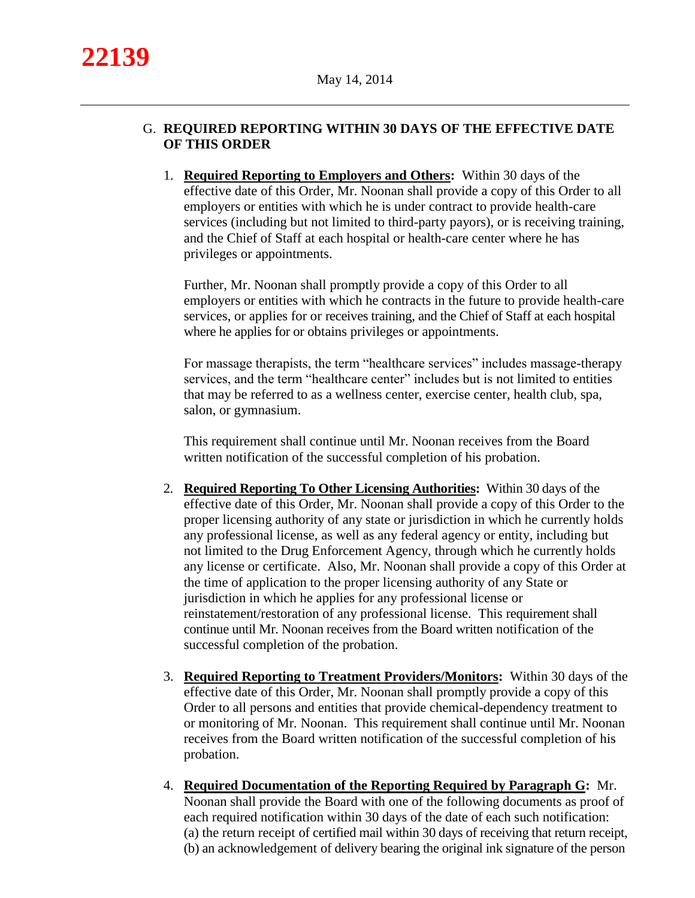G. **REQUIRED REPORTING WITHIN 30 DAYS OF THE EFFECTIVE DATE OF THIS ORDER**

1. **Required Reporting to Employers and Others:** Within 30 days of the effective date of this Order, Mr. Noonan shall provide a copy of this Order to all employers or entities with which he is under contract to provide health-care services (including but not limited to third-party payors), or is receiving training, and the Chief of Staff at each hospital or health-care center where he has privileges or appointments.

   Further, Mr. Noonan shall promptly provide a copy of this Order to all employers or entities with which he contracts in the future to provide health-care services, or applies for or receives training, and the Chief of Staff at each hospital where he applies for or obtains privileges or appointments.

   For massage therapists, the term "healthcare services" includes massage-therapy services, and the term "healthcare center" includes but is not limited to entities that may be referred to as a wellness center, exercise center, health club, spa, salon, or gymnasium.

   This requirement shall continue until Mr. Noonan receives from the Board written notification of the successful completion of his probation.

2. **Required Reporting To Other Licensing Authorities:** Within 30 days of the effective date of this Order, Mr. Noonan shall provide a copy of this Order to the proper licensing authority of any state or jurisdiction in which he currently holds any professional license, as well as any federal agency or entity, including but not limited to the Drug Enforcement Agency, through which he currently holds any license or certificate. Also, Mr. Noonan shall provide a copy of this Order at the time of application to the proper licensing authority of any State or jurisdiction in which he applies for any professional license or reinstatement/restoration of any professional license. This requirement shall continue until Mr. Noonan receives from the Board written notification of the successful completion of the probation.

3. **Required Reporting to Treatment Providers/Monitors:** Within 30 days of the effective date of this Order, Mr. Noonan shall promptly provide a copy of this Order to all persons and entities that provide chemical-dependency treatment to or monitoring of Mr. Noonan. This requirement shall continue until Mr. Noonan receives from the Board written notification of the successful completion of his probation.

4. **Required Documentation of the Reporting Required by Paragraph G:** Mr. Noonan shall provide the Board with one of the following documents as proof of each required notification within 30 days of the date of each such notification: (a) the return receipt of certified mail within 30 days of receiving that return receipt, (b) an acknowledgement of delivery bearing the original ink signature of the person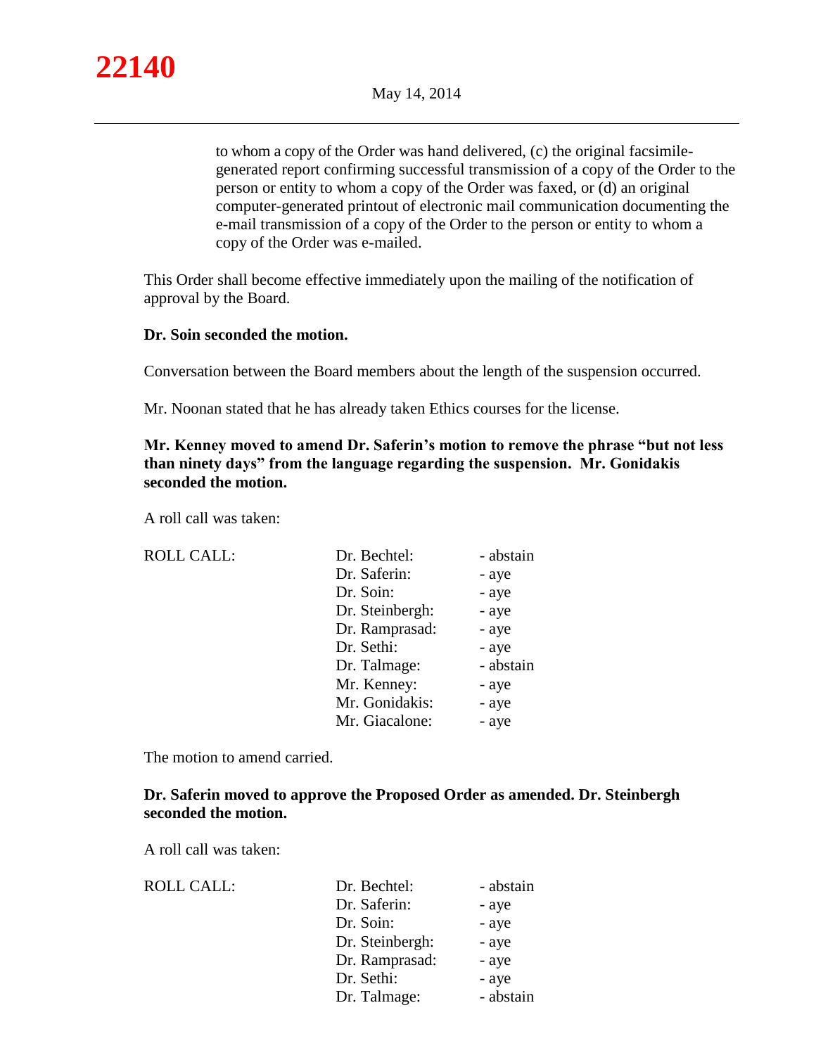to whom a copy of the Order was hand delivered, (c) the original facsimile-generated report confirming successful transmission of a copy of the Order to the person or entity to whom a copy of the Order was faxed, or (d) an original computer-generated printout of electronic mail communication documenting the e-mail transmission of a copy of the Order to the person or entity to whom a copy of the Order was e-mailed.

This Order shall become effective immediately upon the mailing of the notification of approval by the Board.

**Dr. Soin seconded the motion.**

Conversation between the Board members about the length of the suspension occurred.

Mr. Noonan stated that he has already taken Ethics courses for the license.

**Mr. Kenney moved to amend Dr. Saferin's motion to remove the phrase "but not less than ninety days" from the language regarding the suspension. Mr. Gonidakis seconded the motion.**

A roll call was taken:

| ROLL CALL: | Dr. Bechtel: | - abstain |
|---|---|---|
| | Dr. Saferin: | - aye |
| | Dr. Soin: | - aye |
| | Dr. Steinbergh: | - aye |
| | Dr. Ramprasad: | - aye |
| | Dr. Sethi: | - aye |
| | Dr. Talmage: | - abstain |
| | Mr. Kenney: | - aye |
| | Mr. Gonidakis: | - aye |
| | Mr. Giacalone: | - aye |

The motion to amend carried.

**Dr. Saferin moved to approve the Proposed Order as amended. Dr. Steinbergh seconded the motion.**

A roll call was taken:

| ROLL CALL: | Dr. Bechtel: | - abstain |
|---|---|---|
| | Dr. Saferin: | - aye |
| | Dr. Soin: | - aye |
| | Dr. Steinbergh: | - aye |
| | Dr. Ramprasad: | - aye |
| | Dr. Sethi: | - aye |
| | Dr. Talmage: | - abstain |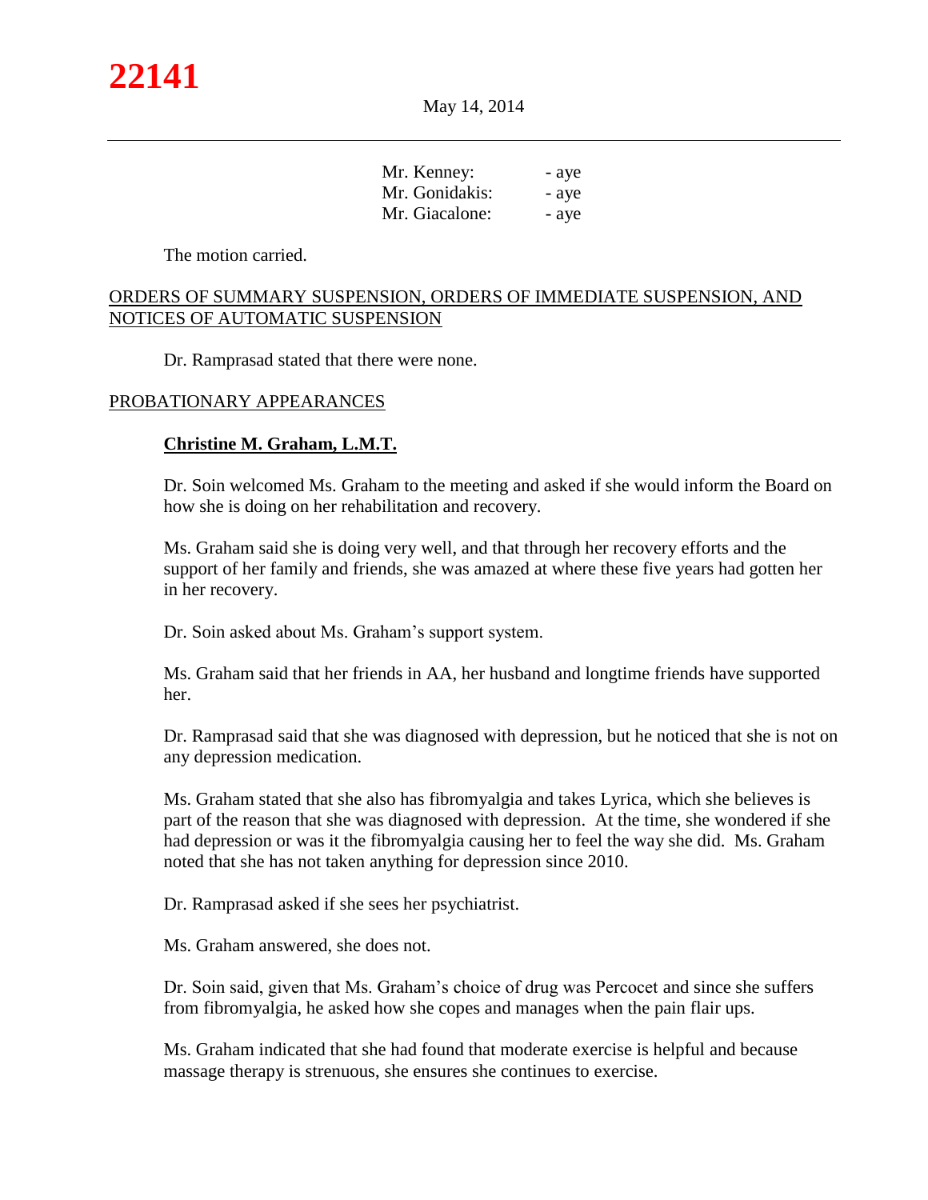| | |
|---|---|
| Mr. Kenney: | - aye |
| Mr. Gonidakis: | - aye |
| Mr. Giacalone: | - aye |

The motion carried.

## ORDERS OF SUMMARY SUSPENSION, ORDERS OF IMMEDIATE SUSPENSION, AND NOTICES OF AUTOMATIC SUSPENSION

Dr. Ramprasad stated that there were none.

## PROBATIONARY APPEARANCES

### Christine M. Graham, L.M.T.

Dr. Soin welcomed Ms. Graham to the meeting and asked if she would inform the Board on how she is doing on her rehabilitation and recovery.

Ms. Graham said she is doing very well, and that through her recovery efforts and the support of her family and friends, she was amazed at where these five years had gotten her in her recovery.

Dr. Soin asked about Ms. Graham's support system.

Ms. Graham said that her friends in AA, her husband and longtime friends have supported her.

Dr. Ramprasad said that she was diagnosed with depression, but he noticed that she is not on any depression medication.

Ms. Graham stated that she also has fibromyalgia and takes Lyrica, which she believes is part of the reason that she was diagnosed with depression. At the time, she wondered if she had depression or was it the fibromyalgia causing her to feel the way she did. Ms. Graham noted that she has not taken anything for depression since 2010.

Dr. Ramprasad asked if she sees her psychiatrist.

Ms. Graham answered, she does not.

Dr. Soin said, given that Ms. Graham's choice of drug was Percocet and since she suffers from fibromyalgia, he asked how she copes and manages when the pain flair ups.

Ms. Graham indicated that she had found that moderate exercise is helpful and because massage therapy is strenuous, she ensures she continues to exercise.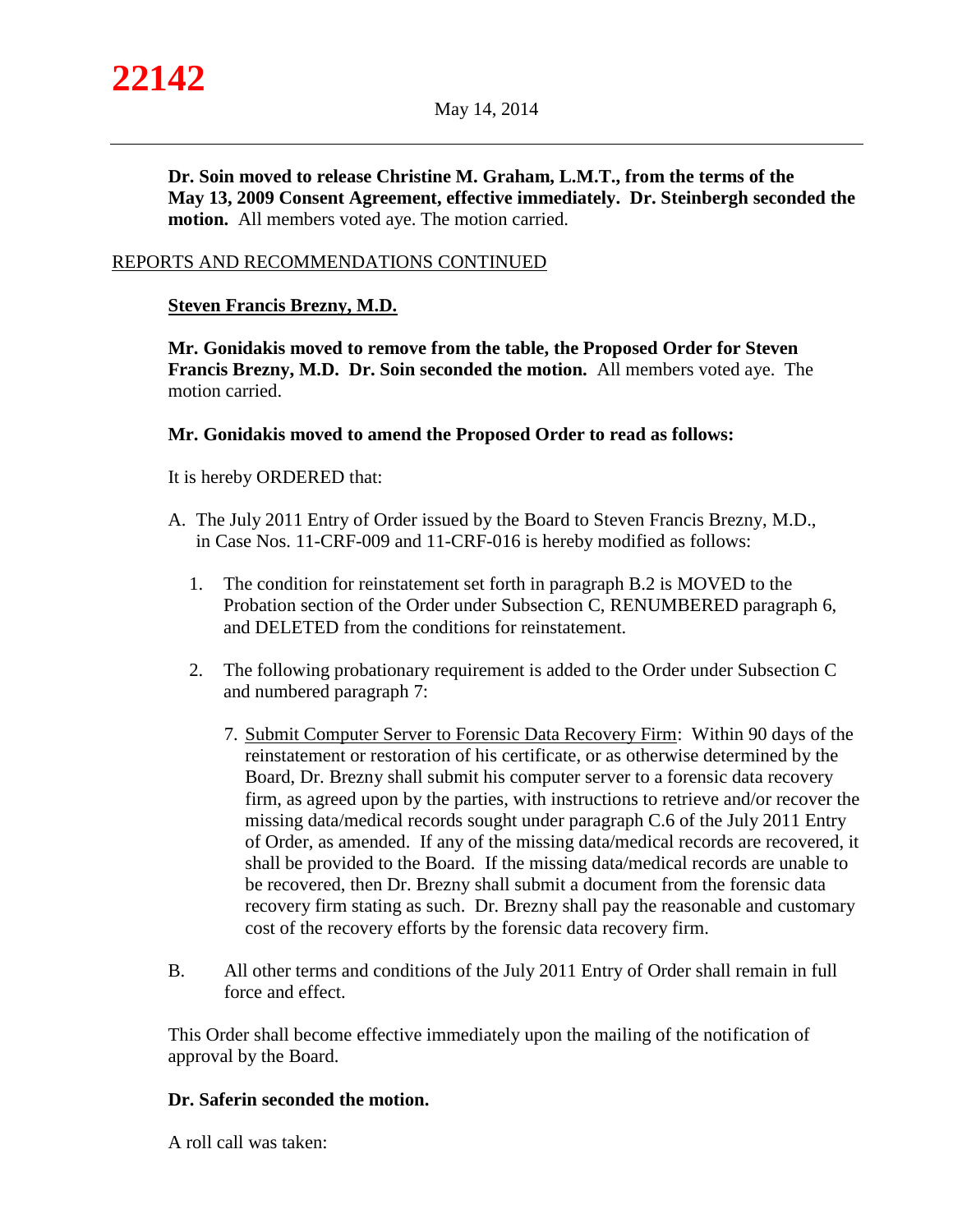**Dr. Soin moved to release Christine M. Graham, L.M.T., from the terms of the May 13, 2009 Consent Agreement, effective immediately. Dr. Steinbergh seconded the motion.** All members voted aye. The motion carried.

## REPORTS AND RECOMMENDATIONS CONTINUED

### Steven Francis Brezny, M.D.

**Mr. Gonidakis moved to remove from the table, the Proposed Order for Steven Francis Brezny, M.D. Dr. Soin seconded the motion.** All members voted aye. The motion carried.

**Mr. Gonidakis moved to amend the Proposed Order to read as follows:**

It is hereby ORDERED that:

A. The July 2011 Entry of Order issued by the Board to Steven Francis Brezny, M.D., in Case Nos. 11-CRF-009 and 11-CRF-016 is hereby modified as follows:

   1. The condition for reinstatement set forth in paragraph B.2 is MOVED to the Probation section of the Order under Subsection C, RENUMBERED paragraph 6, and DELETED from the conditions for reinstatement.

   2. The following probationary requirement is added to the Order under Subsection C and numbered paragraph 7:

      7. Submit Computer Server to Forensic Data Recovery Firm: Within 90 days of the reinstatement or restoration of his certificate, or as otherwise determined by the Board, Dr. Brezny shall submit his computer server to a forensic data recovery firm, as agreed upon by the parties, with instructions to retrieve and/or recover the missing data/medical records sought under paragraph C.6 of the July 2011 Entry of Order, as amended. If any of the missing data/medical records are recovered, it shall be provided to the Board. If the missing data/medical records are unable to be recovered, then Dr. Brezny shall submit a document from the forensic data recovery firm stating as such. Dr. Brezny shall pay the reasonable and customary cost of the recovery efforts by the forensic data recovery firm.

B. All other terms and conditions of the July 2011 Entry of Order shall remain in full force and effect.

This Order shall become effective immediately upon the mailing of the notification of approval by the Board.

**Dr. Saferin seconded the motion.**

A roll call was taken: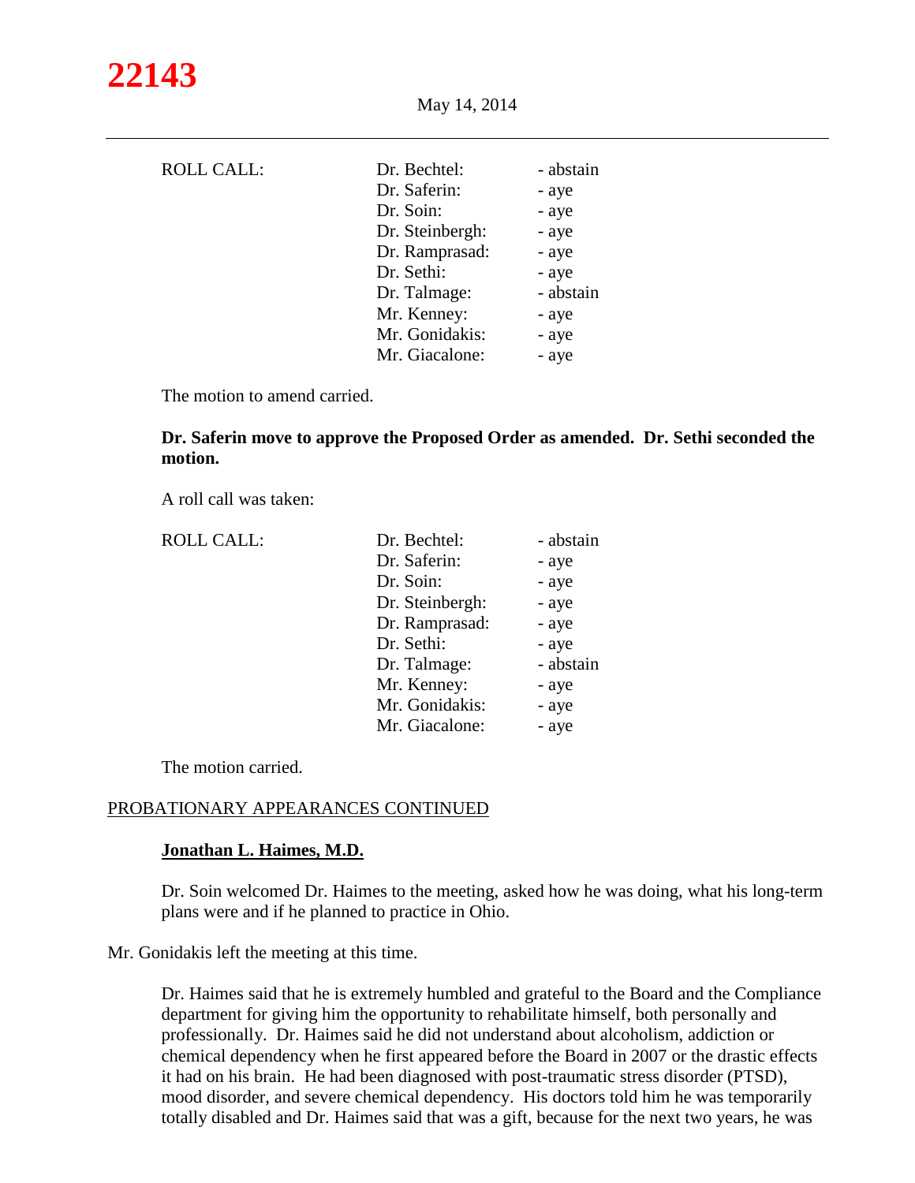ROLL CALL:

| | |
|---|---|
| Dr. Bechtel: | - abstain |
| Dr. Saferin: | - aye |
| Dr. Soin: | - aye |
| Dr. Steinbergh: | - aye |
| Dr. Ramprasad: | - aye |
| Dr. Sethi: | - aye |
| Dr. Talmage: | - abstain |
| Mr. Kenney: | - aye |
| Mr. Gonidakis: | - aye |
| Mr. Giacalone: | - aye |

The motion to amend carried.

**Dr. Saferin move to approve the Proposed Order as amended. Dr. Sethi seconded the motion.**

A roll call was taken:

ROLL CALL:

| | |
|---|---|
| Dr. Bechtel: | - abstain |
| Dr. Saferin: | - aye |
| Dr. Soin: | - aye |
| Dr. Steinbergh: | - aye |
| Dr. Ramprasad: | - aye |
| Dr. Sethi: | - aye |
| Dr. Talmage: | - abstain |
| Mr. Kenney: | - aye |
| Mr. Gonidakis: | - aye |
| Mr. Giacalone: | - aye |

The motion carried.

PROBATIONARY APPEARANCES CONTINUED

**Jonathan L. Haimes, M.D.**

Dr. Soin welcomed Dr. Haimes to the meeting, asked how he was doing, what his long-term plans were and if he planned to practice in Ohio.

Mr. Gonidakis left the meeting at this time.

Dr. Haimes said that he is extremely humbled and grateful to the Board and the Compliance department for giving him the opportunity to rehabilitate himself, both personally and professionally. Dr. Haimes said he did not understand about alcoholism, addiction or chemical dependency when he first appeared before the Board in 2007 or the drastic effects it had on his brain. He had been diagnosed with post-traumatic stress disorder (PTSD), mood disorder, and severe chemical dependency. His doctors told him he was temporarily totally disabled and Dr. Haimes said that was a gift, because for the next two years, he was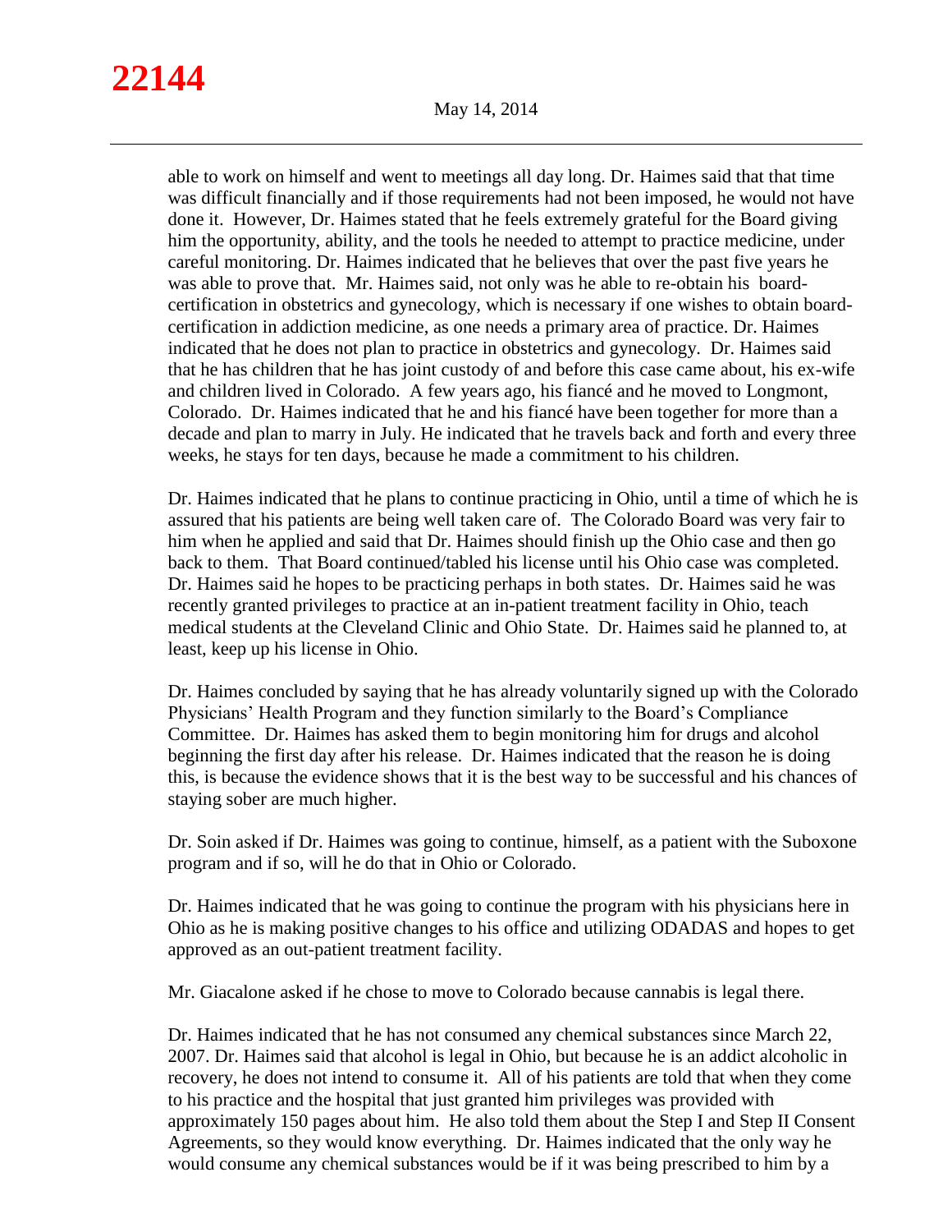able to work on himself and went to meetings all day long. Dr. Haimes said that that time was difficult financially and if those requirements had not been imposed, he would not have done it. However, Dr. Haimes stated that he feels extremely grateful for the Board giving him the opportunity, ability, and the tools he needed to attempt to practice medicine, under careful monitoring. Dr. Haimes indicated that he believes that over the past five years he was able to prove that. Mr. Haimes said, not only was he able to re-obtain his board-certification in obstetrics and gynecology, which is necessary if one wishes to obtain board-certification in addiction medicine, as one needs a primary area of practice. Dr. Haimes indicated that he does not plan to practice in obstetrics and gynecology. Dr. Haimes said that he has children that he has joint custody of and before this case came about, his ex-wife and children lived in Colorado. A few years ago, his fiancé and he moved to Longmont, Colorado. Dr. Haimes indicated that he and his fiancé have been together for more than a decade and plan to marry in July. He indicated that he travels back and forth and every three weeks, he stays for ten days, because he made a commitment to his children.

Dr. Haimes indicated that he plans to continue practicing in Ohio, until a time of which he is assured that his patients are being well taken care of. The Colorado Board was very fair to him when he applied and said that Dr. Haimes should finish up the Ohio case and then go back to them. That Board continued/tabled his license until his Ohio case was completed. Dr. Haimes said he hopes to be practicing perhaps in both states. Dr. Haimes said he was recently granted privileges to practice at an in-patient treatment facility in Ohio, teach medical students at the Cleveland Clinic and Ohio State. Dr. Haimes said he planned to, at least, keep up his license in Ohio.

Dr. Haimes concluded by saying that he has already voluntarily signed up with the Colorado Physicians' Health Program and they function similarly to the Board's Compliance Committee. Dr. Haimes has asked them to begin monitoring him for drugs and alcohol beginning the first day after his release. Dr. Haimes indicated that the reason he is doing this, is because the evidence shows that it is the best way to be successful and his chances of staying sober are much higher.

Dr. Soin asked if Dr. Haimes was going to continue, himself, as a patient with the Suboxone program and if so, will he do that in Ohio or Colorado.

Dr. Haimes indicated that he was going to continue the program with his physicians here in Ohio as he is making positive changes to his office and utilizing ODADAS and hopes to get approved as an out-patient treatment facility.

Mr. Giacalone asked if he chose to move to Colorado because cannabis is legal there.

Dr. Haimes indicated that he has not consumed any chemical substances since March 22, 2007. Dr. Haimes said that alcohol is legal in Ohio, but because he is an addict alcoholic in recovery, he does not intend to consume it. All of his patients are told that when they come to his practice and the hospital that just granted him privileges was provided with approximately 150 pages about him. He also told them about the Step I and Step II Consent Agreements, so they would know everything. Dr. Haimes indicated that the only way he would consume any chemical substances would be if it was being prescribed to him by a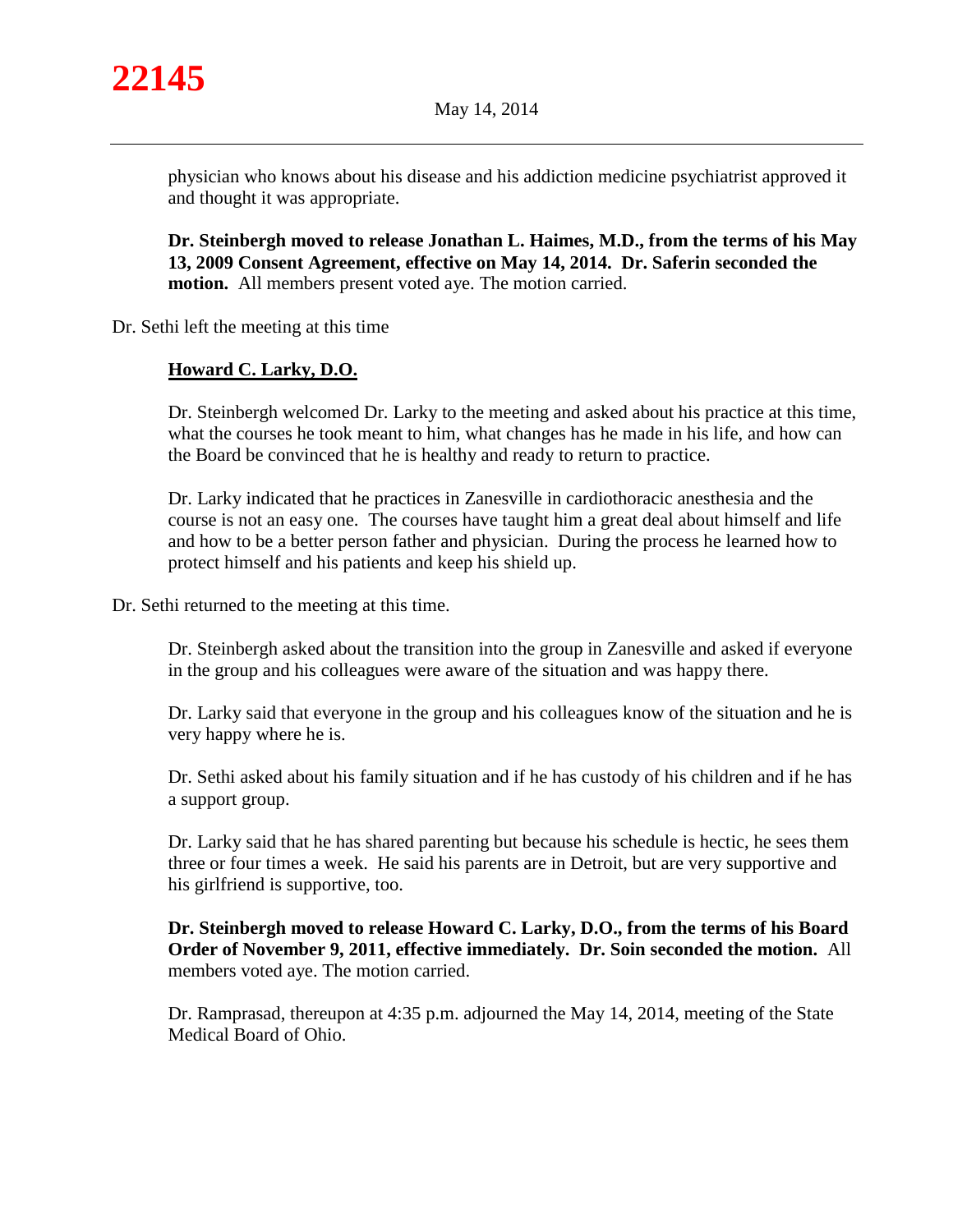physician who knows about his disease and his addiction medicine psychiatrist approved it and thought it was appropriate.

**Dr. Steinbergh moved to release Jonathan L. Haimes, M.D., from the terms of his May 13, 2009 Consent Agreement, effective on May 14, 2014. Dr. Saferin seconded the motion.** All members present voted aye. The motion carried.

Dr. Sethi left the meeting at this time

**<u>Howard C. Larky, D.O.</u>**

Dr. Steinbergh welcomed Dr. Larky to the meeting and asked about his practice at this time, what the courses he took meant to him, what changes has he made in his life, and how can the Board be convinced that he is healthy and ready to return to practice.

Dr. Larky indicated that he practices in Zanesville in cardiothoracic anesthesia and the course is not an easy one. The courses have taught him a great deal about himself and life and how to be a better person father and physician. During the process he learned how to protect himself and his patients and keep his shield up.

Dr. Sethi returned to the meeting at this time.

Dr. Steinbergh asked about the transition into the group in Zanesville and asked if everyone in the group and his colleagues were aware of the situation and was happy there.

Dr. Larky said that everyone in the group and his colleagues know of the situation and he is very happy where he is.

Dr. Sethi asked about his family situation and if he has custody of his children and if he has a support group.

Dr. Larky said that he has shared parenting but because his schedule is hectic, he sees them three or four times a week. He said his parents are in Detroit, but are very supportive and his girlfriend is supportive, too.

**Dr. Steinbergh moved to release Howard C. Larky, D.O., from the terms of his Board Order of November 9, 2011, effective immediately. Dr. Soin seconded the motion.** All members voted aye. The motion carried.

Dr. Ramprasad, thereupon at 4:35 p.m. adjourned the May 14, 2014, meeting of the State Medical Board of Ohio.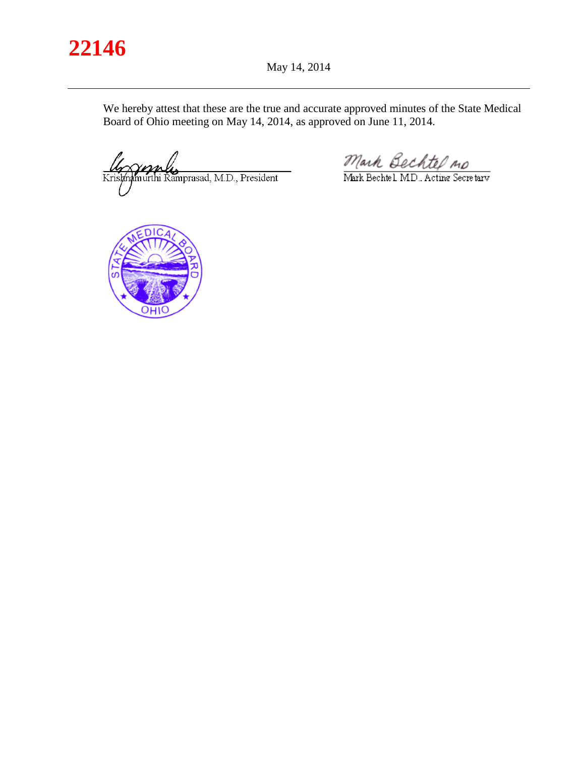**22146**

May 14, 2014

---

We hereby attest that these are the true and accurate approved minutes of the State Medical Board of Ohio meeting on May 14, 2014, as approved on June 11, 2014.

Krishnamurthi Ramprasad, M.D., President

Mark Bechtel, M.D., Acting Secretary